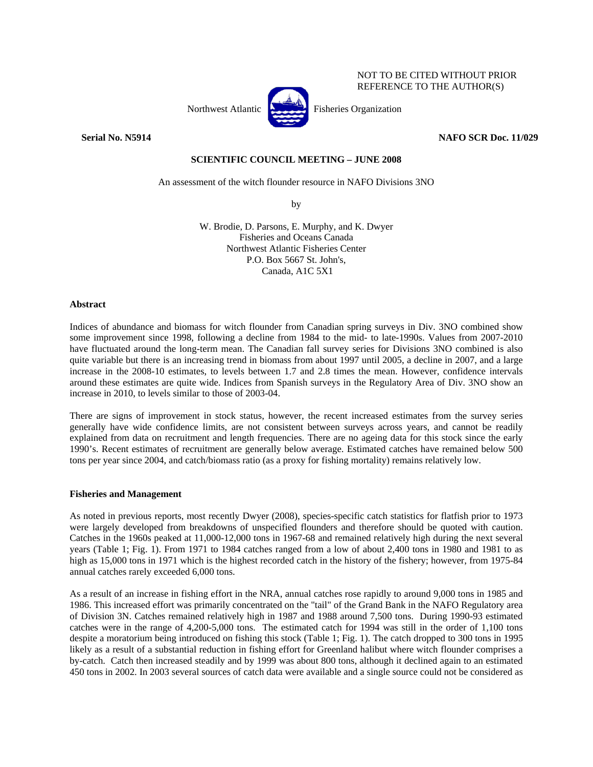NOT TO BE CITED WITHOUT PRIOR REFERENCE TO THE AUTHOR(S)

Northwest Atlantic Fisheries Organization

**Serial No. N5914** **NAFO SCR Doc. 11/029**

**SCIENTIFIC COUNCIL MEETING – JUNE 2008**

An assessment of the witch flounder resource in NAFO Divisions 3NO

by

W. Brodie, D. Parsons, E. Murphy, and K. Dwyer
Fisheries and Oceans Canada
Northwest Atlantic Fisheries Center
P.O. Box 5667 St. John's,
Canada, A1C 5X1

**Abstract**

Indices of abundance and biomass for witch flounder from Canadian spring surveys in Div. 3NO combined show some improvement since 1998, following a decline from 1984 to the mid- to late-1990s. Values from 2007-2010 have fluctuated around the long-term mean. The Canadian fall survey series for Divisions 3NO combined is also quite variable but there is an increasing trend in biomass from about 1997 until 2005, a decline in 2007, and a large increase in the 2008-10 estimates, to levels between 1.7 and 2.8 times the mean. However, confidence intervals around these estimates are quite wide. Indices from Spanish surveys in the Regulatory Area of Div. 3NO show an increase in 2010, to levels similar to those of 2003-04.

There are signs of improvement in stock status, however, the recent increased estimates from the survey series generally have wide confidence limits, are not consistent between surveys across years, and cannot be readily explained from data on recruitment and length frequencies. There are no ageing data for this stock since the early 1990's. Recent estimates of recruitment are generally below average. Estimated catches have remained below 500 tons per year since 2004, and catch/biomass ratio (as a proxy for fishing mortality) remains relatively low.

**Fisheries and Management**

As noted in previous reports, most recently Dwyer (2008), species-specific catch statistics for flatfish prior to 1973 were largely developed from breakdowns of unspecified flounders and therefore should be quoted with caution. Catches in the 1960s peaked at 11,000-12,000 tons in 1967-68 and remained relatively high during the next several years (Table 1; Fig. 1). From 1971 to 1984 catches ranged from a low of about 2,400 tons in 1980 and 1981 to as high as 15,000 tons in 1971 which is the highest recorded catch in the history of the fishery; however, from 1975-84 annual catches rarely exceeded 6,000 tons.

As a result of an increase in fishing effort in the NRA, annual catches rose rapidly to around 9,000 tons in 1985 and 1986. This increased effort was primarily concentrated on the "tail" of the Grand Bank in the NAFO Regulatory area of Division 3N. Catches remained relatively high in 1987 and 1988 around 7,500 tons. During 1990-93 estimated catches were in the range of 4,200-5,000 tons. The estimated catch for 1994 was still in the order of 1,100 tons despite a moratorium being introduced on fishing this stock (Table 1; Fig. 1). The catch dropped to 300 tons in 1995 likely as a result of a substantial reduction in fishing effort for Greenland halibut where witch flounder comprises a by-catch. Catch then increased steadily and by 1999 was about 800 tons, although it declined again to an estimated 450 tons in 2002. In 2003 several sources of catch data were available and a single source could not be considered as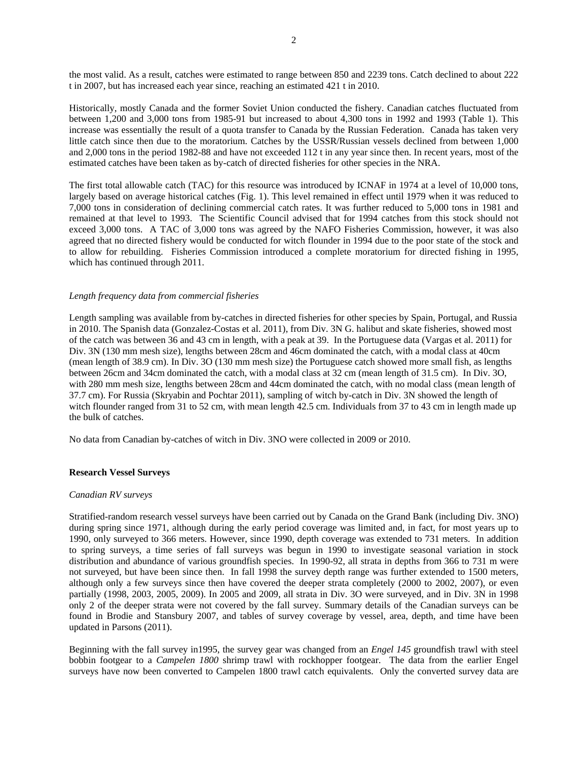the most valid. As a result, catches were estimated to range between 850 and 2239 tons. Catch declined to about 222 t in 2007, but has increased each year since, reaching an estimated 421 t in 2010.

Historically, mostly Canada and the former Soviet Union conducted the fishery. Canadian catches fluctuated from between 1,200 and 3,000 tons from 1985-91 but increased to about 4,300 tons in 1992 and 1993 (Table 1). This increase was essentially the result of a quota transfer to Canada by the Russian Federation. Canada has taken very little catch since then due to the moratorium. Catches by the USSR/Russian vessels declined from between 1,000 and 2,000 tons in the period 1982-88 and have not exceeded 112 t in any year since then. In recent years, most of the estimated catches have been taken as by-catch of directed fisheries for other species in the NRA.

The first total allowable catch (TAC) for this resource was introduced by ICNAF in 1974 at a level of 10,000 tons, largely based on average historical catches (Fig. 1). This level remained in effect until 1979 when it was reduced to 7,000 tons in consideration of declining commercial catch rates. It was further reduced to 5,000 tons in 1981 and remained at that level to 1993. The Scientific Council advised that for 1994 catches from this stock should not exceed 3,000 tons. A TAC of 3,000 tons was agreed by the NAFO Fisheries Commission, however, it was also agreed that no directed fishery would be conducted for witch flounder in 1994 due to the poor state of the stock and to allow for rebuilding. Fisheries Commission introduced a complete moratorium for directed fishing in 1995, which has continued through 2011.

*Length frequency data from commercial fisheries*

Length sampling was available from by-catches in directed fisheries for other species by Spain, Portugal, and Russia in 2010. The Spanish data (Gonzalez-Costas et al. 2011), from Div. 3N G. halibut and skate fisheries, showed most of the catch was between 36 and 43 cm in length, with a peak at 39. In the Portuguese data (Vargas et al. 2011) for Div. 3N (130 mm mesh size), lengths between 28cm and 46cm dominated the catch, with a modal class at 40cm (mean length of 38.9 cm). In Div. 3O (130 mm mesh size) the Portuguese catch showed more small fish, as lengths between 26cm and 34cm dominated the catch, with a modal class at 32 cm (mean length of 31.5 cm). In Div. 3O, with 280 mm mesh size, lengths between 28cm and 44cm dominated the catch, with no modal class (mean length of 37.7 cm). For Russia (Skryabin and Pochtar 2011), sampling of witch by-catch in Div. 3N showed the length of witch flounder ranged from 31 to 52 cm, with mean length 42.5 cm. Individuals from 37 to 43 cm in length made up the bulk of catches.

No data from Canadian by-catches of witch in Div. 3NO were collected in 2009 or 2010.

**Research Vessel Surveys**

*Canadian RV surveys*

Stratified-random research vessel surveys have been carried out by Canada on the Grand Bank (including Div. 3NO) during spring since 1971, although during the early period coverage was limited and, in fact, for most years up to 1990, only surveyed to 366 meters. However, since 1990, depth coverage was extended to 731 meters. In addition to spring surveys, a time series of fall surveys was begun in 1990 to investigate seasonal variation in stock distribution and abundance of various groundfish species. In 1990-92, all strata in depths from 366 to 731 m were not surveyed, but have been since then. In fall 1998 the survey depth range was further extended to 1500 meters, although only a few surveys since then have covered the deeper strata completely (2000 to 2002, 2007), or even partially (1998, 2003, 2005, 2009). In 2005 and 2009, all strata in Div. 3O were surveyed, and in Div. 3N in 1998 only 2 of the deeper strata were not covered by the fall survey. Summary details of the Canadian surveys can be found in Brodie and Stansbury 2007, and tables of survey coverage by vessel, area, depth, and time have been updated in Parsons (2011).

Beginning with the fall survey in1995, the survey gear was changed from an *Engel 145* groundfish trawl with steel bobbin footgear to a *Campelen 1800* shrimp trawl with rockhopper footgear. The data from the earlier Engel surveys have now been converted to Campelen 1800 trawl catch equivalents. Only the converted survey data are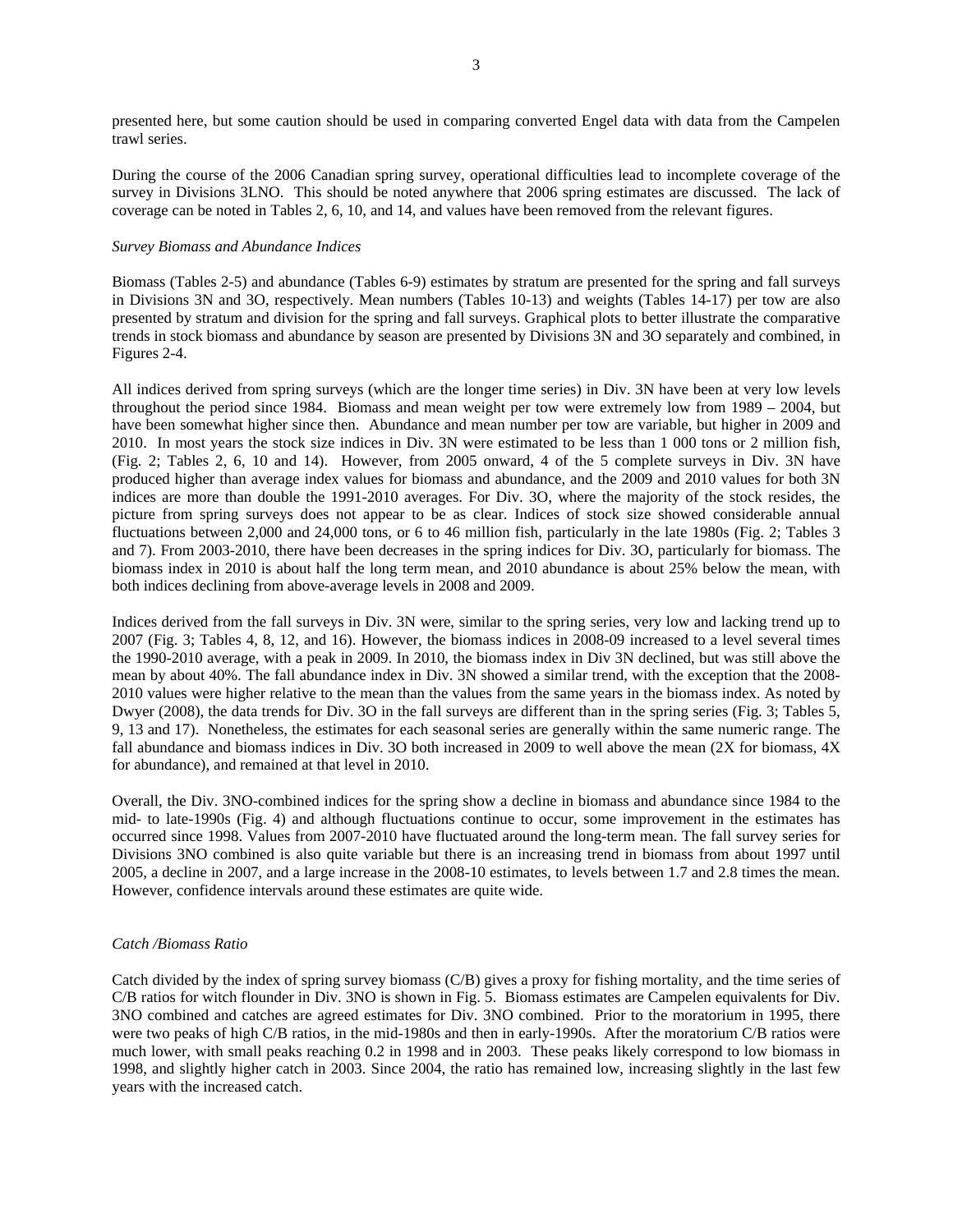presented here, but some caution should be used in comparing converted Engel data with data from the Campelen trawl series.

During the course of the 2006 Canadian spring survey, operational difficulties lead to incomplete coverage of the survey in Divisions 3LNO. This should be noted anywhere that 2006 spring estimates are discussed. The lack of coverage can be noted in Tables 2, 6, 10, and 14, and values have been removed from the relevant figures.

*Survey Biomass and Abundance Indices*

Biomass (Tables 2-5) and abundance (Tables 6-9) estimates by stratum are presented for the spring and fall surveys in Divisions 3N and 3O, respectively. Mean numbers (Tables 10-13) and weights (Tables 14-17) per tow are also presented by stratum and division for the spring and fall surveys. Graphical plots to better illustrate the comparative trends in stock biomass and abundance by season are presented by Divisions 3N and 3O separately and combined, in Figures 2-4.

All indices derived from spring surveys (which are the longer time series) in Div. 3N have been at very low levels throughout the period since 1984. Biomass and mean weight per tow were extremely low from 1989 – 2004, but have been somewhat higher since then. Abundance and mean number per tow are variable, but higher in 2009 and 2010. In most years the stock size indices in Div. 3N were estimated to be less than 1 000 tons or 2 million fish, (Fig. 2; Tables 2, 6, 10 and 14). However, from 2005 onward, 4 of the 5 complete surveys in Div. 3N have produced higher than average index values for biomass and abundance, and the 2009 and 2010 values for both 3N indices are more than double the 1991-2010 averages. For Div. 3O, where the majority of the stock resides, the picture from spring surveys does not appear to be as clear. Indices of stock size showed considerable annual fluctuations between 2,000 and 24,000 tons, or 6 to 46 million fish, particularly in the late 1980s (Fig. 2; Tables 3 and 7). From 2003-2010, there have been decreases in the spring indices for Div. 3O, particularly for biomass. The biomass index in 2010 is about half the long term mean, and 2010 abundance is about 25% below the mean, with both indices declining from above-average levels in 2008 and 2009.

Indices derived from the fall surveys in Div. 3N were, similar to the spring series, very low and lacking trend up to 2007 (Fig. 3; Tables 4, 8, 12, and 16). However, the biomass indices in 2008-09 increased to a level several times the 1990-2010 average, with a peak in 2009. In 2010, the biomass index in Div 3N declined, but was still above the mean by about 40%. The fall abundance index in Div. 3N showed a similar trend, with the exception that the 2008-2010 values were higher relative to the mean than the values from the same years in the biomass index. As noted by Dwyer (2008), the data trends for Div. 3O in the fall surveys are different than in the spring series (Fig. 3; Tables 5, 9, 13 and 17). Nonetheless, the estimates for each seasonal series are generally within the same numeric range. The fall abundance and biomass indices in Div. 3O both increased in 2009 to well above the mean (2X for biomass, 4X for abundance), and remained at that level in 2010.

Overall, the Div. 3NO-combined indices for the spring show a decline in biomass and abundance since 1984 to the mid- to late-1990s (Fig. 4) and although fluctuations continue to occur, some improvement in the estimates has occurred since 1998. Values from 2007-2010 have fluctuated around the long-term mean. The fall survey series for Divisions 3NO combined is also quite variable but there is an increasing trend in biomass from about 1997 until 2005, a decline in 2007, and a large increase in the 2008-10 estimates, to levels between 1.7 and 2.8 times the mean. However, confidence intervals around these estimates are quite wide.

*Catch /Biomass Ratio*

Catch divided by the index of spring survey biomass (C/B) gives a proxy for fishing mortality, and the time series of C/B ratios for witch flounder in Div. 3NO is shown in Fig. 5. Biomass estimates are Campelen equivalents for Div. 3NO combined and catches are agreed estimates for Div. 3NO combined. Prior to the moratorium in 1995, there were two peaks of high C/B ratios, in the mid-1980s and then in early-1990s. After the moratorium C/B ratios were much lower, with small peaks reaching 0.2 in 1998 and in 2003. These peaks likely correspond to low biomass in 1998, and slightly higher catch in 2003. Since 2004, the ratio has remained low, increasing slightly in the last few years with the increased catch.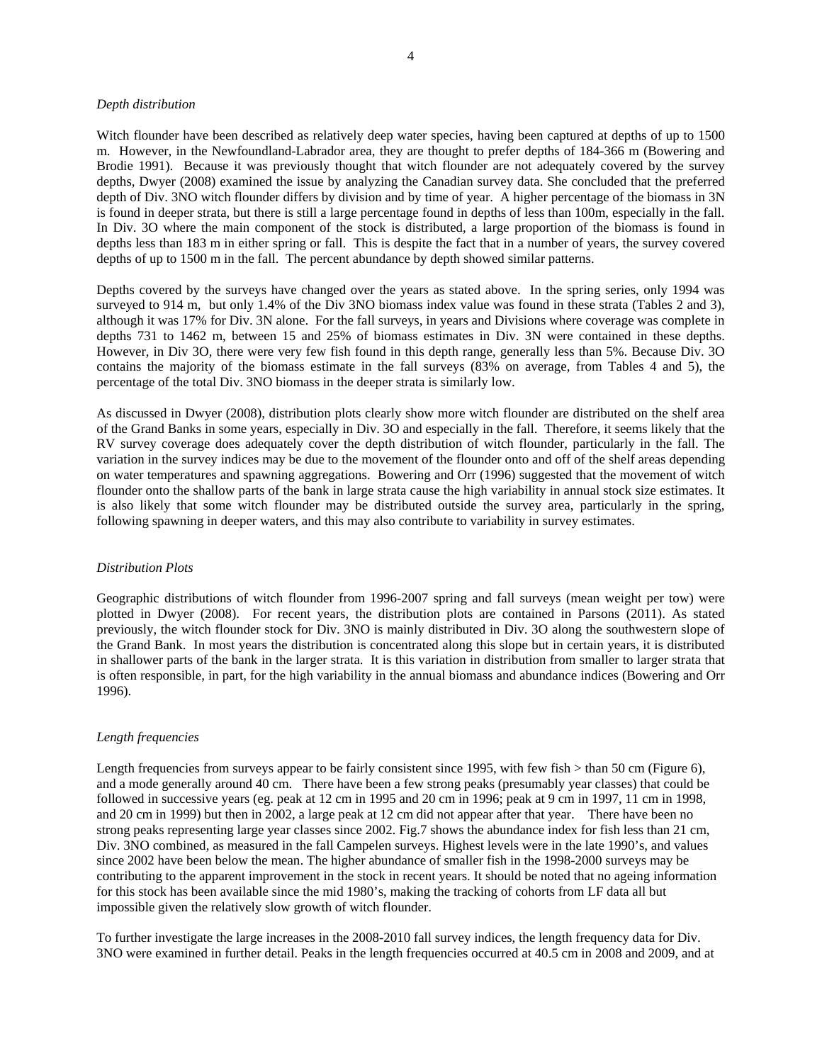*Depth distribution*

Witch flounder have been described as relatively deep water species, having been captured at depths of up to 1500 m. However, in the Newfoundland-Labrador area, they are thought to prefer depths of 184-366 m (Bowering and Brodie 1991). Because it was previously thought that witch flounder are not adequately covered by the survey depths, Dwyer (2008) examined the issue by analyzing the Canadian survey data. She concluded that the preferred depth of Div. 3NO witch flounder differs by division and by time of year. A higher percentage of the biomass in 3N is found in deeper strata, but there is still a large percentage found in depths of less than 100m, especially in the fall. In Div. 3O where the main component of the stock is distributed, a large proportion of the biomass is found in depths less than 183 m in either spring or fall. This is despite the fact that in a number of years, the survey covered depths of up to 1500 m in the fall. The percent abundance by depth showed similar patterns.

Depths covered by the surveys have changed over the years as stated above. In the spring series, only 1994 was surveyed to 914 m, but only 1.4% of the Div 3NO biomass index value was found in these strata (Tables 2 and 3), although it was 17% for Div. 3N alone. For the fall surveys, in years and Divisions where coverage was complete in depths 731 to 1462 m, between 15 and 25% of biomass estimates in Div. 3N were contained in these depths. However, in Div 3O, there were very few fish found in this depth range, generally less than 5%. Because Div. 3O contains the majority of the biomass estimate in the fall surveys (83% on average, from Tables 4 and 5), the percentage of the total Div. 3NO biomass in the deeper strata is similarly low.

As discussed in Dwyer (2008), distribution plots clearly show more witch flounder are distributed on the shelf area of the Grand Banks in some years, especially in Div. 3O and especially in the fall. Therefore, it seems likely that the RV survey coverage does adequately cover the depth distribution of witch flounder, particularly in the fall. The variation in the survey indices may be due to the movement of the flounder onto and off of the shelf areas depending on water temperatures and spawning aggregations. Bowering and Orr (1996) suggested that the movement of witch flounder onto the shallow parts of the bank in large strata cause the high variability in annual stock size estimates. It is also likely that some witch flounder may be distributed outside the survey area, particularly in the spring, following spawning in deeper waters, and this may also contribute to variability in survey estimates.

*Distribution Plots*

Geographic distributions of witch flounder from 1996-2007 spring and fall surveys (mean weight per tow) were plotted in Dwyer (2008). For recent years, the distribution plots are contained in Parsons (2011). As stated previously, the witch flounder stock for Div. 3NO is mainly distributed in Div. 3O along the southwestern slope of the Grand Bank. In most years the distribution is concentrated along this slope but in certain years, it is distributed in shallower parts of the bank in the larger strata. It is this variation in distribution from smaller to larger strata that is often responsible, in part, for the high variability in the annual biomass and abundance indices (Bowering and Orr 1996).

*Length frequencies*

Length frequencies from surveys appear to be fairly consistent since 1995, with few fish > than 50 cm (Figure 6), and a mode generally around 40 cm. There have been a few strong peaks (presumably year classes) that could be followed in successive years (eg. peak at 12 cm in 1995 and 20 cm in 1996; peak at 9 cm in 1997, 11 cm in 1998, and 20 cm in 1999) but then in 2002, a large peak at 12 cm did not appear after that year. There have been no strong peaks representing large year classes since 2002. Fig.7 shows the abundance index for fish less than 21 cm, Div. 3NO combined, as measured in the fall Campelen surveys. Highest levels were in the late 1990's, and values since 2002 have been below the mean. The higher abundance of smaller fish in the 1998-2000 surveys may be contributing to the apparent improvement in the stock in recent years. It should be noted that no ageing information for this stock has been available since the mid 1980's, making the tracking of cohorts from LF data all but impossible given the relatively slow growth of witch flounder.

To further investigate the large increases in the 2008-2010 fall survey indices, the length frequency data for Div. 3NO were examined in further detail. Peaks in the length frequencies occurred at 40.5 cm in 2008 and 2009, and at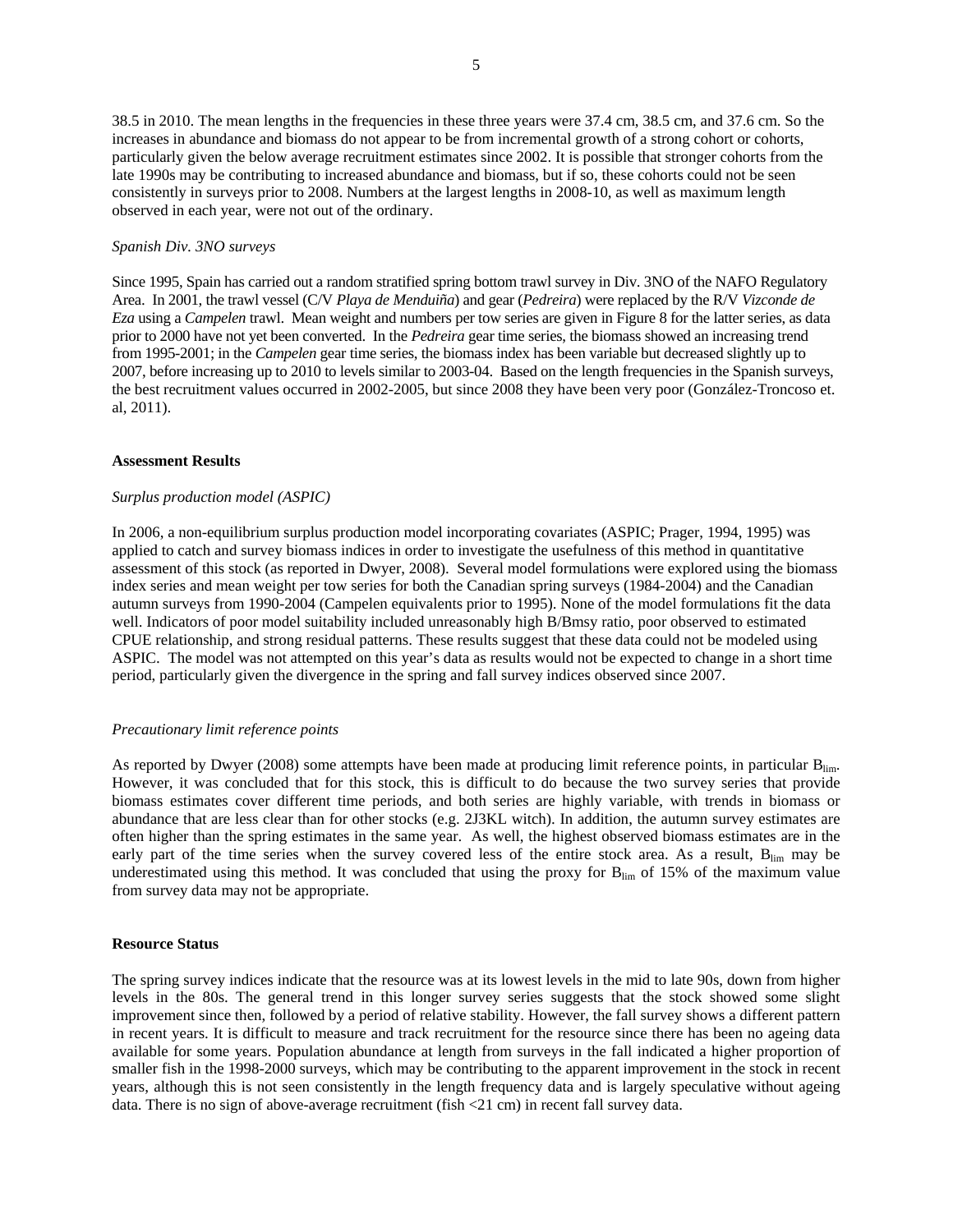38.5 in 2010. The mean lengths in the frequencies in these three years were 37.4 cm, 38.5 cm, and 37.6 cm. So the increases in abundance and biomass do not appear to be from incremental growth of a strong cohort or cohorts, particularly given the below average recruitment estimates since 2002. It is possible that stronger cohorts from the late 1990s may be contributing to increased abundance and biomass, but if so, these cohorts could not be seen consistently in surveys prior to 2008. Numbers at the largest lengths in 2008-10, as well as maximum length observed in each year, were not out of the ordinary.

*Spanish Div. 3NO surveys*

Since 1995, Spain has carried out a random stratified spring bottom trawl survey in Div. 3NO of the NAFO Regulatory Area. In 2001, the trawl vessel (C/V *Playa de Menduiña*) and gear (*Pedreira*) were replaced by the R/V *Vizconde de Eza* using a *Campelen* trawl. Mean weight and numbers per tow series are given in Figure 8 for the latter series, as data prior to 2000 have not yet been converted. In the *Pedreira* gear time series, the biomass showed an increasing trend from 1995-2001; in the *Campelen* gear time series, the biomass index has been variable but decreased slightly up to 2007, before increasing up to 2010 to levels similar to 2003-04. Based on the length frequencies in the Spanish surveys, the best recruitment values occurred in 2002-2005, but since 2008 they have been very poor (González-Troncoso et. al, 2011).

## Assessment Results

*Surplus production model (ASPIC)*

In 2006, a non-equilibrium surplus production model incorporating covariates (ASPIC; Prager, 1994, 1995) was applied to catch and survey biomass indices in order to investigate the usefulness of this method in quantitative assessment of this stock (as reported in Dwyer, 2008). Several model formulations were explored using the biomass index series and mean weight per tow series for both the Canadian spring surveys (1984-2004) and the Canadian autumn surveys from 1990-2004 (Campelen equivalents prior to 1995). None of the model formulations fit the data well. Indicators of poor model suitability included unreasonably high B/Bmsy ratio, poor observed to estimated CPUE relationship, and strong residual patterns. These results suggest that these data could not be modeled using ASPIC. The model was not attempted on this year's data as results would not be expected to change in a short time period, particularly given the divergence in the spring and fall survey indices observed since 2007.

*Precautionary limit reference points*

As reported by Dwyer (2008) some attempts have been made at producing limit reference points, in particular $B_{lim}$. However, it was concluded that for this stock, this is difficult to do because the two survey series that provide biomass estimates cover different time periods, and both series are highly variable, with trends in biomass or abundance that are less clear than for other stocks (e.g. 2J3KL witch). In addition, the autumn survey estimates are often higher than the spring estimates in the same year. As well, the highest observed biomass estimates are in the early part of the time series when the survey covered less of the entire stock area. As a result, $B_{lim}$ may be underestimated using this method. It was concluded that using the proxy for $B_{lim}$ of 15% of the maximum value from survey data may not be appropriate.

## Resource Status

The spring survey indices indicate that the resource was at its lowest levels in the mid to late 90s, down from higher levels in the 80s. The general trend in this longer survey series suggests that the stock showed some slight improvement since then, followed by a period of relative stability. However, the fall survey shows a different pattern in recent years. It is difficult to measure and track recruitment for the resource since there has been no ageing data available for some years. Population abundance at length from surveys in the fall indicated a higher proportion of smaller fish in the 1998-2000 surveys, which may be contributing to the apparent improvement in the stock in recent years, although this is not seen consistently in the length frequency data and is largely speculative without ageing data. There is no sign of above-average recruitment (fish <21 cm) in recent fall survey data.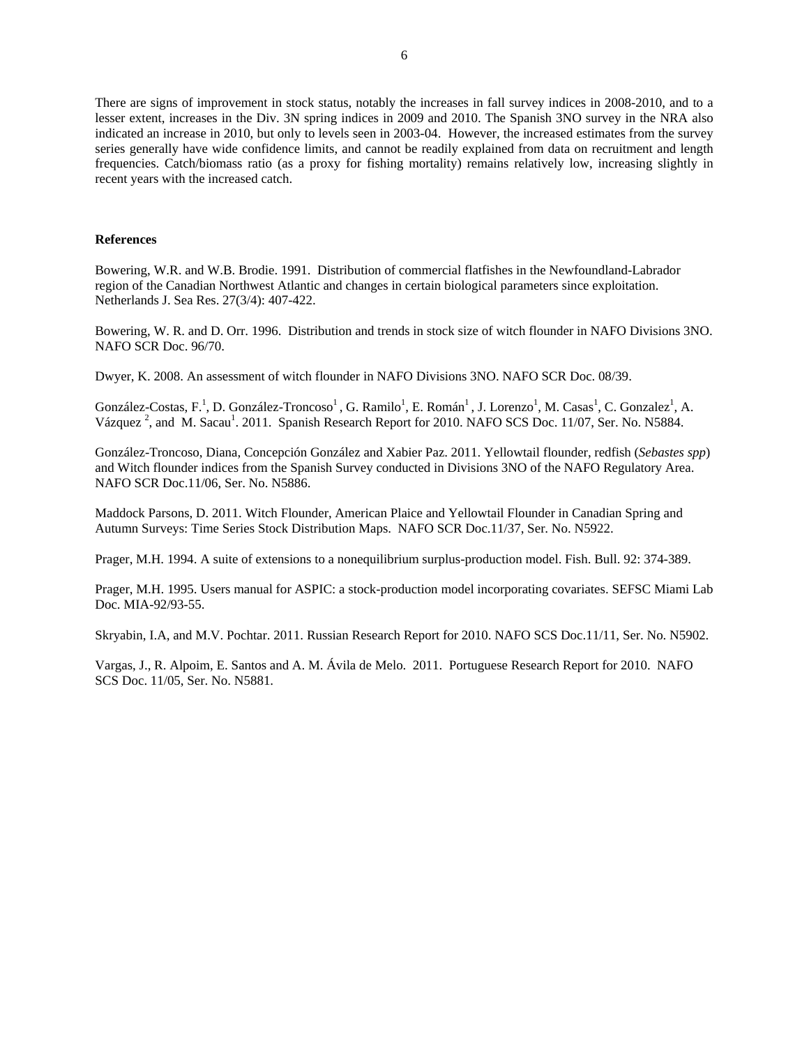There are signs of improvement in stock status, notably the increases in fall survey indices in 2008-2010, and to a lesser extent, increases in the Div. 3N spring indices in 2009 and 2010. The Spanish 3NO survey in the NRA also indicated an increase in 2010, but only to levels seen in 2003-04. However, the increased estimates from the survey series generally have wide confidence limits, and cannot be readily explained from data on recruitment and length frequencies. Catch/biomass ratio (as a proxy for fishing mortality) remains relatively low, increasing slightly in recent years with the increased catch.

**References**

Bowering, W.R. and W.B. Brodie. 1991. Distribution of commercial flatfishes in the Newfoundland-Labrador region of the Canadian Northwest Atlantic and changes in certain biological parameters since exploitation. Netherlands J. Sea Res. 27(3/4): 407-422.

Bowering, W. R. and D. Orr. 1996. Distribution and trends in stock size of witch flounder in NAFO Divisions 3NO. NAFO SCR Doc. 96/70.

Dwyer, K. 2008. An assessment of witch flounder in NAFO Divisions 3NO. NAFO SCR Doc. 08/39.

González-Costas, F.[1], D. González-Troncoso[1], G. Ramilo[1], E. Román[1], J. Lorenzo[1], M. Casas[1], C. Gonzalez[1], A. Vázquez [2], and M. Sacau[1]. 2011. Spanish Research Report for 2010. NAFO SCS Doc. 11/07, Ser. No. N5884.

González-Troncoso, Diana, Concepción González and Xabier Paz. 2011. Yellowtail flounder, redfish (*Sebastes spp*) and Witch flounder indices from the Spanish Survey conducted in Divisions 3NO of the NAFO Regulatory Area. NAFO SCR Doc.11/06, Ser. No. N5886.

Maddock Parsons, D. 2011. Witch Flounder, American Plaice and Yellowtail Flounder in Canadian Spring and Autumn Surveys: Time Series Stock Distribution Maps. NAFO SCR Doc.11/37, Ser. No. N5922.

Prager, M.H. 1994. A suite of extensions to a nonequilibrium surplus-production model. Fish. Bull. 92: 374-389.

Prager, M.H. 1995. Users manual for ASPIC: a stock-production model incorporating covariates. SEFSC Miami Lab Doc. MIA-92/93-55.

Skryabin, I.A, and M.V. Pochtar. 2011. Russian Research Report for 2010. NAFO SCS Doc.11/11, Ser. No. N5902.

Vargas, J., R. Alpoim, E. Santos and A. M. Ávila de Melo. 2011. Portuguese Research Report for 2010. NAFO SCS Doc. 11/05, Ser. No. N5881.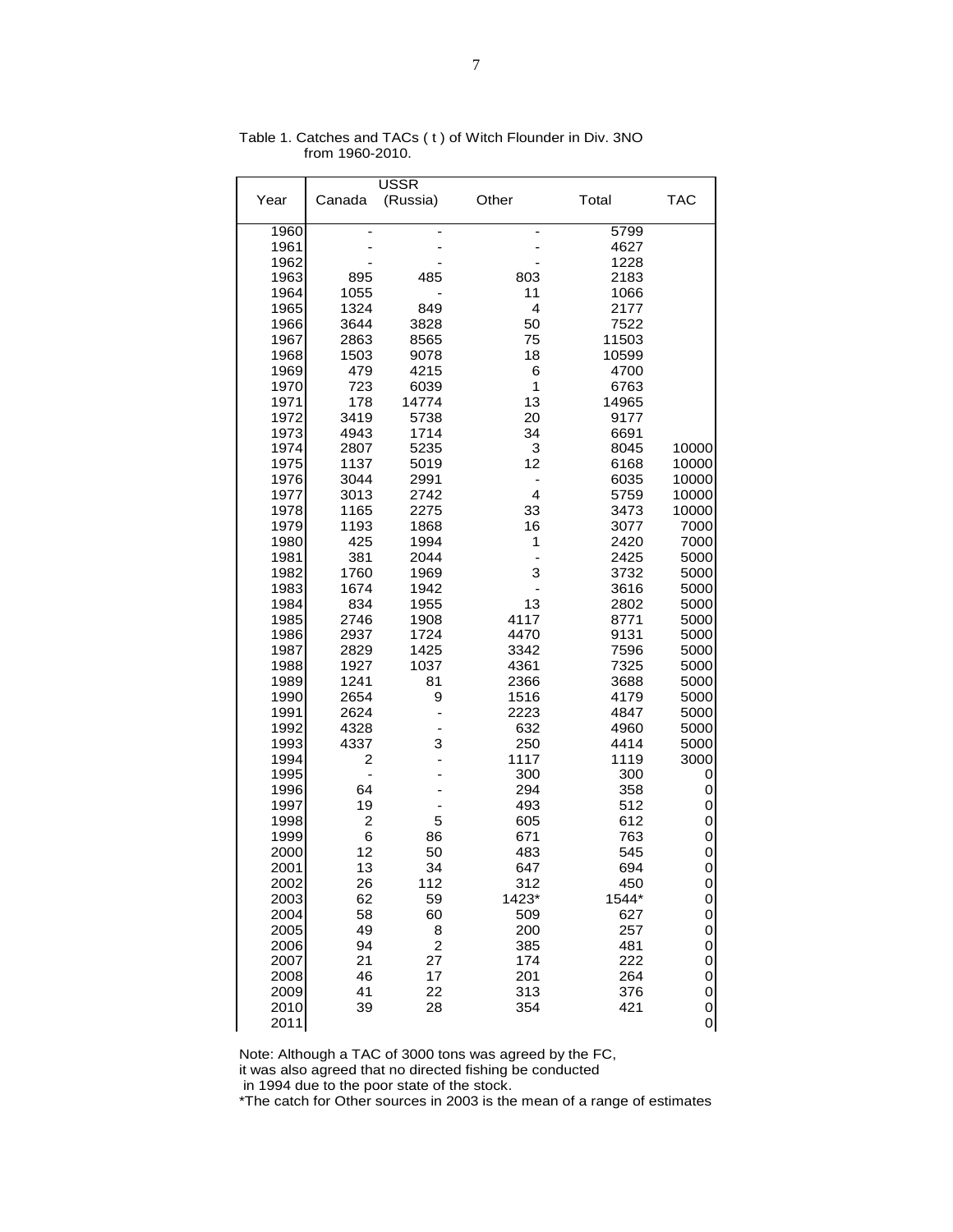Table 1. Catches and TACs ( t ) of Witch Flounder in Div. 3NO from 1960-2010.

| Year | Canada | USSR (Russia) | Other | Total | TAC |
|---|---|---|---|---|---|
| 1960 | - | - | - | 5799 | |
| 1961 | - | - | - | 4627 | |
| 1962 | - | - | - | 1228 | |
| 1963 | 895 | 485 | 803 | 2183 | |
| 1964 | 1055 | - | 11 | 1066 | |
| 1965 | 1324 | 849 | 4 | 2177 | |
| 1966 | 3644 | 3828 | 50 | 7522 | |
| 1967 | 2863 | 8565 | 75 | 11503 | |
| 1968 | 1503 | 9078 | 18 | 10599 | |
| 1969 | 479 | 4215 | 6 | 4700 | |
| 1970 | 723 | 6039 | 1 | 6763 | |
| 1971 | 178 | 14774 | 13 | 14965 | |
| 1972 | 3419 | 5738 | 20 | 9177 | |
| 1973 | 4943 | 1714 | 34 | 6691 | |
| 1974 | 2807 | 5235 | 3 | 8045 | 10000 |
| 1975 | 1137 | 5019 | 12 | 6168 | 10000 |
| 1976 | 3044 | 2991 | - | 6035 | 10000 |
| 1977 | 3013 | 2742 | 4 | 5759 | 10000 |
| 1978 | 1165 | 2275 | 33 | 3473 | 10000 |
| 1979 | 1193 | 1868 | 16 | 3077 | 7000 |
| 1980 | 425 | 1994 | 1 | 2420 | 7000 |
| 1981 | 381 | 2044 | - | 2425 | 5000 |
| 1982 | 1760 | 1969 | 3 | 3732 | 5000 |
| 1983 | 1674 | 1942 | - | 3616 | 5000 |
| 1984 | 834 | 1955 | 13 | 2802 | 5000 |
| 1985 | 2746 | 1908 | 4117 | 8771 | 5000 |
| 1986 | 2937 | 1724 | 4470 | 9131 | 5000 |
| 1987 | 2829 | 1425 | 3342 | 7596 | 5000 |
| 1988 | 1927 | 1037 | 4361 | 7325 | 5000 |
| 1989 | 1241 | 81 | 2366 | 3688 | 5000 |
| 1990 | 2654 | 9 | 1516 | 4179 | 5000 |
| 1991 | 2624 | - | 2223 | 4847 | 5000 |
| 1992 | 4328 | - | 632 | 4960 | 5000 |
| 1993 | 4337 | 3 | 250 | 4414 | 5000 |
| 1994 | 2 | - | 1117 | 1119 | 3000 |
| 1995 | - | - | 300 | 300 | 0 |
| 1996 | 64 | - | 294 | 358 | 0 |
| 1997 | 19 | - | 493 | 512 | 0 |
| 1998 | 2 | 5 | 605 | 612 | 0 |
| 1999 | 6 | 86 | 671 | 763 | 0 |
| 2000 | 12 | 50 | 483 | 545 | 0 |
| 2001 | 13 | 34 | 647 | 694 | 0 |
| 2002 | 26 | 112 | 312 | 450 | 0 |
| 2003 | 62 | 59 | 1423* | 1544* | 0 |
| 2004 | 58 | 60 | 509 | 627 | 0 |
| 2005 | 49 | 8 | 200 | 257 | 0 |
| 2006 | 94 | 2 | 385 | 481 | 0 |
| 2007 | 21 | 27 | 174 | 222 | 0 |
| 2008 | 46 | 17 | 201 | 264 | 0 |
| 2009 | 41 | 22 | 313 | 376 | 0 |
| 2010 | 39 | 28 | 354 | 421 | 0 |
| 2011 | | | | | 0 |

Note: Although a TAC of 3000 tons was agreed by the FC, it was also agreed that no directed fishing be conducted in 1994 due to the poor state of the stock.

*The catch for Other sources in 2003 is the mean of a range of estimates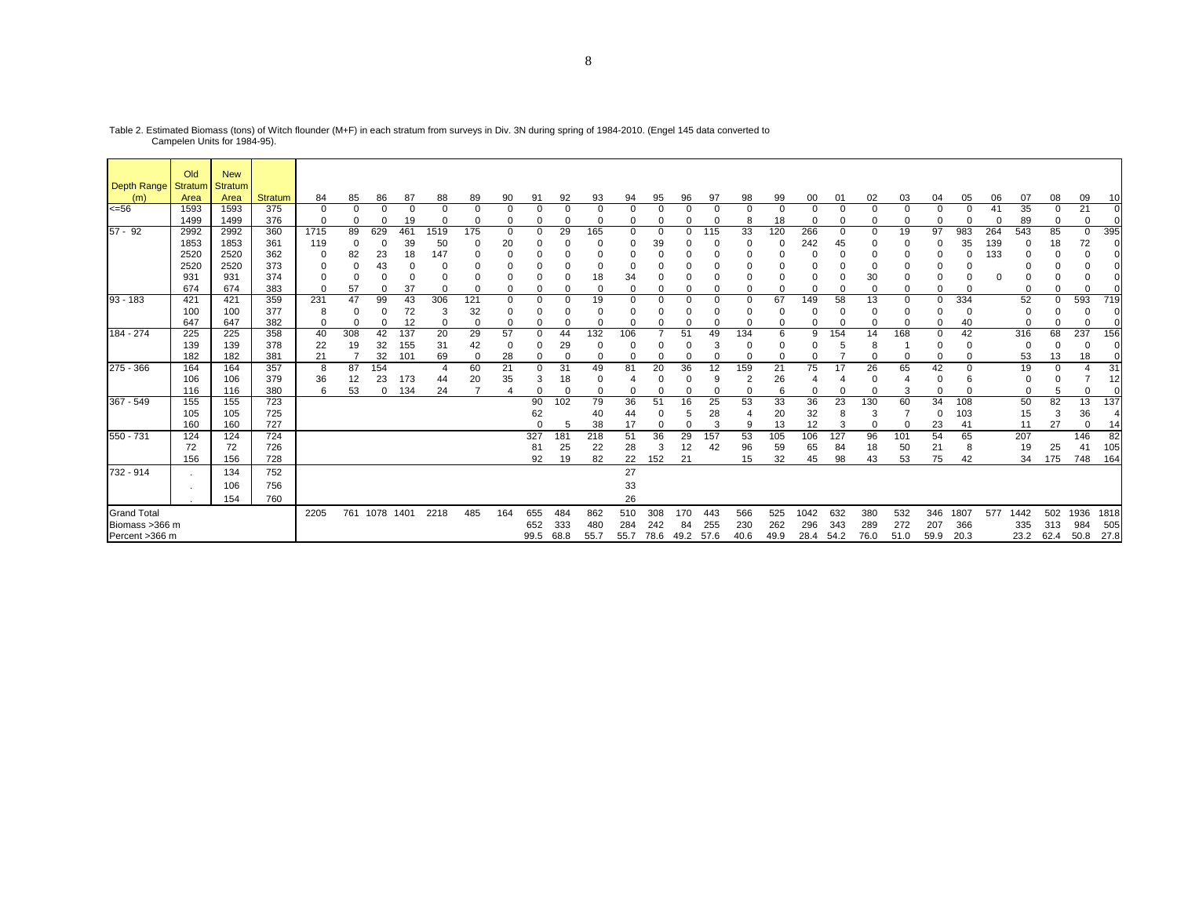Table 2. Estimated Biomass (tons) of Witch flounder (M+F) in each stratum from surveys in Div. 3N during spring of 1984-2010. (Engel 145 data converted to Campelen Units for 1984-95).

| Depth Range (m) | Old Stratum Area | New Stratum Area | Stratum | 84 | 85 | 86 | 87 | 88 | 89 | 90 | 91 | 92 | 93 | 94 | 95 | 96 | 97 | 98 | 99 | 00 | 01 | 02 | 03 | 04 | 05 | 06 | 07 | 08 | 09 | 10 |
|---|---|---|---|---|---|---|---|---|---|---|---|---|---|---|---|---|---|---|---|---|---|---|---|---|---|---|---|---|---|---|
| <=56 | 1593 | 1593 | 375 | 0 | 0 | 0 | 0 | 0 | 0 | 0 | 0 | 0 | 0 | 0 | 0 | 0 | 0 | 0 | 0 | 0 | 0 | 0 | 0 | 0 | 0 | 41 | 35 | 0 | 21 | 0 |
| | 1499 | 1499 | 376 | 0 | 0 | 0 | 19 | 0 | 0 | 0 | 0 | 0 | 0 | 0 | 0 | 0 | 0 | 8 | 18 | 0 | 0 | 0 | 0 | 0 | 0 | 0 | 89 | 0 | 0 | 0 |
| 57 - 92 | 2992 | 2992 | 360 | 1715 | 89 | 629 | 461 | 1519 | 175 | 0 | 0 | 29 | 165 | 0 | 0 | 0 | 115 | 33 | 120 | 266 | 0 | 0 | 19 | 97 | 983 | 264 | 543 | 85 | 0 | 395 |
| | 1853 | 1853 | 361 | 119 | 0 | 0 | 39 | 50 | 0 | 20 | 0 | 0 | 0 | 0 | 39 | 0 | 0 | 0 | 0 | 242 | 45 | 0 | 0 | 0 | 35 | 139 | 0 | 18 | 72 | 0 |
| | 2520 | 2520 | 362 | 0 | 82 | 23 | 18 | 147 | 0 | 0 | 0 | 0 | 0 | 0 | 0 | 0 | 0 | 0 | 0 | 0 | 0 | 0 | 0 | 0 | 0 | 133 | 0 | 0 | 0 | 0 |
| | 2520 | 2520 | 373 | 0 | 0 | 43 | 0 | 0 | 0 | 0 | 0 | 0 | 0 | 0 | 0 | 0 | 0 | 0 | 0 | 0 | 0 | 0 | 0 | 0 | 0 | | 0 | 0 | 0 | 0 |
| | 931 | 931 | 374 | 0 | 0 | 0 | 0 | 0 | 0 | 0 | 0 | 0 | 18 | 34 | 0 | 0 | 0 | 0 | 0 | 0 | 0 | 30 | 0 | 0 | 0 | 0 | 0 | 0 | 0 | 0 |
| | 674 | 674 | 383 | 0 | 57 | 0 | 37 | 0 | 0 | 0 | 0 | 0 | 0 | 0 | 0 | 0 | 0 | 0 | 0 | 0 | 0 | 0 | 0 | 0 | 0 | | 0 | 0 | 0 | 0 |
| 93 - 183 | 421 | 421 | 359 | 231 | 47 | 99 | 43 | 306 | 121 | 0 | 0 | 0 | 19 | 0 | 0 | 0 | 0 | 0 | 67 | 149 | 58 | 13 | 0 | 0 | 334 | | 52 | 0 | 593 | 719 |
| | 100 | 100 | 377 | 8 | 0 | 0 | 72 | 3 | 32 | 0 | 0 | 0 | 0 | 0 | 0 | 0 | 0 | 0 | 0 | 0 | 0 | 0 | 0 | 0 | 0 | | 0 | 0 | 0 | 0 |
| | 647 | 647 | 382 | 0 | 0 | 0 | 12 | 0 | 0 | 0 | 0 | 0 | 0 | 0 | 0 | 0 | 0 | 0 | 0 | 0 | 0 | 0 | 0 | 0 | 40 | | 0 | 0 | 0 | 0 |
| 184 - 274 | 225 | 225 | 358 | 40 | 308 | 42 | 137 | 20 | 29 | 57 | 0 | 44 | 132 | 106 | 7 | 51 | 49 | 134 | 6 | 9 | 154 | 14 | 168 | 0 | 42 | | 316 | 68 | 237 | 156 |
| | 139 | 139 | 378 | 22 | 19 | 32 | 155 | 31 | 42 | 0 | 0 | 29 | 0 | 0 | 0 | 0 | 3 | 0 | 0 | 0 | 5 | 8 | 1 | 0 | 0 | | 0 | 0 | 0 | 0 |
| | 182 | 182 | 381 | 21 | 7 | 32 | 101 | 69 | 0 | 28 | 0 | 0 | 0 | 0 | 0 | 0 | 0 | 0 | 0 | 0 | 7 | 0 | 0 | 0 | 0 | | 53 | 13 | 18 | 0 |
| 275 - 366 | 164 | 164 | 357 | 8 | 87 | 154 | | 4 | 60 | 21 | 0 | 31 | 49 | 81 | 20 | 36 | 12 | 159 | 21 | 75 | 17 | 26 | 65 | 42 | 0 | | 19 | 0 | 4 | 31 |
| | 106 | 106 | 379 | 36 | 12 | 23 | 173 | 44 | 20 | 35 | 3 | 18 | 0 | 4 | 0 | 0 | 9 | 2 | 26 | 4 | 4 | 0 | 4 | 0 | 6 | | 0 | 0 | 7 | 12 |
| | 116 | 116 | 380 | 6 | 53 | 0 | 134 | 24 | 7 | 4 | 0 | 0 | 0 | 0 | 0 | 0 | 0 | 0 | 6 | 0 | 0 | 0 | 3 | 0 | 0 | | 0 | 5 | 0 | 0 |
| 367 - 549 | 155 | 155 | 723 | | | | | | | | 90 | 102 | 79 | 36 | 51 | 16 | 25 | 53 | 33 | 36 | 23 | 130 | 60 | 34 | 108 | | 50 | 82 | 13 | 137 |
| | 105 | 105 | 725 | | | | | | | | 62 | | 40 | 44 | 0 | 5 | 28 | 4 | 20 | 32 | 8 | 3 | 7 | 0 | 103 | | 15 | 3 | 36 | 4 |
| | 160 | 160 | 727 | | | | | | | | 0 | 5 | 38 | 17 | 0 | 0 | 3 | 9 | 13 | 12 | 3 | 0 | 0 | 23 | 41 | | 11 | 27 | 0 | 14 |
| 550 - 731 | 124 | 124 | 724 | | | | | | | | 327 | 181 | 218 | 51 | 36 | 29 | 157 | 53 | 105 | 106 | 127 | 96 | 101 | 54 | 65 | | 207 | | 146 | 82 |
| | 72 | 72 | 726 | | | | | | | | 81 | 25 | 22 | 28 | 3 | 12 | 42 | 96 | 59 | 65 | 84 | 18 | 50 | 21 | 8 | | 19 | 25 | 41 | 105 |
| | 156 | 156 | 728 | | | | | | | | 92 | 19 | 82 | 22 | 152 | 21 | | 15 | 32 | 45 | 98 | 43 | 53 | 75 | 42 | | 34 | 175 | 748 | 164 |
| 732 - 914 | . | 134 | 752 | | | | | | | | | | | 27 | | | | | | | | | | | | | | | | |
| | . | 106 | 756 | | | | | | | | | | | 33 | | | | | | | | | | | | | | | | |
| | . | 154 | 760 | | | | | | | | | | | 26 | | | | | | | | | | | | | | | | |
| Grand Total | | | | 2205 | 761 | 1078 | 1401 | 2218 | 485 | 164 | 655 | 484 | 862 | 510 | 308 | 170 | 443 | 566 | 525 | 1042 | 632 | 380 | 532 | 346 | 1807 | 577 | 1442 | 502 | 1936 | 1818 |
| Biomass >366 m | | | | | | | | | | | 652 | 333 | 480 | 284 | 242 | 84 | 255 | 230 | 262 | 296 | 343 | 289 | 272 | 207 | 366 | | 335 | 313 | 984 | 505 |
| Percent >366 m | | | | | | | | | | | 99.5 | 68.8 | 55.7 | 55.7 | 78.6 | 49.2 | 57.6 | 40.6 | 49.9 | 28.4 | 54.2 | 76.0 | 51.0 | 59.9 | 20.3 | | 23.2 | 62.4 | 50.8 | 27.8 |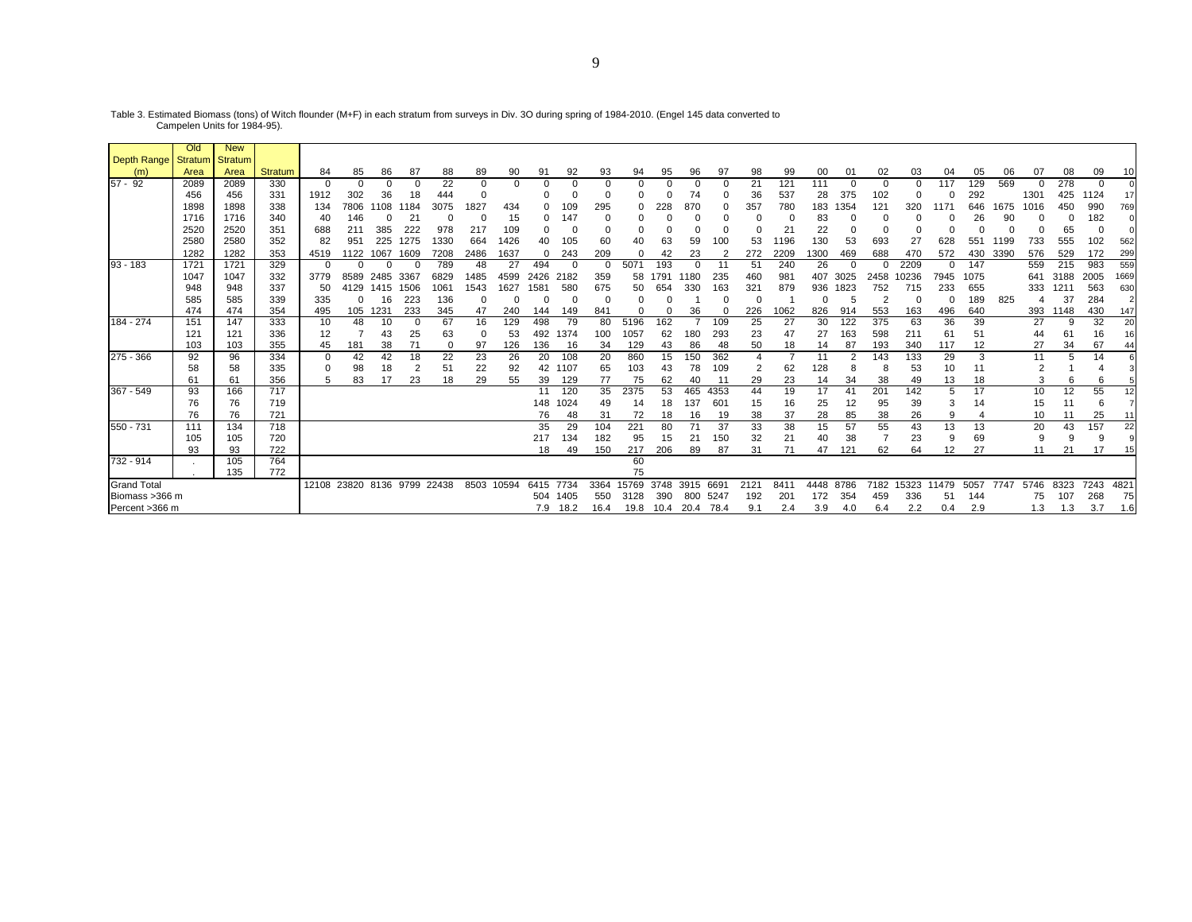Table 3. Estimated Biomass (tons) of Witch flounder (M+F) in each stratum from surveys in Div. 3O during spring of 1984-2010. (Engel 145 data converted to Campelen Units for 1984-95).

| Depth Range (m) | Old Stratum Area | New Stratum Area | Stratum | 84 | 85 | 86 | 87 | 88 | 89 | 90 | 91 | 92 | 93 | 94 | 95 | 96 | 97 | 98 | 99 | 00 | 01 | 02 | 03 | 04 | 05 | 06 | 07 | 08 | 09 | 10 |
|---|---|---|---|---|---|---|---|---|---|---|---|---|---|---|---|---|---|---|---|---|---|---|---|---|---|---|---|---|---|---|
| 57 - 92 | 2089 | 2089 | 330 | 0 | 0 | 0 | 0 | 22 | 0 | 0 | 0 | 0 | 0 | 0 | 0 | 0 | 0 | 21 | 121 | 111 | 0 | 0 | 0 | 117 | 129 | 569 | 0 | 278 | 0 | 0 |
| | 456 | 456 | 331 | 1912 | 302 | 36 | 18 | 444 | 0 | | 0 | 0 | 0 | 0 | 0 | 74 | 0 | 36 | 537 | 28 | 375 | 102 | 0 | 0 | 292 | | 1301 | 425 | 1124 | 17 |
| | 1898 | 1898 | 338 | 134 | 7806 | 1108 | 1184 | 3075 | 1827 | 434 | 0 | 109 | 295 | 0 | 228 | 870 | 0 | 357 | 780 | 183 | 1354 | 121 | 320 | 1171 | 646 | 1675 | 1016 | 450 | 990 | 769 |
| | 1716 | 1716 | 340 | 40 | 146 | 0 | 21 | 0 | 0 | 15 | 0 | 147 | 0 | 0 | 0 | 0 | 0 | 0 | 0 | 83 | 0 | 0 | 0 | 0 | 26 | 90 | 0 | 0 | 182 | 0 |
| | 2520 | 2520 | 351 | 688 | 211 | 385 | 222 | 978 | 217 | 109 | 0 | 0 | 0 | 0 | 0 | 0 | 0 | 0 | 21 | 22 | 0 | 0 | 0 | 0 | 0 | 0 | 0 | 65 | 0 | 0 |
| | 2580 | 2580 | 352 | 82 | 951 | 225 | 1275 | 1330 | 664 | 1426 | 40 | 105 | 60 | 40 | 63 | 59 | 100 | 53 | 1196 | 130 | 53 | 693 | 27 | 628 | 551 | 1199 | 733 | 555 | 102 | 562 |
| | 1282 | 1282 | 353 | 4519 | 1122 | 1067 | 1609 | 7208 | 2486 | 1637 | 0 | 243 | 209 | 0 | 42 | 23 | 2 | 272 | 2209 | 1300 | 469 | 688 | 470 | 572 | 430 | 3390 | 576 | 529 | 172 | 299 |
| 93 - 183 | 1721 | 1721 | 329 | 0 | 0 | 0 | 0 | 789 | 48 | 27 | 494 | 0 | 0 | 5071 | 193 | 0 | 11 | 51 | 240 | 26 | 0 | 0 | 2209 | 0 | 147 | | 559 | 215 | 983 | 559 |
| | 1047 | 1047 | 332 | 3779 | 8589 | 2485 | 3367 | 6829 | 1485 | 4599 | 2426 | 2182 | 359 | 58 | 1791 | 1180 | 235 | 460 | 981 | 407 | 3025 | 2458 | 10236 | 7945 | 1075 | | 641 | 3188 | 2005 | 1669 |
| | 948 | 948 | 337 | 50 | 4129 | 1415 | 1506 | 1061 | 1543 | 1627 | 1581 | 580 | 675 | 50 | 654 | 330 | 163 | 321 | 879 | 936 | 1823 | 752 | 715 | 233 | 655 | | 333 | 1211 | 563 | 630 |
| | 585 | 585 | 339 | 335 | 0 | 16 | 223 | 136 | 0 | 0 | 0 | 0 | 0 | 0 | 0 | 1 | 0 | 0 | 1 | 0 | 5 | 2 | 0 | 0 | 189 | 825 | 4 | 37 | 284 | 2 |
| | 474 | 474 | 354 | 495 | 105 | 1231 | 233 | 345 | 47 | 240 | 144 | 149 | 841 | 0 | 0 | 36 | 0 | 226 | 1062 | 826 | 914 | 553 | 163 | 496 | 640 | | 393 | 1148 | 430 | 147 |
| 184 - 274 | 151 | 147 | 333 | 10 | 48 | 10 | 0 | 67 | 16 | 129 | 498 | 79 | 80 | 5196 | 162 | 7 | 109 | 25 | 27 | 30 | 122 | 375 | 63 | 36 | 39 | | 27 | 9 | 32 | 20 |
| | 121 | 121 | 336 | 12 | 7 | 43 | 25 | 63 | 0 | 53 | 492 | 1374 | 100 | 1057 | 62 | 180 | 293 | 23 | 47 | 27 | 163 | 598 | 211 | 61 | 51 | | 44 | 61 | 16 | 16 |
| | 103 | 103 | 355 | 45 | 181 | 38 | 71 | 0 | 97 | 126 | 136 | 16 | 34 | 129 | 43 | 86 | 48 | 50 | 18 | 14 | 87 | 193 | 340 | 117 | 12 | | 27 | 34 | 67 | 44 |
| 275 - 366 | 92 | 96 | 334 | 0 | 42 | 42 | 18 | 22 | 23 | 26 | 20 | 108 | 20 | 860 | 15 | 150 | 362 | 4 | 7 | 11 | 2 | 143 | 133 | 29 | 3 | | 11 | 5 | 14 | 6 |
| | 58 | 58 | 335 | 0 | 98 | 18 | 2 | 51 | 22 | 92 | 42 | 1107 | 65 | 103 | 43 | 78 | 109 | 2 | 62 | 128 | 8 | 8 | 53 | 10 | 11 | | 2 | 1 | 4 | 3 |
| | 61 | 61 | 356 | 5 | 83 | 17 | 23 | 18 | 29 | 55 | 39 | 129 | 77 | 75 | 62 | 40 | 11 | 29 | 23 | 14 | 34 | 38 | 49 | 13 | 18 | | 3 | 6 | 6 | 5 |
| 367 - 549 | 93 | 166 | 717 | | | | | | | | 11 | 120 | 35 | 2375 | 53 | 465 | 4353 | 44 | 19 | 17 | 41 | 201 | 142 | 5 | 17 | | 10 | 12 | 55 | 12 |
| | 76 | 76 | 719 | | | | | | | | 148 | 1024 | 49 | 14 | 18 | 137 | 601 | 15 | 16 | 25 | 12 | 95 | 39 | 3 | 14 | | 15 | 11 | 6 | 7 |
| | 76 | 76 | 721 | | | | | | | | 76 | 48 | 31 | 72 | 18 | 16 | 19 | 38 | 37 | 28 | 85 | 38 | 26 | 9 | 4 | | 10 | 11 | 25 | 11 |
| 550 - 731 | 111 | 134 | 718 | | | | | | | | 35 | 29 | 104 | 221 | 80 | 71 | 37 | 33 | 38 | 15 | 57 | 55 | 43 | 13 | 13 | | 20 | 43 | 157 | 22 |
| | 105 | 105 | 720 | | | | | | | | 217 | 134 | 182 | 95 | 15 | 21 | 150 | 32 | 21 | 40 | 38 | 7 | 23 | 9 | 69 | | 9 | 9 | 9 | 9 |
| | 93 | 93 | 722 | | | | | | | | 18 | 49 | 150 | 217 | 206 | 89 | 87 | 31 | 71 | 47 | 121 | 62 | 64 | 12 | 27 | | 11 | 21 | 17 | 15 |
| 732 - 914 | . | 105 | 764 | | | | | | | | | | | 60 | | | | | | | | | | | | | | | | |
| | . | 135 | 772 | | | | | | | | | | | 75 | | | | | | | | | | | | | | | | |
| Grand Total | | | | 12108 | 23820 | 8136 | 9799 | 22438 | 8503 | 10594 | 6415 | 7734 | 3364 | 15769 | 3748 | 3915 | 6691 | 2121 | 8411 | 4448 | 8786 | 7182 | 15323 | 11479 | 5057 | 7747 | 5746 | 8323 | 7243 | 4821 |
| Biomass >366 m | | | | | | | | | | | 504 | 1405 | 550 | 3128 | 390 | 800 | 5247 | 192 | 201 | 172 | 354 | 459 | 336 | 51 | 144 | | 75 | 107 | 268 | 75 |
| Percent >366 m | | | | | | | | | | | 7.9 | 18.2 | 16.4 | 19.8 | 10.4 | 20.4 | 78.4 | 9.1 | 2.4 | 3.9 | 4.0 | 6.4 | 2.2 | 0.4 | 2.9 | | 1.3 | 1.3 | 3.7 | 1.6 |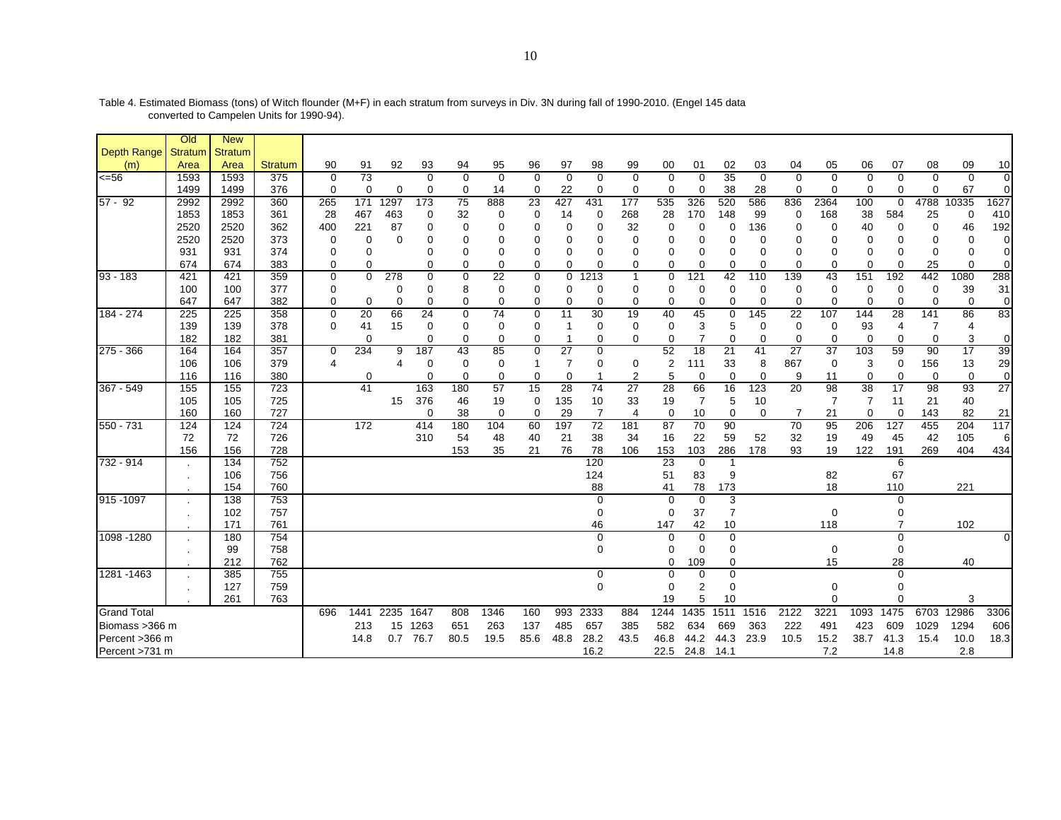Table 4. Estimated Biomass (tons) of Witch flounder (M+F) in each stratum from surveys in Div. 3N during fall of 1990-2010. (Engel 145 data converted to Campelen Units for 1990-94).

| Depth Range (m) | Old Stratum Area | New Stratum Area | Stratum | 90 | 91 | 92 | 93 | 94 | 95 | 96 | 97 | 98 | 99 | 00 | 01 | 02 | 03 | 04 | 05 | 06 | 07 | 08 | 09 | 10 |
|---|---|---|---|---|---|---|---|---|---|---|---|---|---|---|---|---|---|---|---|---|---|---|---|---|
| <=56 | 1593 | 1593 | 375 | 0 | 73 | | 0 | 0 | 0 | 0 | 0 | 0 | 0 | 0 | 0 | 35 | 0 | 0 | 0 | 0 | 0 | 0 | 0 | 0 |
| | 1499 | 1499 | 376 | 0 | 0 | 0 | 0 | 0 | 14 | 0 | 22 | 0 | 0 | 0 | 0 | 38 | 28 | 0 | 0 | 0 | 0 | 0 | 67 | 0 |
| 57 - 92 | 2992 | 2992 | 360 | 265 | 171 | 1297 | 173 | 75 | 888 | 23 | 427 | 431 | 177 | 535 | 326 | 520 | 586 | 836 | 2364 | 100 | 0 | 4788 | 10335 | 1627 |
| | 1853 | 1853 | 361 | 28 | 467 | 463 | 0 | 32 | 0 | 0 | 14 | 0 | 268 | 28 | 170 | 148 | 99 | 0 | 168 | 38 | 584 | 25 | 0 | 410 |
| | 2520 | 2520 | 362 | 400 | 221 | 87 | 0 | 0 | 0 | 0 | 0 | 0 | 32 | 0 | 0 | 0 | 136 | 0 | 0 | 40 | 0 | 0 | 46 | 192 |
| | 2520 | 2520 | 373 | 0 | 0 | 0 | 0 | 0 | 0 | 0 | 0 | 0 | 0 | 0 | 0 | 0 | 0 | 0 | 0 | 0 | 0 | 0 | 0 | 0 |
| | 931 | 931 | 374 | 0 | 0 | | 0 | 0 | 0 | 0 | 0 | 0 | 0 | 0 | 0 | 0 | 0 | 0 | 0 | 0 | 0 | 0 | 0 | 0 |
| | 674 | 674 | 383 | 0 | 0 | | 0 | 0 | 0 | 0 | 0 | 0 | 0 | 0 | 0 | 0 | 0 | 0 | 0 | 0 | 0 | 25 | 0 | 0 |
| 93 - 183 | 421 | 421 | 359 | 0 | 0 | 278 | 0 | 0 | 22 | 0 | 0 | 1213 | 1 | 0 | 121 | 42 | 110 | 139 | 43 | 151 | 192 | 442 | 1080 | 288 |
| | 100 | 100 | 377 | 0 | | 0 | 0 | 8 | 0 | 0 | 0 | 0 | 0 | 0 | 0 | 0 | 0 | 0 | 0 | 0 | 0 | 0 | 39 | 31 |
| | 647 | 647 | 382 | 0 | 0 | 0 | 0 | 0 | 0 | 0 | 0 | 0 | 0 | 0 | 0 | 0 | 0 | 0 | 0 | 0 | 0 | 0 | 0 | 0 |
| 184 - 274 | 225 | 225 | 358 | 0 | 20 | 66 | 24 | 0 | 74 | 0 | 11 | 30 | 19 | 40 | 45 | 0 | 145 | 22 | 107 | 144 | 28 | 141 | 86 | 83 |
| | 139 | 139 | 378 | 0 | 41 | 15 | 0 | 0 | 0 | 0 | 1 | 0 | 0 | 0 | 3 | 5 | 0 | 0 | 0 | 93 | 4 | 7 | 4 | |
| | 182 | 182 | 381 | | 0 | | 0 | 0 | 0 | 0 | 1 | 0 | 0 | 0 | 7 | 0 | 0 | 0 | 0 | 0 | 0 | 0 | 3 | 0 |
| 275 - 366 | 164 | 164 | 357 | 0 | 234 | 9 | 187 | 43 | 85 | 0 | 27 | 0 | | 52 | 18 | 21 | 41 | 27 | 37 | 103 | 59 | 90 | 17 | 39 |
| | 106 | 106 | 379 | 4 | | 4 | 0 | 0 | 0 | 1 | 7 | 0 | 0 | 2 | 111 | 33 | 8 | 867 | 0 | 3 | 0 | 156 | 13 | 29 |
| | 116 | 116 | 380 | | 0 | | 0 | 0 | 0 | 0 | 0 | 1 | 2 | 5 | 0 | 0 | 0 | 9 | 11 | 0 | 0 | 0 | 0 | 0 |
| 367 - 549 | 155 | 155 | 723 | | 41 | | 163 | 180 | 57 | 15 | 28 | 74 | 27 | 28 | 66 | 16 | 123 | 20 | 98 | 38 | 17 | 98 | 93 | 27 |
| | 105 | 105 | 725 | | | 15 | 376 | 46 | 19 | 0 | 135 | 10 | 33 | 19 | 7 | 5 | 10 | | 7 | 7 | 11 | 21 | 40 | |
| | 160 | 160 | 727 | | | | 0 | 38 | 0 | 0 | 29 | 7 | 4 | 0 | 10 | 0 | 0 | 7 | 21 | 0 | 0 | 143 | 82 | 21 |
| 550 - 731 | 124 | 124 | 724 | | 172 | | 414 | 180 | 104 | 60 | 197 | 72 | 181 | 87 | 70 | 90 | | 70 | 95 | 206 | 127 | 455 | 204 | 117 |
| | 72 | 72 | 726 | | | | 310 | 54 | 48 | 40 | 21 | 38 | 34 | 16 | 22 | 59 | 52 | 32 | 19 | 49 | 45 | 42 | 105 | 6 |
| | 156 | 156 | 728 | | | | | 153 | 35 | 21 | 76 | 78 | 106 | 153 | 103 | 286 | 178 | 93 | 19 | 122 | 191 | 269 | 404 | 434 |
| 732 - 914 | . | 134 | 752 | | | | | | | | | 120 | | 23 | 0 | 1 | | | | | 6 | | | |
| | . | 106 | 756 | | | | | | | | | 124 | | 51 | 83 | 9 | | | 82 | | 67 | | | |
| | . | 154 | 760 | | | | | | | | | 88 | | 41 | 78 | 173 | | | 18 | | 110 | | 221 | |
| 915 -1097 | . | 138 | 753 | | | | | | | | | 0 | | 0 | 0 | 3 | | | | | 0 | | | |
| | . | 102 | 757 | | | | | | | | | 0 | | 0 | 37 | 7 | | | 0 | | 0 | | | |
| | . | 171 | 761 | | | | | | | | | 46 | | 147 | 42 | 10 | | | 118 | | 7 | | 102 | |
| 1098 -1280 | . | 180 | 754 | | | | | | | | | 0 | | 0 | 0 | 0 | | | | | 0 | | | 0 |
| | . | 99 | 758 | | | | | | | | | 0 | | 0 | 0 | 0 | | | 0 | | 0 | | | |
| | . | 212 | 762 | | | | | | | | | | | 0 | 109 | 0 | | | 15 | | 28 | | 40 | |
| 1281 -1463 | . | 385 | 755 | | | | | | | | | 0 | | 0 | 0 | 0 | | | | | 0 | | | |
| | . | 127 | 759 | | | | | | | | | 0 | | 0 | 2 | 0 | | | 0 | | 0 | | | |
| | . | 261 | 763 | | | | | | | | | | | 19 | 5 | 10 | | | 0 | | 0 | | 3 | |
| Grand Total | | | | 696 | 1441 | 2235 | 1647 | 808 | 1346 | 160 | 993 | 2333 | 884 | 1244 | 1435 | 1511 | 1516 | 2122 | 3221 | 1093 | 1475 | 6703 | 12986 | 3306 |
| Biomass >366 m | | | | | 213 | 15 | 1263 | 651 | 263 | 137 | 485 | 657 | 385 | 582 | 634 | 669 | 363 | 222 | 491 | 423 | 609 | 1029 | 1294 | 606 |
| Percent >366 m | | | | | 14.8 | 0.7 | 76.7 | 80.5 | 19.5 | 85.6 | 48.8 | 28.2 | 43.5 | 46.8 | 44.2 | 44.3 | 23.9 | 10.5 | 15.2 | 38.7 | 41.3 | 15.4 | 10.0 | 18.3 |
| Percent >731 m | | | | | | | | | | | | 16.2 | | 22.5 | 24.8 | 14.1 | | | 7.2 | | 14.8 | | 2.8 | |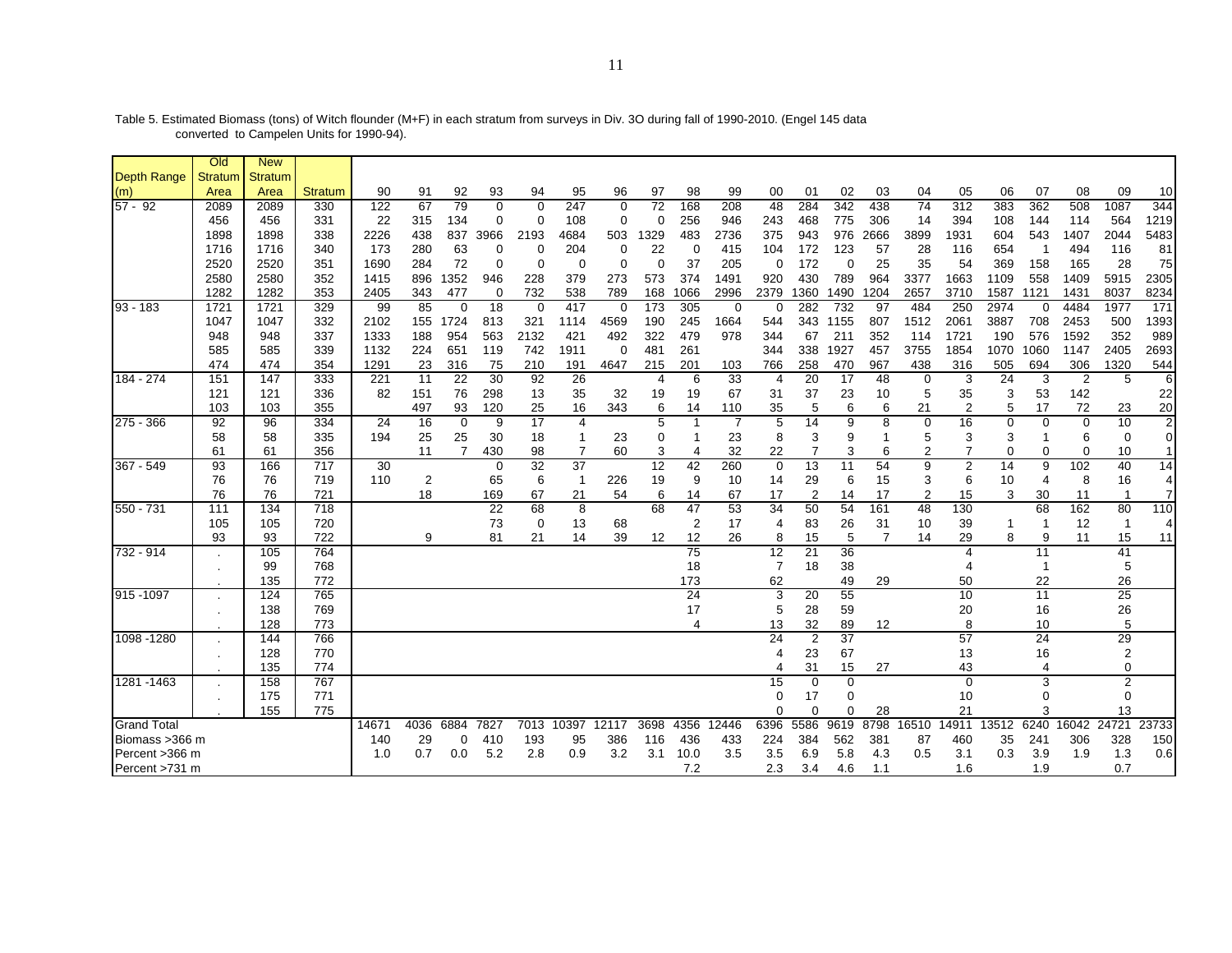Table 5. Estimated Biomass (tons) of Witch flounder (M+F) in each stratum from surveys in Div. 3O during fall of 1990-2010. (Engel 145 data converted to Campelen Units for 1990-94).

| Depth Range (m) | Old Stratum Area | New Stratum Area | Stratum | 90 | 91 | 92 | 93 | 94 | 95 | 96 | 97 | 98 | 99 | 00 | 01 | 02 | 03 | 04 | 05 | 06 | 07 | 08 | 09 | 10 |
|---|---|---|---|---|---|---|---|---|---|---|---|---|---|---|---|---|---|---|---|---|---|---|---|---|
| 57 - 92 | 2089 | 2089 | 330 | 122 | 67 | 79 | 0 | 0 | 247 | 0 | 72 | 168 | 208 | 48 | 284 | 342 | 438 | 74 | 312 | 383 | 362 | 508 | 1087 | 344 |
| | 456 | 456 | 331 | 22 | 315 | 134 | 0 | 0 | 108 | 0 | 0 | 256 | 946 | 243 | 468 | 775 | 306 | 14 | 394 | 108 | 144 | 114 | 564 | 1219 |
| | 1898 | 1898 | 338 | 2226 | 438 | 837 | 3966 | 2193 | 4684 | 503 | 1329 | 483 | 2736 | 375 | 943 | 976 | 2666 | 3899 | 1931 | 604 | 543 | 1407 | 2044 | 5483 |
| | 1716 | 1716 | 340 | 173 | 280 | 63 | 0 | 0 | 204 | 0 | 22 | 0 | 415 | 104 | 172 | 123 | 57 | 28 | 116 | 654 | 1 | 494 | 116 | 81 |
| | 2520 | 2520 | 351 | 1690 | 284 | 72 | 0 | 0 | 0 | 0 | 0 | 37 | 205 | 0 | 172 | 0 | 25 | 35 | 54 | 369 | 158 | 165 | 28 | 75 |
| | 2580 | 2580 | 352 | 1415 | 896 | 1352 | 946 | 228 | 379 | 273 | 573 | 374 | 1491 | 920 | 430 | 789 | 964 | 3377 | 1663 | 1109 | 558 | 1409 | 5915 | 2305 |
| | 1282 | 1282 | 353 | 2405 | 343 | 477 | 0 | 732 | 538 | 789 | 168 | 1066 | 2996 | 2379 | 1360 | 1490 | 1204 | 2657 | 3710 | 1587 | 1121 | 1431 | 8037 | 8234 |
| 93 - 183 | 1721 | 1721 | 329 | 99 | 85 | 0 | 18 | 0 | 417 | 0 | 173 | 305 | 0 | 0 | 282 | 732 | 97 | 484 | 250 | 2974 | 0 | 4484 | 1977 | 171 |
| | 1047 | 1047 | 332 | 2102 | 155 | 1724 | 813 | 321 | 1114 | 4569 | 190 | 245 | 1664 | 544 | 343 | 1155 | 807 | 1512 | 2061 | 3887 | 708 | 2453 | 500 | 1393 |
| | 948 | 948 | 337 | 1333 | 188 | 954 | 563 | 2132 | 421 | 492 | 322 | 479 | 978 | 344 | 67 | 211 | 352 | 114 | 1721 | 190 | 576 | 1592 | 352 | 989 |
| | 585 | 585 | 339 | 1132 | 224 | 651 | 119 | 742 | 1911 | 0 | 481 | 261 | | 344 | 338 | 1927 | 457 | 3755 | 1854 | 1070 | 1060 | 1147 | 2405 | 2693 |
| | 474 | 474 | 354 | 1291 | 23 | 316 | 75 | 210 | 191 | 4647 | 215 | 201 | 103 | 766 | 258 | 470 | 967 | 438 | 316 | 505 | 694 | 306 | 1320 | 544 |
| 184 - 274 | 151 | 147 | 333 | 221 | 11 | 22 | 30 | 92 | 26 | | 4 | 6 | 33 | 4 | 20 | 17 | 48 | 0 | 3 | 24 | 3 | 2 | 5 | 6 |
| | 121 | 121 | 336 | 82 | 151 | 76 | 298 | 13 | 35 | 32 | 19 | 19 | 67 | 31 | 37 | 23 | 10 | 5 | 35 | 3 | 53 | 142 | | 22 |
| | 103 | 103 | 355 | | 497 | 93 | 120 | 25 | 16 | 343 | 6 | 14 | 110 | 35 | 5 | 6 | 6 | 21 | 2 | 5 | 17 | 72 | 23 | 20 |
| 275 - 366 | 92 | 96 | 334 | 24 | 16 | 0 | 9 | 17 | 4 | | 5 | 1 | 7 | 5 | 14 | 9 | 8 | 0 | 16 | 0 | 0 | 0 | 10 | 2 |
| | 58 | 58 | 335 | 194 | 25 | 25 | 30 | 18 | 1 | 23 | 0 | 1 | 23 | 8 | 3 | 9 | 1 | 5 | 3 | 3 | 1 | 6 | 0 | 0 |
| | 61 | 61 | 356 | | 11 | 7 | 430 | 98 | 7 | 60 | 3 | 4 | 32 | 22 | 7 | 3 | 6 | 2 | 7 | 0 | 0 | 0 | 10 | 1 |
| 367 - 549 | 93 | 166 | 717 | 30 | | | 0 | 32 | 37 | | 12 | 42 | 260 | 0 | 13 | 11 | 54 | 9 | 2 | 14 | 9 | 102 | 40 | 14 |
| | 76 | 76 | 719 | 110 | 2 | | 65 | 6 | 1 | 226 | 19 | 9 | 10 | 14 | 29 | 6 | 15 | 3 | 6 | 10 | 4 | 8 | 16 | 4 |
| | 76 | 76 | 721 | | 18 | | 169 | 67 | 21 | 54 | 6 | 14 | 67 | 17 | 2 | 14 | 17 | 2 | 15 | 3 | 30 | 11 | 1 | 7 |
| 550 - 731 | 111 | 134 | 718 | | | | 22 | 68 | 8 | | 68 | 47 | 53 | 34 | 50 | 54 | 161 | 48 | 130 | | 68 | 162 | 80 | 110 |
| | 105 | 105 | 720 | | | | 73 | 0 | 13 | 68 | | 2 | 17 | 4 | 83 | 26 | 31 | 10 | 39 | 1 | 1 | 12 | 1 | 4 |
| | 93 | 93 | 722 | | 9 | | 81 | 21 | 14 | 39 | 12 | 12 | 26 | 8 | 15 | 5 | 7 | 14 | 29 | 8 | 9 | 11 | 15 | 11 |
| 732 - 914 | . | 105 | 764 | | | | | | | | | 75 | | 12 | 21 | 36 | | | 4 | | 11 | | 41 | |
| | . | 99 | 768 | | | | | | | | | 18 | | 7 | 18 | 38 | | | 4 | | 1 | | 5 | |
| | . | 135 | 772 | | | | | | | | | 173 | | 62 | | 49 | 29 | | 50 | | 22 | | 26 | |
| 915 -1097 | . | 124 | 765 | | | | | | | | | 24 | | 3 | 20 | 55 | | | 10 | | 11 | | 25 | |
| | . | 138 | 769 | | | | | | | | | 17 | | 5 | 28 | 59 | | | 20 | | 16 | | 26 | |
| | . | 128 | 773 | | | | | | | | | 4 | | 13 | 32 | 89 | 12 | | 8 | | 10 | | 5 | |
| 1098 -1280 | . | 144 | 766 | | | | | | | | | | | 24 | 2 | 37 | | | 57 | | 24 | | 29 | |
| | . | 128 | 770 | | | | | | | | | | | 4 | 23 | 67 | | | 13 | | 16 | | 2 | |
| | . | 135 | 774 | | | | | | | | | | | 4 | 31 | 15 | 27 | | 43 | | 4 | | 0 | |
| 1281 -1463 | . | 158 | 767 | | | | | | | | | | | 15 | 0 | 0 | | | 0 | | 3 | | 2 | |
| | . | 175 | 771 | | | | | | | | | | | 0 | 17 | 0 | | | 10 | | 0 | | 0 | |
| | . | 155 | 775 | | | | | | | | | | | 0 | 0 | 0 | 28 | | 21 | | 3 | | 13 | |
| Grand Total | | | | 14671 | 4036 | 6884 | 7827 | 7013 | 10397 | 12117 | 3698 | 4356 | 12446 | 6396 | 5586 | 9619 | 8798 | 16510 | 14911 | 13512 | 6240 | 16042 | 24721 | 23733 |
| Biomass >366 m | | | | 140 | 29 | 0 | 410 | 193 | 95 | 386 | 116 | 436 | 433 | 224 | 384 | 562 | 381 | 87 | 460 | 35 | 241 | 306 | 328 | 150 |
| Percent >366 m | | | | 1.0 | 0.7 | 0.0 | 5.2 | 2.8 | 0.9 | 3.2 | 3.1 | 10.0 | 3.5 | 3.5 | 6.9 | 5.8 | 4.3 | 0.5 | 3.1 | 0.3 | 3.9 | 1.9 | 1.3 | 0.6 |
| Percent >731 m | | | | | | | | | | | | 7.2 | | 2.3 | 3.4 | 4.6 | 1.1 | | 1.6 | | 1.9 | | 0.7 | |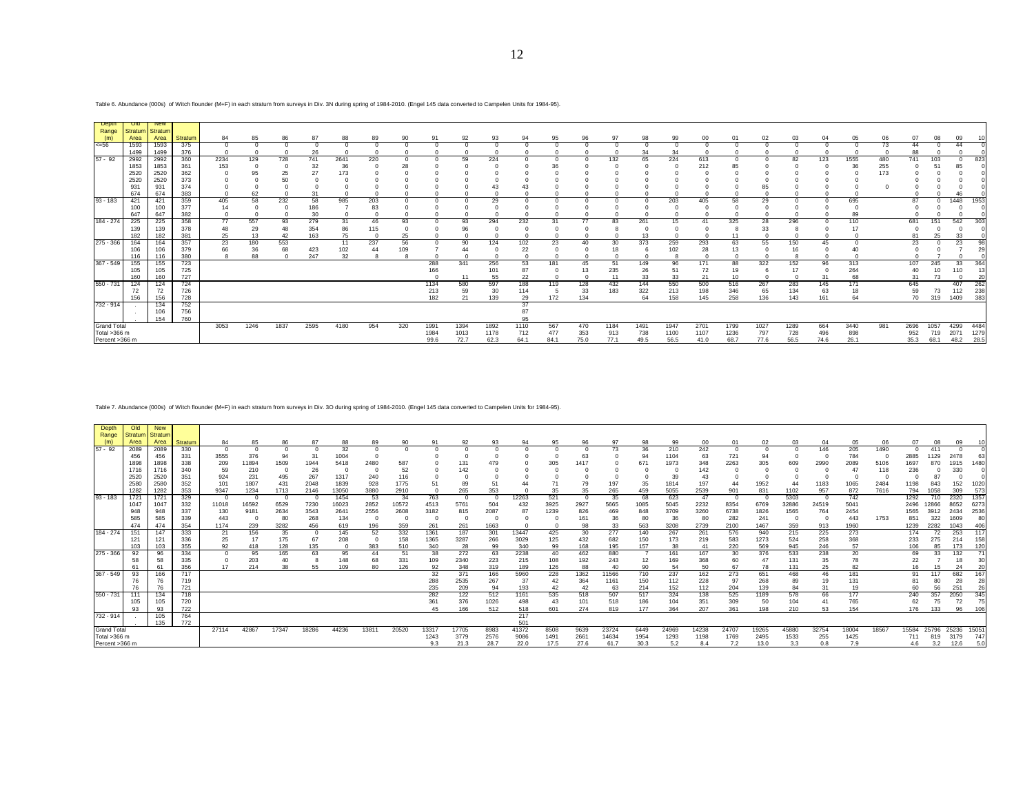Table 6. Abundance (000s) of Witch flounder (M+F) in each stratum from surveys in Div. 3N during spring of 1984-2010. (Engel 145 data converted to Campelen Units for 1984-95).

| Depth Range (m) | Old Stratum Area | New Stratum Area | Stratum | 84 | 85 | 86 | 87 | 88 | 89 | 90 | 91 | 92 | 93 | 94 | 95 | 96 | 97 | 98 | 99 | 00 | 01 | 02 | 03 | 04 | 05 | 06 | 07 | 08 | 09 | 10 |
|---|---|---|---|---|---|---|---|---|---|---|---|---|---|---|---|---|---|---|---|---|---|---|---|---|---|---|---|---|---|---|
| <=56 | 1593 | 1593 | 375 | 0 | 0 | 0 | 0 | 0 | 0 | 0 | 0 | 0 | 0 | 0 | 0 | 0 | 0 | 0 | 0 | 0 | 0 | 0 | 0 | 0 | 0 | 73 | 44 | 0 | 44 | 0 |
| | 1499 | 1499 | 376 | 0 | 0 | 0 | 26 | 0 | 0 | 0 | 0 | 0 | 0 | 0 | 0 | 0 | 0 | 34 | 34 | 0 | 0 | 0 | 0 | 0 | 0 | 0 | 88 | 0 | 0 | 0 |
| 57 - 92 | 2992 | 2992 | 360 | 2234 | 129 | 728 | 741 | 2641 | 220 | 0 | 0 | 59 | 224 | 0 | 0 | 0 | 132 | 65 | 224 | 613 | 0 | 0 | 82 | 123 | 1555 | 480 | 741 | 103 | 0 | 823 |
| | 1853 | 1853 | 361 | 153 | 0 | 0 | 32 | 36 | 0 | 28 | 0 | 0 | 0 | 0 | 36 | 0 | 0 | 0 | 0 | 212 | 85 | 0 | 0 | 0 | 36 | 255 | 0 | 51 | 85 | 0 |
| | 2520 | 2520 | 362 | 0 | 95 | 25 | 27 | 173 | 0 | 0 | 0 | 0 | 0 | 0 | 0 | 0 | 0 | 0 | 0 | 0 | 0 | 0 | 0 | 0 | 0 | 173 | 0 | 0 | 0 | 0 |
| | 2520 | 2520 | 373 | 0 | 0 | 50 | 0 | 0 | 0 | 0 | 0 | 0 | 0 | 0 | 0 | 0 | 0 | 0 | 0 | 0 | 0 | 0 | 0 | 0 | 0 | | 0 | 0 | 0 | 0 |
| | 931 | 931 | 374 | 0 | 0 | 0 | 0 | 0 | 0 | 0 | 0 | 0 | 43 | 43 | 0 | 0 | 0 | 0 | 0 | 0 | 0 | 85 | 0 | 0 | 0 | 0 | 0 | 0 | 0 | 0 |
| | 674 | 674 | 383 | 0 | 62 | 0 | 31 | 0 | 0 | 0 | 0 | 0 | 0 | 0 | 0 | 0 | 0 | 0 | 0 | 0 | 0 | 0 | 0 | 0 | 0 | | 0 | 0 | 46 | 0 |
| 93 - 183 | 421 | 421 | 359 | 405 | 58 | 232 | 58 | 985 | 203 | 0 | 0 | 0 | 29 | 0 | 0 | 0 | 0 | 0 | 203 | 405 | 58 | 29 | 0 | 0 | 695 | | 87 | 0 | 1448 | 1953 |
| | 100 | 100 | 377 | 14 | 0 | 0 | 186 | 7 | 83 | 0 | 0 | 0 | 0 | 0 | 0 | 0 | 0 | 0 | 0 | 0 | 0 | 0 | 0 | 0 | 0 | | 0 | 0 | 0 | 0 |
| | 647 | 647 | 382 | 0 | 0 | 0 | 30 | 0 | 0 | 0 | 0 | 0 | 0 | 0 | 0 | 0 | 0 | 0 | 0 | 0 | 0 | 0 | 0 | 0 | 89 | | 0 | 0 | 0 | 0 |
| 184 - 274 | 225 | 225 | 358 | 77 | 557 | 93 | 279 | 31 | 46 | 93 | 0 | 93 | 294 | 232 | 31 | 77 | 83 | 261 | 15 | 41 | 325 | 28 | 296 | 0 | 110 | | 681 | 151 | 542 | 303 |
| | 139 | 139 | 378 | 48 | 29 | 48 | 354 | 86 | 115 | 0 | 0 | 96 | 0 | 0 | 0 | 0 | 8 | 0 | 0 | 0 | 8 | 33 | 8 | 0 | 17 | | 0 | 0 | 0 | 0 |
| | 182 | 182 | 381 | 25 | 13 | 42 | 163 | 75 | 0 | 25 | 0 | 0 | 0 | 0 | 0 | 0 | 11 | 13 | 0 | 0 | 11 | 0 | 0 | 0 | 0 | | 81 | 25 | 33 | 0 |
| 275 - 366 | 164 | 164 | 357 | 23 | 180 | 553 | | 11 | 237 | 56 | 0 | 90 | 124 | 102 | 23 | 40 | 30 | 373 | 259 | 293 | 63 | 55 | 150 | 45 | 0 | | 23 | 0 | 23 | 98 |
| | 106 | 106 | 379 | 66 | 36 | 68 | 423 | 102 | 44 | 109 | 7 | 44 | 0 | 22 | 0 | 0 | 18 | 6 | 102 | 28 | 13 | 0 | 16 | 0 | 40 | | 0 | 0 | 7 | 29 |
| | 116 | 116 | 380 | 8 | 88 | 0 | 247 | 32 | 8 | 8 | 0 | 0 | 0 | 0 | 0 | 0 | 0 | 0 | 8 | 0 | 0 | 0 | 8 | 0 | 0 | | 0 | 7 | 0 | 0 |
| 367 - 549 | 155 | 155 | 723 | | | | | | | | 288 | 341 | 256 | 53 | 181 | 45 | 51 | 149 | 96 | 171 | 88 | 322 | 152 | 96 | 313 | | 107 | 245 | 33 | 364 |
| | 105 | 105 | 725 | | | | | | | | 166 | | 101 | 87 | 0 | 13 | 235 | 26 | 51 | 72 | 19 | 6 | 17 | 0 | 264 | | 40 | 10 | 110 | 13 |
| | 160 | 160 | 727 | | | | | | | | 0 | 11 | 55 | 22 | 0 | 0 | 11 | 33 | 33 | 21 | 10 | 0 | 0 | 31 | 68 | | 31 | 73 | 0 | 20 |
| 550 - 731 | 124 | 124 | 724 | | | | | | | | 1134 | 580 | 597 | 188 | 119 | 128 | 432 | 144 | 550 | 500 | 516 | 267 | 283 | 145 | 171 | | 645 | | 407 | 262 |
| | 72 | 72 | 726 | | | | | | | | 213 | 59 | 30 | 114 | 5 | 33 | 183 | 322 | 213 | 198 | 346 | 65 | 134 | 63 | 18 | | 59 | 73 | 112 | 238 |
| | 156 | 156 | 728 | | | | | | | | 182 | 21 | 139 | 29 | 172 | 134 | | 64 | 158 | 145 | 258 | 136 | 143 | 161 | 64 | | 70 | 319 | 1409 | 383 |
| 732 - 914 | . | 134 | 752 | | | | | | | | | | | 37 | | | | | | | | | | | | | | | | |
| | . | 106 | 756 | | | | | | | | | | | 87 | | | | | | | | | | | | | | | | |
| | . | 154 | 760 | | | | | | | | | | | 95 | | | | | | | | | | | | | | | | |
| Grand Total | | | | 3053 | 1246 | 1837 | 2595 | 4180 | 954 | 320 | 1991 | 1394 | 1892 | 1110 | 567 | 470 | 1184 | 1491 | 1947 | 2701 | 1799 | 1027 | 1289 | 664 | 3440 | 981 | 2696 | 1057 | 4299 | 4484 |
| Total >366 m | | | | | | | | | | | 1984 | 1013 | 1178 | 712 | 477 | 353 | 913 | 738 | 1100 | 1107 | 1236 | 797 | 728 | 496 | 898 | | 952 | 719 | 2071 | 1279 |
| Percent >366 m | | | | | | | | | | | 99.6 | 72.7 | 62.3 | 64.1 | 84.1 | 75.0 | 77.1 | 49.5 | 56.5 | 41.0 | 68.7 | 77.6 | 56.5 | 74.6 | 26.1 | | 35.3 | 68.1 | 48.2 | 28.5 |

Table 7. Abundance (000s) of Witch flounder (M+F) in each stratum from surveys in Div. 3O during spring of 1984-2010. (Engel 145 data converted to Campelen Units for 1984-95).

| Depth Range (m) | Old Stratum Area | New Stratum Area | Stratum | 84 | 85 | 86 | 87 | 88 | 89 | 90 | 91 | 92 | 93 | 94 | 95 | 96 | 97 | 98 | 99 | 00 | 01 | 02 | 03 | 04 | 05 | 06 | 07 | 08 | 09 | 10 |
|---|---|---|---|---|---|---|---|---|---|---|---|---|---|---|---|---|---|---|---|---|---|---|---|---|---|---|---|---|---|---|
| 57 - 92 | 2089 | 2089 | 330 | 0 | 0 | 0 | 0 | 32 | 0 | 0 | 0 | 0 | 0 | 0 | 0 | 0 | 73 | 36 | 210 | 242 | 0 | 0 | 0 | 146 | 205 | 1490 | 0 | 411 | 0 | 0 |
| | 456 | 456 | 331 | 3555 | 376 | 94 | 31 | 1004 | 0 | | 0 | 0 | 0 | 0 | 0 | 63 | 0 | 94 | 1104 | 63 | 721 | 94 | 0 | 0 | 784 | 0 | 2885 | 1129 | 2478 | 63 |
| | 1898 | 1898 | 338 | 209 | 11894 | 1509 | 1944 | 5418 | 2480 | 587 | 0 | 131 | 479 | 0 | 305 | 1417 | 0 | 671 | 1973 | 348 | 2263 | 305 | 609 | 2990 | 2089 | 5106 | 1697 | 870 | 1915 | 1480 |
| | 1716 | 1716 | 340 | 59 | 210 | 0 | 26 | 0 | 0 | 52 | 0 | 142 | 0 | 0 | 0 | 0 | 0 | 0 | 0 | 142 | 0 | 0 | 0 | 0 | 47 | 118 | 236 | 0 | 330 | 0 |
| | 2520 | 2520 | 351 | 924 | 231 | 495 | 267 | 1317 | 240 | 116 | 0 | 0 | 0 | 0 | 0 | 0 | 0 | 0 | 39 | 43 | 0 | 0 | 0 | 0 | 0 | 0 | 0 | 87 | 0 | 0 |
| | 2580 | 2580 | 352 | 101 | 1807 | 431 | 2048 | 1839 | 928 | 1775 | 51 | 89 | 51 | 44 | 71 | 79 | 197 | 35 | 1814 | 197 | 44 | 1952 | 44 | 1183 | 1065 | 2484 | 1198 | 843 | 152 | 1020 |
| | 1282 | 1282 | 353 | 9347 | 1234 | 1713 | 2146 | 13050 | 3880 | 2910 | 0 | 265 | 353 | 0 | 35 | 35 | 265 | 459 | 5055 | 2539 | 901 | 831 | 1102 | 957 | 872 | 7616 | 794 | 1058 | 309 | 573 |
| 93 - 183 | 1721 | 1721 | 329 | 0 | 0 | 0 | 0 | 1454 | 53 | 34 | 763 | 0 | 0 | 12263 | 521 | 0 | 35 | 68 | 623 | 47 | 0 | 0 | 5303 | 0 | 742 | | 1292 | 710 | 2320 | 1357 |
| | 1047 | 1047 | 332 | 11018 | 16592 | 6529 | 7230 | 16023 | 2852 | 10572 | 4513 | 5761 | 504 | 432 | 3925 | 2927 | 5665 | 1085 | 5045 | 2232 | 8354 | 6769 | 32886 | 24519 | 5041 | | 2496 | 12866 | 8652 | 6273 |
| | 948 | 948 | 337 | 130 | 9181 | 2634 | 3543 | 2641 | 2556 | 2608 | 3182 | 815 | 2087 | 87 | 1239 | 826 | 469 | 848 | 3709 | 3260 | 6738 | 1826 | 1565 | 764 | 2454 | | 1565 | 3912 | 2434 | 2536 |
| | 585 | 585 | 339 | 443 | 0 | 80 | 268 | 134 | 0 | 0 | 0 | 0 | 0 | 0 | 0 | 161 | 36 | 80 | 36 | 80 | 282 | 241 | 0 | 0 | 443 | 1753 | 851 | 322 | 1609 | 80 |
| | 474 | 474 | 354 | 1174 | 239 | 3282 | 456 | 619 | 196 | 359 | 261 | 261 | 1663 | 0 | 0 | 98 | 33 | 563 | 3208 | 2739 | 2100 | 1467 | 359 | 913 | 1960 | | 1239 | 2282 | 1043 | 406 |
| 184 - 274 | 151 | 147 | 333 | 21 | 156 | 35 | 0 | 145 | 52 | 332 | 1361 | 187 | 301 | 13447 | 425 | 30 | 277 | 140 | 267 | 261 | 576 | 940 | 215 | 225 | 273 | | 174 | 72 | 253 | 117 |
| | 121 | 121 | 336 | 25 | 17 | 175 | 67 | 208 | 0 | 158 | 1365 | 3287 | 266 | 3029 | 125 | 432 | 682 | 150 | 173 | 219 | 583 | 1273 | 524 | 258 | 368 | | 233 | 275 | 214 | 158 |
| | 103 | 103 | 355 | 92 | 418 | 128 | 135 | 0 | 383 | 510 | 340 | 28 | 99 | 340 | 99 | 168 | 195 | 157 | 38 | 41 | 220 | 569 | 945 | 246 | 57 | | 106 | 85 | 173 | 120 |
| 275 - 366 | 92 | 96 | 334 | 0 | 95 | 165 | 63 | 95 | 44 | 51 | 38 | 272 | 63 | 2238 | 40 | 462 | 880 | 7 | 161 | 167 | 30 | 376 | 533 | 238 | 20 | | 69 | 33 | 132 | 71 |
| | 58 | 58 | 335 | 0 | 203 | 40 | 8 | 148 | 68 | 331 | 109 | 2340 | 223 | 215 | 108 | 192 | 243 | 12 | 169 | 368 | 60 | 47 | 131 | 35 | 78 | | 22 | 7 | 18 | 30 |
| | 61 | 61 | 356 | 17 | 214 | 38 | 55 | 109 | 80 | 126 | 92 | 348 | 319 | 189 | 126 | 88 | 40 | 90 | 54 | 50 | 67 | 78 | 131 | 25 | 82 | | 16 | 15 | 24 | 20 |
| 367 - 549 | 93 | 166 | 717 | | | | | | | | 32 | 371 | 166 | 5960 | 228 | 1362 | 11566 | 710 | 237 | 162 | 273 | 651 | 468 | 46 | 181 | | 91 | 117 | 682 | 167 |
| | 76 | 76 | 719 | | | | | | | | 288 | 2535 | 267 | 37 | 42 | 364 | 1161 | 150 | 112 | 228 | 97 | 268 | 89 | 19 | 131 | | 81 | 80 | 28 | 28 |
| | 76 | 76 | 721 | | | | | | | | 235 | 209 | 94 | 193 | 42 | 42 | 63 | 214 | 152 | 112 | 204 | 139 | 84 | 31 | 19 | | 60 | 56 | 251 | 26 |
| 550 - 731 | 111 | 134 | 718 | | | | | | | | 282 | 122 | 512 | 1161 | 535 | 518 | 507 | 517 | 324 | 138 | 525 | 1189 | 578 | 66 | 177 | | 240 | 357 | 2050 | 345 |
| | 105 | 105 | 720 | | | | | | | | 361 | 376 | 1026 | 498 | 43 | 101 | 518 | 186 | 104 | 351 | 309 | 50 | 104 | 41 | 765 | | 62 | 75 | 72 | 75 |
| | 93 | 93 | 722 | | | | | | | | 45 | 166 | 512 | 518 | 601 | 274 | 819 | 177 | 364 | 207 | 361 | 198 | 210 | 53 | 154 | | 176 | 133 | 96 | 106 |
| 732 - 914 | . | 105 | 764 | | | | | | | | | | | 217 | | | | | | | | | | | | | | | | |
| | . | 135 | 772 | | | | | | | | | | | 501 | | | | | | | | | | | | | | | | |
| Grand Total | | | | 27114 | 42867 | 17347 | 18286 | 44236 | 13811 | 20520 | 13317 | 17705 | 8983 | 41372 | 8508 | 9639 | 23724 | 6449 | 24969 | 14238 | 24707 | 19265 | 45880 | 32754 | 18004 | 18567 | 15584 | 25796 | 25236 | 15051 |
| Total >366 m | | | | | | | | | | | 1243 | 3779 | 2576 | 9086 | 1491 | 2661 | 14634 | 1954 | 1293 | 1198 | 1769 | 2495 | 1533 | 255 | 1425 | | 711 | 819 | 3179 | 747 |
| Percent >366 m | | | | | | | | | | | 9.3 | 21.3 | 28.7 | 22.0 | 17.5 | 27.6 | 61.7 | 30.3 | 5.2 | 8.4 | 7.2 | 13.0 | 3.3 | 0.8 | 7.9 | | 4.6 | 3.2 | 12.6 | 5.0 |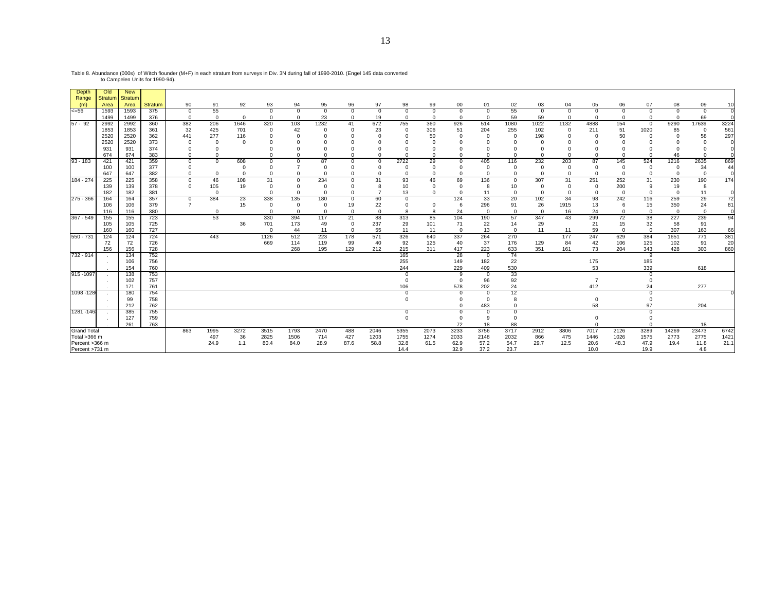Table 8. Abundance (000s) of Witch flounder (M+F) in each stratum from surveys in Div. 3N during fall of 1990-2010. (Engel 145 data converted to Campelen Units for 1990-94).

| Depth Range (m) | Old Stratum Area | New Stratum Area | Stratum | 90 | 91 | 92 | 93 | 94 | 95 | 96 | 97 | 98 | 99 | 00 | 01 | 02 | 03 | 04 | 05 | 06 | 07 | 08 | 09 | 10 |
|---|---|---|---|---|---|---|---|---|---|---|---|---|---|---|---|---|---|---|---|---|---|---|---|---|
| <=56 | 1593 | 1593 | 375 | 0 | 55 | | 0 | 0 | 0 | 0 | 0 | 0 | 0 | 0 | 0 | 55 | 0 | 0 | 0 | 0 | 0 | 0 | 0 | 0 |
| | 1499 | 1499 | 376 | 0 | 0 | 0 | 0 | 0 | 23 | 0 | 19 | 0 | 0 | 0 | 0 | 59 | 59 | 0 | 0 | 0 | 0 | 0 | 69 | 0 |
| 57 - 92 | 2992 | 2992 | 360 | 382 | 206 | 1646 | 320 | 103 | 1232 | 41 | 672 | 755 | 360 | 926 | 514 | 1080 | 1022 | 1132 | 4888 | 154 | 0 | 9290 | 17639 | 3224 |
| | 1853 | 1853 | 361 | 32 | 425 | 701 | 0 | 42 | 0 | 0 | 23 | 0 | 306 | 51 | 204 | 255 | 102 | 0 | 211 | 51 | 1020 | 85 | 0 | 561 |
| | 2520 | 2520 | 362 | 441 | 277 | 116 | 0 | 0 | 0 | 0 | 0 | 0 | 50 | 0 | 0 | 0 | 198 | 0 | 0 | 50 | 0 | 0 | 58 | 297 |
| | 2520 | 2520 | 373 | 0 | 0 | 0 | 0 | 0 | 0 | 0 | 0 | 0 | 0 | 0 | 0 | 0 | 0 | 0 | 0 | 0 | 0 | 0 | 0 | 0 |
| | 931 | 931 | 374 | 0 | 0 | | 0 | 0 | 0 | 0 | 0 | 0 | 0 | 0 | 0 | 0 | 0 | 0 | 0 | 0 | 0 | 0 | 0 | 0 |
| | 674 | 674 | 383 | 0 | 0 | | 0 | 0 | 0 | 0 | 0 | 0 | 0 | 0 | 0 | 0 | 0 | 0 | 0 | 0 | 0 | 46 | 0 | 0 |
| 93 - 183 | 421 | 421 | 359 | 0 | 0 | 608 | 0 | 0 | 87 | 0 | 0 | 2722 | 29 | 0 | 405 | 116 | 232 | 203 | 87 | 145 | 524 | 1216 | 2635 | 869 |
| | 100 | 100 | 377 | 0 | | 0 | 0 | 7 | 0 | 0 | 0 | 0 | 0 | 0 | 0 | 0 | 0 | 0 | 0 | 0 | 0 | 0 | 34 | 44 |
| | 647 | 647 | 382 | 0 | 0 | 0 | 0 | 0 | 0 | 0 | 0 | 0 | 0 | 0 | 0 | 0 | 0 | 0 | 0 | 0 | 0 | 0 | 0 | 0 |
| 184 - 274 | 225 | 225 | 358 | 0 | 46 | 108 | 31 | 0 | 234 | 0 | 31 | 93 | 46 | 69 | 136 | 0 | 307 | 31 | 251 | 252 | 31 | 230 | 190 | 174 |
| | 139 | 139 | 378 | 0 | 105 | 19 | 0 | 0 | 0 | 0 | 8 | 10 | 0 | 0 | 8 | 10 | 0 | 0 | 0 | 200 | 9 | 19 | 8 | |
| | 182 | 182 | 381 | | 0 | | 0 | 0 | 0 | 0 | 7 | 13 | 0 | 0 | 11 | 0 | 0 | 0 | 0 | 0 | 0 | 0 | 11 | 0 |
| 275 - 366 | 164 | 164 | 357 | 0 | 384 | 23 | 338 | 135 | 180 | 0 | 60 | 0 | | 124 | 33 | 20 | 102 | 34 | 98 | 242 | 116 | 259 | 29 | 72 |
| | 106 | 106 | 379 | 7 | | 15 | 0 | 0 | 0 | 19 | 22 | 0 | 0 | 6 | 296 | 91 | 26 | 1915 | 13 | 6 | 15 | 350 | 24 | 81 |
| | 116 | 116 | 380 | | 0 | | 0 | 0 | 0 | 0 | 0 | 8 | 8 | 24 | 0 | 0 | 0 | 16 | 24 | 0 | 0 | 0 | 0 | 0 |
| 367 - 549 | 155 | 155 | 723 | | 53 | | 330 | 394 | 117 | 21 | 88 | 313 | 85 | 104 | 190 | 57 | 347 | 43 | 299 | 72 | 38 | 227 | 239 | 94 |
| | 105 | 105 | 725 | | | 36 | 701 | 173 | 49 | 0 | 237 | 29 | 101 | 71 | 22 | 14 | 29 | | 21 | 15 | 32 | 58 | 91 | |
| | 160 | 160 | 727 | | | | 0 | 44 | 11 | 0 | 55 | 11 | 11 | 0 | 13 | 0 | 11 | 11 | 59 | 0 | 0 | 307 | 163 | 66 |
| 550 - 731 | 124 | 124 | 724 | | 443 | | 1126 | 512 | 223 | 178 | 571 | 326 | 640 | 337 | 264 | 270 | | 177 | 247 | 629 | 384 | 1651 | 771 | 381 |
| | 72 | 72 | 726 | | | | 669 | 114 | 119 | 99 | 40 | 92 | 125 | 40 | 37 | 176 | 129 | 84 | 42 | 106 | 125 | 102 | 91 | 20 |
| | 156 | 156 | 728 | | | | | 268 | 195 | 129 | 212 | 215 | 311 | 417 | 223 | 633 | 351 | 161 | 73 | 204 | 343 | 428 | 303 | 860 |
| 732 - 914 | . | 134 | 752 | | | | | | | | | 165 | | 28 | 0 | 74 | | | | | 9 | | | |
| | . | 106 | 756 | | | | | | | | | 255 | | 149 | 182 | 22 | | | 175 | | 185 | | | |
| | . | 154 | 760 | | | | | | | | | 244 | | 229 | 409 | 530 | | | 53 | | 339 | | 618 | |
| 915 -1097 | . | 138 | 753 | | | | | | | | | 0 | | 9 | 0 | 33 | | | | | 0 | | | |
| | . | 102 | 757 | | | | | | | | | 0 | | 0 | 96 | 92 | | | 7 | | 0 | | | |
| | . | 171 | 761 | | | | | | | | | 106 | | 578 | 202 | 24 | | | 412 | | 24 | | 277 | |
| 1098 -128 | . | 180 | 754 | | | | | | | | | 0 | | 0 | 0 | 12 | | | | | 0 | | | 0 |
| | . | 99 | 758 | | | | | | | | | 0 | | 0 | 0 | 8 | | | 0 | | 0 | | | |
| | . | 212 | 762 | | | | | | | | | | | 0 | 483 | 0 | | | 58 | | 97 | | 204 | |
| 1281 -146 | . | 385 | 755 | | | | | | | | | 0 | | 0 | 0 | 0 | | | | | 0 | | | |
| | . | 127 | 759 | | | | | | | | | 0 | | 0 | 9 | 0 | | | 0 | | 0 | | | |
| | . | 261 | 763 | | | | | | | | | | | 72 | 18 | 88 | | | 0 | | 0 | | 18 | |
| Grand Total | | | | 863 | 1995 | 3272 | 3515 | 1793 | 2470 | 488 | 2046 | 5355 | 2073 | 3233 | 3756 | 3717 | 2912 | 3806 | 7017 | 2126 | 3289 | 14269 | 23473 | 6742 |
| Total >366 m | | | | | 497 | 36 | 2825 | 1506 | 714 | 427 | 1203 | 1755 | 1274 | 2033 | 2148 | 2032 | 866 | 475 | 1446 | 1026 | 1575 | 2773 | 2775 | 1421 |
| Percent >366 m | | | | | 24.9 | 1.1 | 80.4 | 84.0 | 28.9 | 87.6 | 58.8 | 32.8 | 61.5 | 62.9 | 57.2 | 54.7 | 29.7 | 12.5 | 20.6 | 48.3 | 47.9 | 19.4 | 11.8 | 21.1 |
| Percent >731 m | | | | | | | | | | | | 14.4 | | 32.9 | 37.2 | 23.7 | | | 10.0 | | 19.9 | | 4.8 | |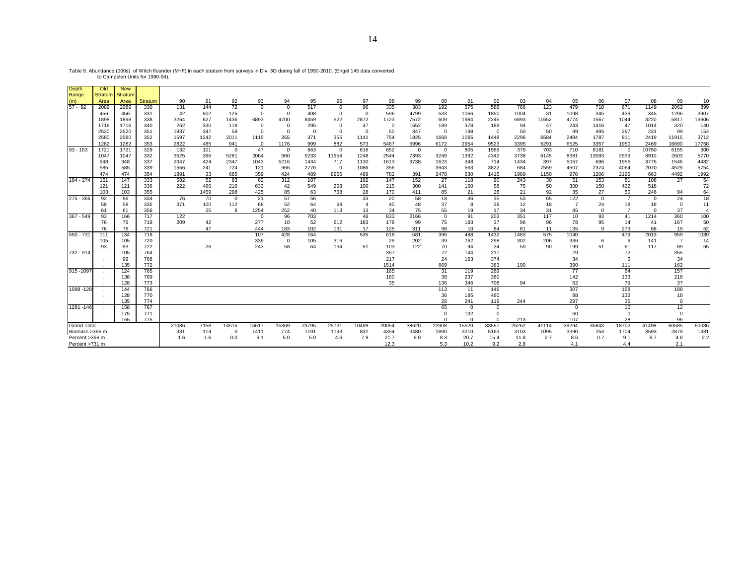Table 9. Abundance (000s) of Witch flounder (M+F) in each stratum from surveys in Div. 3O during fall of 1990-2010. (Engel 145 data converted to Campelen Units for 1990-94).

| Depth Range (m) | Old Stratum Area | New Stratum Area | Stratum | 90 | 91 | 92 | 93 | 94 | 95 | 96 | 97 | 98 | 99 | 00 | 01 | 02 | 03 | 04 | 05 | 06 | 07 | 08 | 09 | 10 |
|---|---|---|---|---|---|---|---|---|---|---|---|---|---|---|---|---|---|---|---|---|---|---|---|---|
| 57 - 92 | 2089 | 2089 | 330 | 131 | 144 | 72 | 0 | 0 | 517 | 0 | 96 | 335 | 383 | 192 | 575 | 588 | 766 | 123 | 479 | 718 | 671 | 1149 | 2062 | 899 |
| | 456 | 456 | 331 | 42 | 502 | 125 | 0 | 0 | 408 | 0 | 0 | 596 | 4799 | 533 | 1066 | 1850 | 1004 | 31 | 1098 | 345 | 439 | 345 | 1296 | 3907 |
| | 1898 | 1898 | 338 | 3264 | 627 | 1436 | 6893 | 4700 | 8459 | 522 | 2872 | 1723 | 7572 | 609 | 1984 | 2245 | 6893 | 11652 | 4774 | 1567 | 1044 | 3220 | 5817 | 13606 |
| | 1716 | 1716 | 340 | 262 | 330 | 118 | 0 | 0 | 295 | 0 | 47 | 0 | 1652 | 189 | 378 | 189 | 94 | 47 | 243 | 1416 | 47 | 1014 | 320 | 140 |
| | 2520 | 2520 | 351 | 1837 | 347 | 58 | 0 | 0 | 0 | 0 | 0 | 50 | 347 | 0 | 198 | 0 | 50 | 50 | 99 | 495 | 297 | 231 | 99 | 154 |
| | 2580 | 2580 | 352 | 1597 | 1242 | 2011 | 1115 | 355 | 371 | 355 | 1141 | 754 | 1825 | 1668 | 1065 | 1448 | 2296 | 6584 | 2484 | 1787 | 811 | 2419 | 11915 | 3712 |
| | 1282 | 1282 | 353 | 2822 | 485 | 941 | 0 | 1176 | 999 | 882 | 573 | 5467 | 5996 | 6172 | 2954 | 9523 | 3395 | 5291 | 6525 | 3357 | 1950 | 2469 | 16690 | 17768 |
| 93 - 183 | 1721 | 1721 | 329 | 132 | 101 | 0 | 47 | 0 | 663 | 0 | 616 | 852 | 0 | 0 | 805 | 1989 | 379 | 703 | 710 | 8181 | 0 | 10750 | 6155 | 300 |
| | 1047 | 1047 | 332 | 3625 | 396 | 5281 | 2064 | 960 | 5233 | 11954 | 1248 | 2544 | 7393 | 3249 | 1392 | 4342 | 3738 | 6145 | 8381 | 13093 | 2939 | 8910 | 2603 | 5770 |
| | 948 | 948 | 337 | 2347 | 424 | 2347 | 1043 | 5216 | 1434 | 717 | 1130 | 1613 | 3738 | 1623 | 348 | 714 | 1434 | 397 | 5067 | 696 | 1956 | 3775 | 1546 | 4482 |
| | 585 | 585 | 339 | 1556 | 241 | 724 | 121 | 966 | 2776 | 0 | 1086 | 356 | | 3943 | 563 | 3822 | 684 | 7559 | 4507 | 2374 | 4064 | 2070 | 4529 | 5754 |
| | 474 | 474 | 354 | 1891 | 33 | 685 | 359 | 424 | 489 | 8955 | 489 | 782 | 391 | 2478 | 630 | 1415 | 1989 | 1150 | 978 | 1206 | 2195 | 663 | 4492 | 1992 |
| 184 - 274 | 151 | 147 | 333 | 582 | 52 | 83 | 62 | 312 | 187 | | 192 | 147 | 152 | 27 | 118 | 90 | 243 | 30 | 51 | 153 | 81 | 108 | 27 | 54 |
| | 121 | 121 | 336 | 222 | 466 | 216 | 633 | 42 | 549 | 208 | 100 | 215 | 300 | 141 | 150 | 58 | 75 | 50 | 300 | 150 | 422 | 518 | | 72 |
| | 103 | 103 | 355 | | 1459 | 298 | 425 | 85 | 63 | 768 | 28 | 170 | 411 | 85 | 21 | 28 | 21 | 92 | 35 | 27 | 50 | 246 | 94 | 64 |
| 275 - 366 | 92 | 96 | 334 | 76 | 70 | 0 | 21 | 57 | 56 | | 33 | 20 | 58 | 18 | 36 | 35 | 53 | 65 | 122 | 0 | 7 | 0 | 24 | 18 |
| | 58 | 58 | 335 | 371 | 100 | 112 | 68 | 52 | 64 | 64 | 4 | 40 | 48 | 37 | 8 | 39 | 12 | 18 | 7 | 24 | 18 | 18 | 0 | 11 |
| | 61 | 61 | 356 | | 25 | 8 | 1254 | 252 | 40 | 113 | 13 | 34 | 75 | 55 | 19 | 17 | 34 | 31 | 45 | 0 | 7 | 0 | 37 | 4 |
| 367 - 549 | 93 | 166 | 717 | 122 | | | 0 | 96 | 703 | | 46 | 833 | 2166 | 0 | 91 | 203 | 351 | 117 | 10 | 93 | 41 | 1214 | 360 | 100 |
| | 76 | 76 | 719 | 209 | 42 | | 277 | 10 | 52 | 612 | 183 | 178 | 99 | 75 | 183 | 37 | 96 | 96 | 78 | 95 | 14 | 41 | 167 | 50 |
| | 76 | 76 | 721 | | 47 | | 444 | 183 | 102 | 131 | 17 | 125 | 311 | 98 | 10 | 84 | 81 | 11 | 135 | 9 | 273 | 68 | 19 | 62 |
| 550 - 731 | 111 | 134 | 718 | | | | 107 | 428 | 164 | | 535 | 618 | 581 | 396 | 488 | 1432 | 1483 | 575 | 1040 | | 479 | 2013 | 959 | 1039 |
| | 105 | 105 | 720 | | | | 339 | 0 | 105 | 316 | | 29 | 202 | 39 | 762 | 298 | 302 | 206 | 336 | 6 | 6 | 141 | 7 | 14 |
| | 93 | 93 | 722 | | | 26 | 243 | 58 | 64 | 134 | 51 | 103 | 122 | 70 | 94 | 34 | 50 | 90 | 199 | 51 | 61 | 117 | 89 | 65 |
| 732 - 914 | . | 105 | 764 | | | | | | | | | 357 | | 72 | 144 | 217 | | | 29 | | 72 | | 355 | |
| | . | 99 | 768 | | | | | | | | | 217 | | 24 | 163 | 374 | | | 34 | | 6 | | 34 | |
| | . | 135 | 772 | | | | | | | | | 1514 | | 669 | | 383 | 190 | | 390 | | 111 | | 162 | |
| 915 -1097 | . | 124 | 765 | | | | | | | | | 165 | | 31 | 119 | 289 | | | 77 | | 64 | | 157 | |
| | . | 138 | 769 | | | | | | | | | 180 | | 38 | 237 | 380 | | | 142 | | 133 | | 218 | |
| | . | 128 | 773 | | | | | | | | | 35 | | 136 | 346 | 708 | 94 | | 62 | | 79 | | 37 | |
| 1098 -128 | . | 144 | 766 | | | | | | | | | | | 113 | 11 | 146 | | | 307 | | 158 | | 188 | |
| | . | 128 | 770 | | | | | | | | | | | 36 | 185 | 460 | | | 88 | | 132 | | 18 | |
| | . | 135 | 774 | | | | | | | | | | | 28 | 241 | 119 | 244 | | 297 | | 35 | | 0 | |
| 1281 -146 | . | 158 | 767 | | | | | | | | | | | 65 | 0 | 0 | | | 0 | | 10 | | 12 | |
| | . | 175 | 771 | | | | | | | | | | | 0 | 132 | 0 | | | 60 | | 0 | | 0 | |
| | . | 155 | 775 | | | | | | | | | | | 0 | 0 | 0 | 213 | | 107 | | 28 | | 96 | |
| Grand Total | | | | 21086 | 7158 | 14515 | 15517 | 15369 | 23795 | 25731 | 10499 | 20054 | 38620 | 22908 | 15520 | 33557 | 26262 | 41114 | 39294 | 35843 | 18702 | 41498 | 60585 | 60036 |
| Biomass >366 m | | | | 331 | 114 | 0 | 1411 | 774 | 1191 | 1193 | 831 | 4354 | 3480 | 1890 | 3210 | 5163 | 3103 | 1095 | 3390 | 254 | 1704 | 3593 | 2879 | 1331 |
| Percent >366 m | | | | 1.6 | 1.6 | 0.0 | 9.1 | 5.0 | 5.0 | 4.6 | 7.9 | 21.7 | 9.0 | 8.3 | 20.7 | 15.4 | 11.8 | 2.7 | 8.6 | 0.7 | 9.1 | 8.7 | 4.8 | 2.2 |
| Percent >731 m | | | | | | | | | | | | 12.3 | | 5.3 | 10.2 | 9.2 | 2.8 | | 4.1 | | 4.4 | | 2.1 | |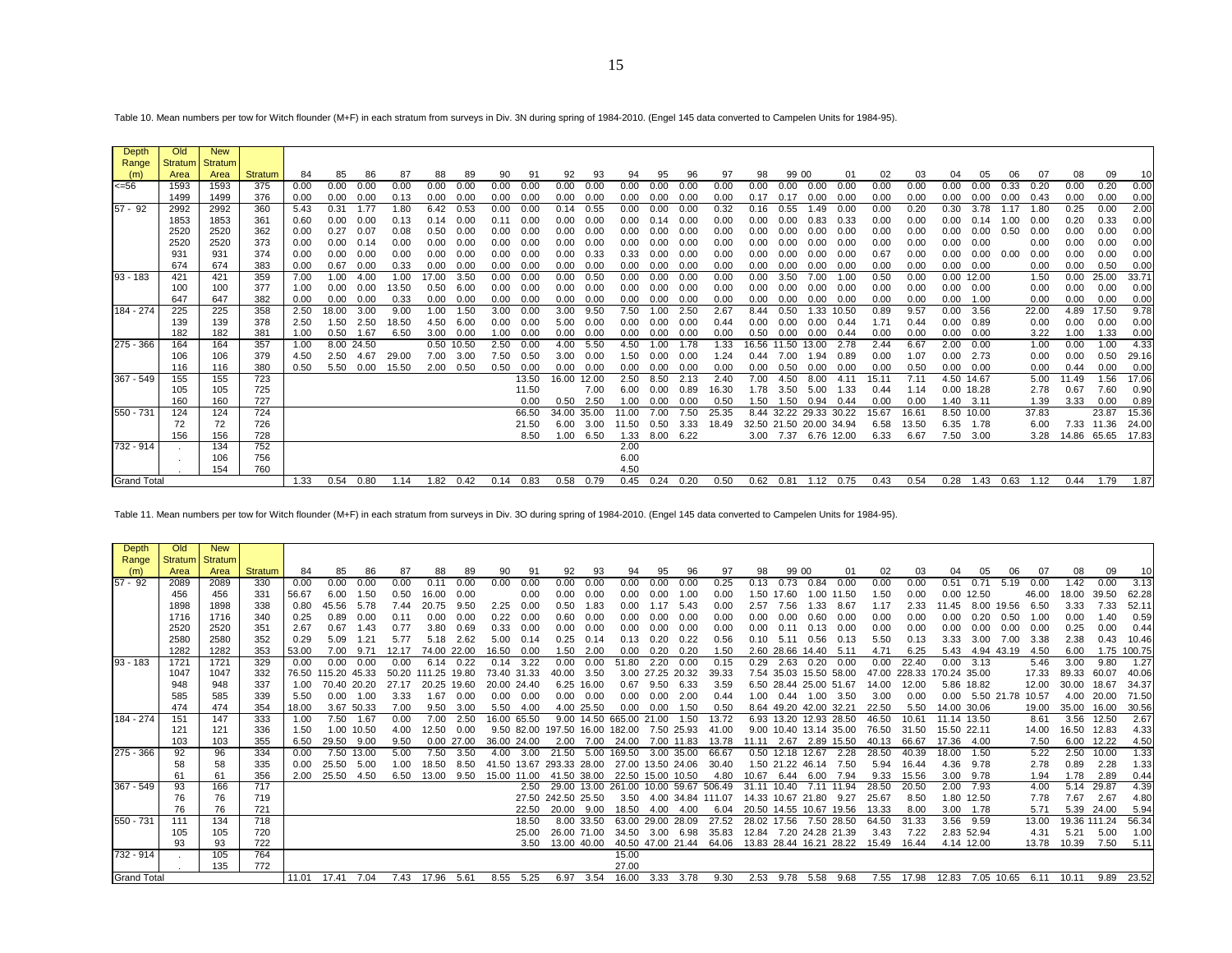Table 10. Mean numbers per tow for Witch flounder (M+F) in each stratum from surveys in Div. 3N during spring of 1984-2010. (Engel 145 data converted to Campelen Units for 1984-95).

| Depth Range (m) | Old Stratum Area | New Stratum Area | Stratum | 84 | 85 | 86 | 87 | 88 | 89 | 90 | 91 | 92 | 93 | 94 | 95 | 96 | 97 | 98 | 99 | 00 | 01 | 02 | 03 | 04 | 05 | 06 | 07 | 08 | 09 | 10 |
|---|---|---|---|---|---|---|---|---|---|---|---|---|---|---|---|---|---|---|---|---|---|---|---|---|---|---|---|---|---|---|
| <=56 | 1593 | 1593 | 375 | 0.00 | 0.00 | 0.00 | 0.00 | 0.00 | 0.00 | 0.00 | 0.00 | 0.00 | 0.00 | 0.00 | 0.00 | 0.00 | 0.00 | 0.00 | 0.00 | 0.00 | 0.00 | 0.00 | 0.00 | 0.00 | 0.00 | 0.33 | 0.20 | 0.00 | 0.20 | 0.00 |
| | 1499 | 1499 | 376 | 0.00 | 0.00 | 0.00 | 0.13 | 0.00 | 0.00 | 0.00 | 0.00 | 0.00 | 0.00 | 0.00 | 0.00 | 0.00 | 0.00 | 0.17 | 0.17 | 0.00 | 0.00 | 0.00 | 0.00 | 0.00 | 0.00 | 0.00 | 0.43 | 0.00 | 0.00 | 0.00 |
| 57 - 92 | 2992 | 2992 | 360 | 5.43 | 0.31 | 1.77 | 1.80 | 6.42 | 0.53 | 0.00 | 0.00 | 0.14 | 0.55 | 0.00 | 0.00 | 0.00 | 0.32 | 0.16 | 0.55 | 1.49 | 0.00 | 0.00 | 0.20 | 0.30 | 3.78 | 1.17 | 1.80 | 0.25 | 0.00 | 2.00 |
| | 1853 | 1853 | 361 | 0.60 | 0.00 | 0.00 | 0.13 | 0.14 | 0.00 | 0.11 | 0.00 | 0.00 | 0.00 | 0.00 | 0.14 | 0.00 | 0.00 | 0.00 | 0.00 | 0.83 | 0.33 | 0.00 | 0.00 | 0.00 | 0.14 | 1.00 | 0.00 | 0.20 | 0.33 | 0.00 |
| | 2520 | 2520 | 362 | 0.00 | 0.27 | 0.07 | 0.08 | 0.50 | 0.00 | 0.00 | 0.00 | 0.00 | 0.00 | 0.00 | 0.00 | 0.00 | 0.00 | 0.00 | 0.00 | 0.00 | 0.00 | 0.00 | 0.00 | 0.00 | 0.00 | 0.50 | 0.00 | 0.00 | 0.00 | 0.00 |
| | 2520 | 2520 | 373 | 0.00 | 0.00 | 0.14 | 0.00 | 0.00 | 0.00 | 0.00 | 0.00 | 0.00 | 0.00 | 0.00 | 0.00 | 0.00 | 0.00 | 0.00 | 0.00 | 0.00 | 0.00 | 0.00 | 0.00 | 0.00 | 0.00 | | 0.00 | 0.00 | 0.00 | 0.00 |
| | 931 | 931 | 374 | 0.00 | 0.00 | 0.00 | 0.00 | 0.00 | 0.00 | 0.00 | 0.00 | 0.00 | 0.33 | 0.33 | 0.00 | 0.00 | 0.00 | 0.00 | 0.00 | 0.00 | 0.00 | 0.67 | 0.00 | 0.00 | 0.00 | 0.00 | 0.00 | 0.00 | 0.00 | 0.00 |
| | 674 | 674 | 383 | 0.00 | 0.67 | 0.00 | 0.33 | 0.00 | 0.00 | 0.00 | 0.00 | 0.00 | 0.00 | 0.00 | 0.00 | 0.00 | 0.00 | 0.00 | 0.00 | 0.00 | 0.00 | 0.00 | 0.00 | 0.00 | 0.00 | | 0.00 | 0.00 | 0.50 | 0.00 |
| 93 - 183 | 421 | 421 | 359 | 7.00 | 1.00 | 4.00 | 1.00 | 17.00 | 3.50 | 0.00 | 0.00 | 0.00 | 0.50 | 0.00 | 0.00 | 0.00 | 0.00 | 0.00 | 3.50 | 7.00 | 1.00 | 0.50 | 0.00 | 0.00 | 12.00 | | 1.50 | 0.00 | 25.00 | 33.71 |
| | 100 | 100 | 377 | 1.00 | 0.00 | 0.00 | 13.50 | 0.50 | 6.00 | 0.00 | 0.00 | 0.00 | 0.00 | 0.00 | 0.00 | 0.00 | 0.00 | 0.00 | 0.00 | 0.00 | 0.00 | 0.00 | 0.00 | 0.00 | 0.00 | | 0.00 | 0.00 | 0.00 | 0.00 |
| | 647 | 647 | 382 | 0.00 | 0.00 | 0.00 | 0.33 | 0.00 | 0.00 | 0.00 | 0.00 | 0.00 | 0.00 | 0.00 | 0.00 | 0.00 | 0.00 | 0.00 | 0.00 | 0.00 | 0.00 | 0.00 | 0.00 | 0.00 | 1.00 | | 0.00 | 0.00 | 0.00 | 0.00 |
| 184 - 274 | 225 | 225 | 358 | 2.50 | 18.00 | 3.00 | 9.00 | 1.00 | 1.50 | 3.00 | 0.00 | 3.00 | 9.50 | 7.50 | 1.00 | 2.50 | 2.67 | 8.44 | 0.50 | 1.33 | 10.50 | 0.89 | 9.57 | 0.00 | 3.56 | | 22.00 | 4.89 | 17.50 | 9.78 |
| | 139 | 139 | 378 | 2.50 | 1.50 | 2.50 | 18.50 | 4.50 | 6.00 | 0.00 | 0.00 | 5.00 | 0.00 | 0.00 | 0.00 | 0.00 | 0.44 | 0.00 | 0.00 | 0.00 | 0.44 | 1.71 | 0.44 | 0.00 | 0.89 | | 0.00 | 0.00 | 0.00 | 0.00 |
| | 182 | 182 | 381 | 1.00 | 0.50 | 1.67 | 6.50 | 3.00 | 0.00 | 1.00 | 0.00 | 0.00 | 0.00 | 0.00 | 0.00 | 0.00 | 0.00 | 0.50 | 0.00 | 0.00 | 0.44 | 0.00 | 0.00 | 0.00 | 0.00 | | 3.22 | 1.00 | 1.33 | 0.00 |
| 275 - 366 | 164 | 164 | 357 | 1.00 | 8.00 | 24.50 | | 0.50 | 10.50 | 2.50 | 0.00 | 4.00 | 5.50 | 4.50 | 1.00 | 1.78 | 1.33 | 16.56 | 11.50 | 13.00 | 2.78 | 2.44 | 6.67 | 2.00 | 0.00 | | 1.00 | 0.00 | 1.00 | 4.33 |
| | 106 | 106 | 379 | 4.50 | 2.50 | 4.67 | 29.00 | 7.00 | 3.00 | 7.50 | 0.50 | 3.00 | 0.00 | 1.50 | 0.00 | 0.00 | 1.24 | 0.44 | 7.00 | 1.94 | 0.89 | 0.00 | 1.07 | 0.00 | 2.73 | | 0.00 | 0.00 | 0.50 | 29.16 |
| | 116 | 116 | 380 | 0.50 | 5.50 | 0.00 | 15.50 | 2.00 | 0.50 | 0.50 | 0.00 | 0.00 | 0.00 | 0.00 | 0.00 | 0.00 | 0.00 | 0.00 | 0.50 | 0.00 | 0.00 | 0.00 | 0.50 | 0.00 | 0.00 | | 0.00 | 0.44 | 0.00 | 0.00 |
| 367 - 549 | 155 | 155 | 723 | | | | | | | | 13.50 | 16.00 | 12.00 | 2.50 | 8.50 | 2.13 | 2.40 | 7.00 | 4.50 | 8.00 | 4.11 | 15.11 | 7.11 | 4.50 | 14.67 | | 5.00 | 11.49 | 1.56 | 17.06 |
| | 105 | 105 | 725 | | | | | | | | 11.50 | | 7.00 | 6.00 | 0.00 | 0.89 | 16.30 | 1.78 | 3.50 | 5.00 | 1.33 | 0.44 | 1.14 | 0.00 | 18.28 | | 2.78 | 0.67 | 7.60 | 0.90 |
| | 160 | 160 | 727 | | | | | | | | 0.00 | 0.50 | 2.50 | 1.00 | 0.20 | 0.00 | 0.50 | 1.50 | 1.50 | 0.94 | 0.44 | 0.00 | 0.00 | 1.40 | 3.11 | | 1.39 | 3.33 | 0.00 | 0.89 |
| 550 - 731 | 124 | 124 | 724 | | | | | | | | 66.50 | 34.00 | 35.00 | 11.00 | 7.00 | 7.50 | 25.35 | 8.44 | 32.22 | 29.33 | 30.22 | 15.67 | 16.61 | 8.50 | 10.00 | | 37.83 | | 23.87 | 15.36 |
| | 72 | 72 | 726 | | | | | | | | 21.50 | 6.00 | 3.00 | 11.50 | 0.50 | 3.33 | 18.49 | 32.50 | 21.50 | 20.00 | 34.94 | 6.58 | 13.50 | 6.35 | 1.78 | | 6.00 | 7.33 | 11.36 | 24.00 |
| | 156 | 156 | 728 | | | | | | | | 8.50 | 1.00 | 6.50 | 1.33 | 8.00 | 6.22 | | 3.00 | 7.37 | 6.76 | 12.00 | 6.33 | 6.67 | 7.50 | 3.00 | | 3.28 | 14.86 | 65.65 | 17.83 |
| 732 - 914 | . | 134 | 752 | | | | | | | | | | | 2.00 | | | | | | | | | | | | | | | | |
| | . | 106 | 756 | | | | | | | | | | | 6.00 | | | | | | | | | | | | | | | | |
| | . | 154 | 760 | | | | | | | | | | | 4.50 | | | | | | | | | | | | | | | | |
| Grand Total | | | | 1.33 | 0.54 | 0.80 | 1.14 | 1.82 | 0.42 | 0.14 | 0.83 | 0.58 | 0.79 | 0.45 | 0.24 | 0.20 | 0.50 | 0.62 | 0.81 | 1.12 | 0.75 | 0.43 | 0.54 | 0.28 | 1.43 | 0.63 | 1.12 | 0.44 | 1.79 | 1.87 |

Table 11. Mean numbers per tow for Witch flounder (M+F) in each stratum from surveys in Div. 3O during spring of 1984-2010. (Engel 145 data converted to Campelen Units for 1984-95).

| Depth Range (m) | Old Stratum Area | New Stratum Area | Stratum | 84 | 85 | 86 | 87 | 88 | 89 | 90 | 91 | 92 | 93 | 94 | 95 | 96 | 97 | 98 | 99 | 00 | 01 | 02 | 03 | 04 | 05 | 06 | 07 | 08 | 09 | 10 |
|---|---|---|---|---|---|---|---|---|---|---|---|---|---|---|---|---|---|---|---|---|---|---|---|---|---|---|---|---|---|---|
| 57 - 92 | 2089 | 2089 | 330 | 0.00 | 0.00 | 0.00 | 0.00 | 0.11 | 0.00 | 0.00 | 0.00 | 0.00 | 0.00 | 0.00 | 0.00 | 0.00 | 0.00 | 0.13 | 0.73 | 0.84 | 0.00 | 0.00 | 0.00 | 0.51 | 0.71 | 5.19 | 0.00 | 1.42 | 0.00 | 3.13 |
| | 456 | 456 | 331 | 56.67 | 6.00 | 1.50 | 0.50 | 16.00 | 0.00 | | 0.00 | 0.00 | 0.00 | 0.00 | 0.00 | 1.00 | 0.00 | 1.50 | 17.60 | 1.00 | 11.50 | 1.50 | 0.00 | 0.00 | 12.50 | | 46.00 | 18.00 | 39.50 | 62.28 |
| | 1898 | 1898 | 338 | 0.80 | 45.56 | 5.78 | 7.44 | 20.75 | 9.50 | 2.25 | 0.00 | 0.50 | 1.83 | 0.00 | 1.17 | 5.43 | 0.00 | 2.57 | 7.56 | 1.33 | 8.67 | 1.17 | 2.33 | 11.45 | 8.00 | 19.56 | 6.50 | 3.33 | 7.33 | 52.11 |
| | 1716 | 1716 | 340 | 0.25 | 0.89 | 0.00 | 0.11 | 0.00 | 0.00 | 0.22 | 0.00 | 0.60 | 0.00 | 0.00 | 0.00 | 0.00 | 0.00 | 0.00 | 0.00 | 0.60 | 0.00 | 0.00 | 0.00 | 0.00 | 0.20 | 0.50 | 1.00 | 0.00 | 1.40 | 0.59 |
| | 2520 | 2520 | 351 | 2.67 | 0.67 | 1.43 | 0.77 | 3.80 | 0.69 | 0.33 | 0.00 | 0.00 | 0.00 | 0.00 | 0.00 | 0.00 | 0.00 | 0.00 | 0.11 | 0.13 | 0.00 | 0.00 | 0.00 | 0.00 | 0.00 | 0.00 | 0.00 | 0.25 | 0.00 | 0.44 |
| | 2580 | 2580 | 352 | 0.29 | 5.09 | 1.21 | 5.77 | 5.18 | 2.62 | 5.00 | 0.14 | 0.25 | 0.14 | 0.13 | 0.20 | 0.22 | 0.56 | 0.10 | 5.11 | 0.56 | 0.13 | 5.50 | 0.13 | 3.33 | 3.00 | 7.00 | 3.38 | 2.38 | 0.43 | 10.46 |
| | 1282 | 1282 | 353 | 53.00 | 7.00 | 9.71 | 12.17 | 74.00 | 22.00 | 16.50 | 0.00 | 1.50 | 2.00 | 0.00 | 0.20 | 0.20 | 1.50 | 2.60 | 28.66 | 14.40 | 5.11 | 4.71 | 6.25 | 5.43 | 4.94 | 43.19 | 4.50 | 6.00 | 1.75 | 100.75 |
| 93 - 183 | 1721 | 1721 | 329 | 0.00 | 0.00 | 0.00 | 0.00 | 6.14 | 0.22 | 0.14 | 3.22 | 0.00 | 0.00 | 51.80 | 2.20 | 0.00 | 0.15 | 0.29 | 2.63 | 0.20 | 0.00 | 0.00 | 22.40 | 0.00 | 3.13 | | 5.46 | 3.00 | 9.80 | 1.27 |
| | 1047 | 1047 | 332 | 76.50 | 115.20 | 45.33 | 50.20 | 111.25 | 19.80 | 73.40 | 31.33 | 40.00 | 3.50 | 3.00 | 27.25 | 20.32 | 39.33 | 7.54 | 35.03 | 15.50 | 58.00 | 47.00 | 228.33 | 170.24 | 35.00 | | 17.33 | 89.33 | 60.07 | 40.06 |
| | 948 | 948 | 337 | 1.00 | 70.40 | 20.20 | 27.17 | 20.25 | 19.60 | 20.00 | 24.40 | 6.25 | 16.00 | 0.67 | 9.50 | 6.33 | 3.59 | 6.50 | 28.44 | 25.00 | 51.67 | 14.00 | 12.00 | 5.86 | 18.82 | | 12.00 | 30.00 | 18.67 | 34.37 |
| | 585 | 585 | 339 | 5.50 | 0.00 | 1.00 | 3.33 | 1.67 | 0.00 | 0.00 | 0.00 | 0.00 | 0.00 | 0.00 | 0.00 | 2.00 | 0.44 | 1.00 | 0.44 | 1.00 | 3.50 | 3.00 | 0.00 | 0.00 | 5.50 | 21.78 | 10.57 | 4.00 | 20.00 | 71.50 |
| | 474 | 474 | 354 | 18.00 | 3.67 | 50.33 | 7.00 | 9.50 | 3.00 | 5.50 | 4.00 | 4.00 | 25.50 | 0.00 | 0.00 | 1.50 | 0.50 | 8.64 | 49.20 | 42.00 | 32.21 | 22.50 | 5.50 | 14.00 | 30.06 | | 19.00 | 35.00 | 16.00 | 30.56 |
| 184 - 274 | 151 | 147 | 333 | 1.00 | 7.50 | 1.67 | 0.00 | 7.00 | 2.50 | 16.00 | 65.50 | 9.00 | 14.50 | 665.00 | 21.00 | 1.50 | 13.72 | 6.93 | 13.20 | 12.93 | 28.50 | 46.50 | 10.61 | 11.14 | 13.50 | | 8.61 | 3.56 | 12.50 | 2.67 |
| | 121 | 121 | 336 | 1.50 | 1.00 | 10.50 | 4.00 | 12.50 | 0.00 | 9.50 | 82.00 | 197.50 | 16.00 | 182.00 | 7.50 | 25.93 | 41.00 | 9.00 | 10.40 | 13.14 | 35.00 | 76.50 | 31.50 | 15.50 | 22.11 | | 14.00 | 16.50 | 12.83 | 4.33 |
| | 103 | 103 | 355 | 6.50 | 29.50 | 9.00 | 9.50 | 0.00 | 27.00 | 36.00 | 24.00 | 2.00 | 7.00 | 24.00 | 7.00 | 11.83 | 13.78 | 11.11 | 2.67 | 2.89 | 15.50 | 40.13 | 66.67 | 17.36 | 4.00 | | 7.50 | 6.00 | 12.22 | 4.50 |
| 275 - 366 | 92 | 96 | 334 | 0.00 | 7.50 | 13.00 | 5.00 | 7.50 | 3.50 | 4.00 | 3.00 | 21.50 | 5.00 | 169.50 | 3.00 | 35.00 | 66.67 | 0.50 | 12.18 | 12.67 | 2.28 | 28.50 | 40.39 | 18.00 | 1.50 | | 5.22 | 2.50 | 10.00 | 1.33 |
| | 58 | 58 | 335 | 0.00 | 25.50 | 5.00 | 1.00 | 18.50 | 8.50 | 41.50 | 13.67 | 293.33 | 28.00 | 27.00 | 13.50 | 24.06 | 30.40 | 1.50 | 21.22 | 46.14 | 7.50 | 5.94 | 16.44 | 4.36 | 9.78 | | 2.78 | 0.89 | 2.28 | 1.33 |
| | 61 | 61 | 356 | 2.00 | 25.50 | 4.50 | 6.50 | 13.00 | 9.50 | 15.00 | 11.00 | 41.50 | 38.00 | 22.50 | 15.00 | 10.50 | 4.80 | 10.67 | 6.44 | 6.00 | 7.94 | 9.33 | 15.56 | 3.00 | 9.78 | | 1.94 | 1.78 | 2.89 | 0.44 |
| 367 - 549 | 93 | 166 | 717 | | | | | | | | 2.50 | 29.00 | 13.00 | 261.00 | 10.00 | 59.67 | 506.49 | 31.11 | 10.40 | 7.11 | 11.94 | 28.50 | 20.50 | 2.00 | 7.93 | | 4.00 | 5.14 | 29.87 | 4.39 |
| | 76 | 76 | 719 | | | | | | | | 27.50 | 242.50 | 25.50 | 3.50 | 4.00 | 34.84 | 111.07 | 14.33 | 10.67 | 21.80 | 9.27 | 25.67 | 8.50 | 1.80 | 12.50 | | 7.78 | 7.67 | 2.67 | 4.80 |
| | 76 | 76 | 721 | | | | | | | | 22.50 | 20.00 | 9.00 | 18.50 | 4.00 | 4.00 | 6.04 | 20.50 | 14.55 | 10.67 | 19.56 | 13.33 | 8.00 | 3.00 | 1.78 | | 5.71 | 5.39 | 24.00 | 5.94 |
| 550 - 731 | 111 | 134 | 718 | | | | | | | | 18.50 | 8.00 | 33.50 | 63.00 | 29.00 | 28.09 | 27.52 | 28.02 | 17.56 | 7.50 | 28.50 | 64.50 | 31.33 | 3.56 | 9.59 | | 13.00 | 19.36 | 111.24 | 56.34 |
| | 105 | 105 | 720 | | | | | | | | 25.00 | 26.00 | 71.00 | 34.50 | 3.00 | 6.98 | 35.83 | 12.84 | 7.20 | 24.28 | 21.39 | 3.43 | 7.22 | 2.83 | 52.94 | | 4.31 | 5.21 | 5.00 | 1.00 |
| | 93 | 93 | 722 | | | | | | | | 3.50 | 13.00 | 40.00 | 40.50 | 47.00 | 21.44 | 64.06 | 13.83 | 28.44 | 16.21 | 28.22 | 15.49 | 16.44 | 4.14 | 12.00 | | 13.78 | 10.39 | 7.50 | 5.11 |
| 732 - 914 | . | 105 | 764 | | | | | | | | | | | 15.00 | | | | | | | | | | | | | | | | |
| | . | 135 | 772 | | | | | | | | | | | 27.00 | | | | | | | | | | | | | | | | |
| Grand Total | | | | 11.01 | 17.41 | 7.04 | 7.43 | 17.96 | 5.61 | 8.55 | 5.25 | 6.97 | 3.54 | 16.00 | 3.33 | 3.78 | 9.30 | 2.53 | 9.78 | 5.58 | 9.68 | 7.55 | 17.98 | 12.83 | 7.05 | 10.65 | 6.11 | 10.11 | 9.89 | 23.52 |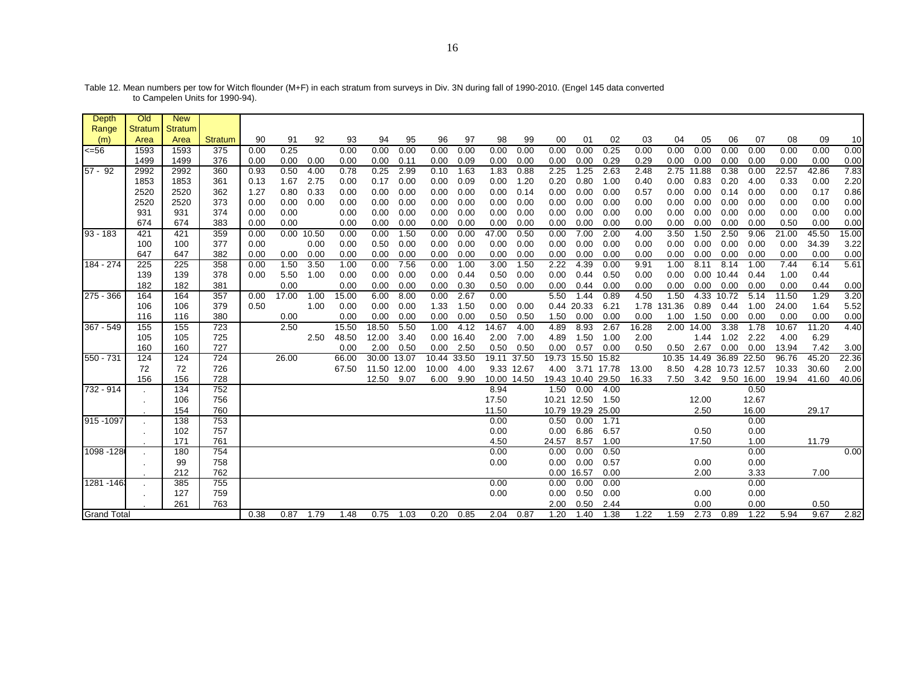Table 12. Mean numbers per tow for Witch flounder (M+F) in each stratum from surveys in Div. 3N during fall of 1990-2010. (Engel 145 data converted to Campelen Units for 1990-94).

| Depth Range (m) | Old Stratum Area | New Stratum Area | Stratum | 90 | 91 | 92 | 93 | 94 | 95 | 96 | 97 | 98 | 99 | 00 | 01 | 02 | 03 | 04 | 05 | 06 | 07 | 08 | 09 | 10 |
|---|---|---|---|---|---|---|---|---|---|---|---|---|---|---|---|---|---|---|---|---|---|---|---|---|
| <=56 | 1593 | 1593 | 375 | 0.00 | 0.25 | | 0.00 | 0.00 | 0.00 | 0.00 | 0.00 | 0.00 | 0.00 | 0.00 | 0.00 | 0.25 | 0.00 | 0.00 | 0.00 | 0.00 | 0.00 | 0.00 | 0.00 | 0.00 |
| | 1499 | 1499 | 376 | 0.00 | 0.00 | 0.00 | 0.00 | 0.00 | 0.11 | 0.00 | 0.09 | 0.00 | 0.00 | 0.00 | 0.00 | 0.29 | 0.29 | 0.00 | 0.00 | 0.00 | 0.00 | 0.00 | 0.00 | 0.00 |
| 57 - 92 | 2992 | 2992 | 360 | 0.93 | 0.50 | 4.00 | 0.78 | 0.25 | 2.99 | 0.10 | 1.63 | 1.83 | 0.88 | 2.25 | 1.25 | 2.63 | 2.48 | 2.75 | 11.88 | 0.38 | 0.00 | 22.57 | 42.86 | 7.83 |
| | 1853 | 1853 | 361 | 0.13 | 1.67 | 2.75 | 0.00 | 0.17 | 0.00 | 0.00 | 0.09 | 0.00 | 1.20 | 0.20 | 0.80 | 1.00 | 0.40 | 0.00 | 0.83 | 0.20 | 4.00 | 0.33 | 0.00 | 2.20 |
| | 2520 | 2520 | 362 | 1.27 | 0.80 | 0.33 | 0.00 | 0.00 | 0.00 | 0.00 | 0.00 | 0.00 | 0.14 | 0.00 | 0.00 | 0.00 | 0.57 | 0.00 | 0.00 | 0.14 | 0.00 | 0.00 | 0.17 | 0.86 |
| | 2520 | 2520 | 373 | 0.00 | 0.00 | 0.00 | 0.00 | 0.00 | 0.00 | 0.00 | 0.00 | 0.00 | 0.00 | 0.00 | 0.00 | 0.00 | 0.00 | 0.00 | 0.00 | 0.00 | 0.00 | 0.00 | 0.00 | 0.00 |
| | 931 | 931 | 374 | 0.00 | 0.00 | | 0.00 | 0.00 | 0.00 | 0.00 | 0.00 | 0.00 | 0.00 | 0.00 | 0.00 | 0.00 | 0.00 | 0.00 | 0.00 | 0.00 | 0.00 | 0.00 | 0.00 | 0.00 |
| | 674 | 674 | 383 | 0.00 | 0.00 | | 0.00 | 0.00 | 0.00 | 0.00 | 0.00 | 0.00 | 0.00 | 0.00 | 0.00 | 0.00 | 0.00 | 0.00 | 0.00 | 0.00 | 0.00 | 0.50 | 0.00 | 0.00 |
| 93 - 183 | 421 | 421 | 359 | 0.00 | 0.00 | 10.50 | 0.00 | 0.00 | 1.50 | 0.00 | 0.00 | 47.00 | 0.50 | 0.00 | 7.00 | 2.00 | 4.00 | 3.50 | 1.50 | 2.50 | 9.06 | 21.00 | 45.50 | 15.00 |
| | 100 | 100 | 377 | 0.00 | | 0.00 | 0.00 | 0.50 | 0.00 | 0.00 | 0.00 | 0.00 | 0.00 | 0.00 | 0.00 | 0.00 | 0.00 | 0.00 | 0.00 | 0.00 | 0.00 | 0.00 | 34.39 | 3.22 |
| | 647 | 647 | 382 | 0.00 | 0.00 | 0.00 | 0.00 | 0.00 | 0.00 | 0.00 | 0.00 | 0.00 | 0.00 | 0.00 | 0.00 | 0.00 | 0.00 | 0.00 | 0.00 | 0.00 | 0.00 | 0.00 | 0.00 | 0.00 |
| 184 - 274 | 225 | 225 | 358 | 0.00 | 1.50 | 3.50 | 1.00 | 0.00 | 7.56 | 0.00 | 1.00 | 3.00 | 1.50 | 2.22 | 4.39 | 0.00 | 9.91 | 1.00 | 8.11 | 8.14 | 1.00 | 7.44 | 6.14 | 5.61 |
| | 139 | 139 | 378 | 0.00 | 5.50 | 1.00 | 0.00 | 0.00 | 0.00 | 0.00 | 0.44 | 0.50 | 0.00 | 0.00 | 0.44 | 0.50 | 0.00 | 0.00 | 0.00 | 10.44 | 0.44 | 1.00 | 0.44 | |
| | 182 | 182 | 381 | | 0.00 | | 0.00 | 0.00 | 0.00 | 0.00 | 0.30 | 0.50 | 0.00 | 0.00 | 0.44 | 0.00 | 0.00 | 0.00 | 0.00 | 0.00 | 0.00 | 0.00 | 0.44 | 0.00 |
| 275 - 366 | 164 | 164 | 357 | 0.00 | 17.00 | 1.00 | 15.00 | 6.00 | 8.00 | 0.00 | 2.67 | 0.00 | | 5.50 | 1.44 | 0.89 | 4.50 | 1.50 | 4.33 | 10.72 | 5.14 | 11.50 | 1.29 | 3.20 |
| | 106 | 106 | 379 | 0.50 | | 1.00 | 0.00 | 0.00 | 0.00 | 1.33 | 1.50 | 0.00 | 0.00 | 0.44 | 20.33 | 6.21 | 1.78 | 131.36 | 0.89 | 0.44 | 1.00 | 24.00 | 1.64 | 5.52 |
| | 116 | 116 | 380 | | 0.00 | | 0.00 | 0.00 | 0.00 | 0.00 | 0.00 | 0.50 | 0.50 | 1.50 | 0.00 | 0.00 | 0.00 | 1.00 | 1.50 | 0.00 | 0.00 | 0.00 | 0.00 | 0.00 |
| 367 - 549 | 155 | 155 | 723 | | 2.50 | | 15.50 | 18.50 | 5.50 | 1.00 | 4.12 | 14.67 | 4.00 | 4.89 | 8.93 | 2.67 | 16.28 | 2.00 | 14.00 | 3.38 | 1.78 | 10.67 | 11.20 | 4.40 |
| | 105 | 105 | 725 | | | 2.50 | 48.50 | 12.00 | 3.40 | 0.00 | 16.40 | 2.00 | 7.00 | 4.89 | 1.50 | 1.00 | 2.00 | | 1.44 | 1.02 | 2.22 | 4.00 | 6.29 | |
| | 160 | 160 | 727 | | | | 0.00 | 2.00 | 0.50 | 0.00 | 2.50 | 0.50 | 0.50 | 0.00 | 0.57 | 0.00 | 0.50 | 0.50 | 2.67 | 0.00 | 0.00 | 13.94 | 7.42 | 3.00 |
| 550 - 731 | 124 | 124 | 724 | | 26.00 | | 66.00 | 30.00 | 13.07 | 10.44 | 33.50 | 19.11 | 37.50 | 19.73 | 15.50 | 15.82 | | 10.35 | 14.49 | 36.89 | 22.50 | 96.76 | 45.20 | 22.36 |
| | 72 | 72 | 726 | | | | 67.50 | 11.50 | 12.00 | 10.00 | 4.00 | 9.33 | 12.67 | 4.00 | 3.71 | 17.78 | 13.00 | 8.50 | 4.28 | 10.73 | 12.57 | 10.33 | 30.60 | 2.00 |
| | 156 | 156 | 728 | | | | | 12.50 | 9.07 | 6.00 | 9.90 | 10.00 | 14.50 | 19.43 | 10.40 | 29.50 | 16.33 | 7.50 | 3.42 | 9.50 | 16.00 | 19.94 | 41.60 | 40.06 |
| 732 - 914 | . | 134 | 752 | | | | | | | | | 8.94 | | 1.50 | 0.00 | 4.00 | | | | | 0.50 | | | |
| | . | 106 | 756 | | | | | | | | | 17.50 | | 10.21 | 12.50 | 1.50 | | | 12.00 | | 12.67 | | | |
| | . | 154 | 760 | | | | | | | | | 11.50 | | 10.79 | 19.29 | 25.00 | | | 2.50 | | 16.00 | | 29.17 | |
| 915 -1097 | . | 138 | 753 | | | | | | | | | 0.00 | | 0.50 | 0.00 | 1.71 | | | | | 0.00 | | | |
| | . | 102 | 757 | | | | | | | | | 0.00 | | 0.00 | 6.86 | 6.57 | | | 0.50 | | 0.00 | | | |
| | . | 171 | 761 | | | | | | | | | 4.50 | | 24.57 | 8.57 | 1.00 | | | 17.50 | | 1.00 | | 11.79 | |
| 1098 -128 | . | 180 | 754 | | | | | | | | | 0.00 | | 0.00 | 0.00 | 0.50 | | | | | 0.00 | | | 0.00 |
| | . | 99 | 758 | | | | | | | | | 0.00 | | 0.00 | 0.00 | 0.57 | | | 0.00 | | 0.00 | | | |
| | . | 212 | 762 | | | | | | | | | | | 0.00 | 16.57 | 0.00 | | | 2.00 | | 3.33 | | 7.00 | |
| 1281 -146 | . | 385 | 755 | | | | | | | | | 0.00 | | 0.00 | 0.00 | 0.00 | | | | | 0.00 | | | |
| | . | 127 | 759 | | | | | | | | | 0.00 | | 0.00 | 0.50 | 0.00 | | | 0.00 | | 0.00 | | | |
| | . | 261 | 763 | | | | | | | | | | | 2.00 | 0.50 | 2.44 | | | 0.00 | | 0.00 | | 0.50 | |
| Grand Total | | | | 0.38 | 0.87 | 1.79 | 1.48 | 0.75 | 1.03 | 0.20 | 0.85 | 2.04 | 0.87 | 1.20 | 1.40 | 1.38 | 1.22 | 1.59 | 2.73 | 0.89 | 1.22 | 5.94 | 9.67 | 2.82 |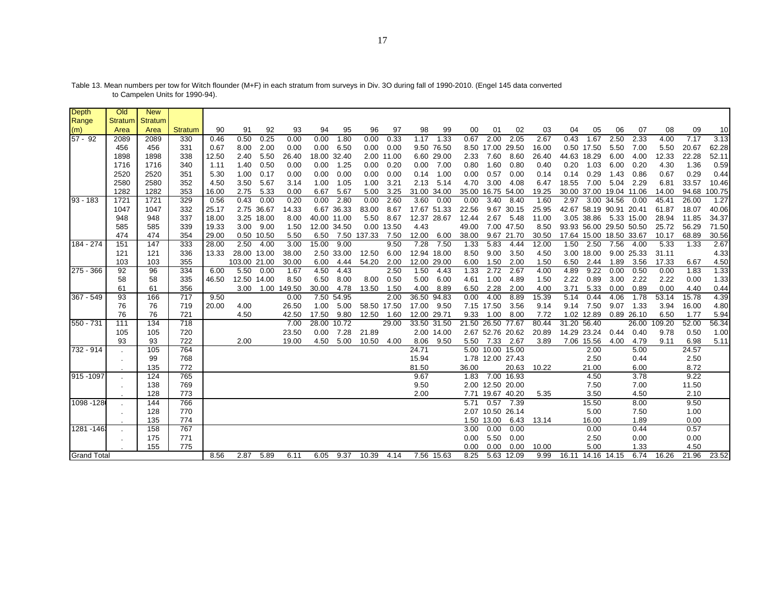Table 13. Mean numbers per tow for Witch flounder (M+F) in each stratum from surveys in Div. 3O during fall of 1990-2010. (Engel 145 data converted to Campelen Units for 1990-94).

| Depth Range (m) | Old Stratum Area | New Stratum Area | Stratum | 90 | 91 | 92 | 93 | 94 | 95 | 96 | 97 | 98 | 99 | 00 | 01 | 02 | 03 | 04 | 05 | 06 | 07 | 08 | 09 | 10 |
|---|---|---|---|---|---|---|---|---|---|---|---|---|---|---|---|---|---|---|---|---|---|---|---|---|
| 57 - 92 | 2089 | 2089 | 330 | 0.46 | 0.50 | 0.25 | 0.00 | 0.00 | 1.80 | 0.00 | 0.33 | 1.17 | 1.33 | 0.67 | 2.00 | 2.05 | 2.67 | 0.43 | 1.67 | 2.50 | 2.33 | 4.00 | 7.17 | 3.13 |
| | 456 | 456 | 331 | 0.67 | 8.00 | 2.00 | 0.00 | 0.00 | 6.50 | 0.00 | 0.00 | 9.50 | 76.50 | 8.50 | 17.00 | 29.50 | 16.00 | 0.50 | 17.50 | 5.50 | 7.00 | 5.50 | 20.67 | 62.28 |
| | 1898 | 1898 | 338 | 12.50 | 2.40 | 5.50 | 26.40 | 18.00 | 32.40 | 2.00 | 11.00 | 6.60 | 29.00 | 2.33 | 7.60 | 8.60 | 26.40 | 44.63 | 18.29 | 6.00 | 4.00 | 12.33 | 22.28 | 52.11 |
| | 1716 | 1716 | 340 | 1.11 | 1.40 | 0.50 | 0.00 | 0.00 | 1.25 | 0.00 | 0.20 | 0.00 | 7.00 | 0.80 | 1.60 | 0.80 | 0.40 | 0.20 | 1.03 | 6.00 | 0.20 | 4.30 | 1.36 | 0.59 |
| | 2520 | 2520 | 351 | 5.30 | 1.00 | 0.17 | 0.00 | 0.00 | 0.00 | 0.00 | 0.00 | 0.14 | 1.00 | 0.00 | 0.57 | 0.00 | 0.14 | 0.14 | 0.29 | 1.43 | 0.86 | 0.67 | 0.29 | 0.44 |
| | 2580 | 2580 | 352 | 4.50 | 3.50 | 5.67 | 3.14 | 1.00 | 1.05 | 1.00 | 3.21 | 2.13 | 5.14 | 4.70 | 3.00 | 4.08 | 6.47 | 18.55 | 7.00 | 5.04 | 2.29 | 6.81 | 33.57 | 10.46 |
| | 1282 | 1282 | 353 | 16.00 | 2.75 | 5.33 | 0.00 | 6.67 | 5.67 | 5.00 | 3.25 | 31.00 | 34.00 | 35.00 | 16.75 | 54.00 | 19.25 | 30.00 | 37.00 | 19.04 | 11.06 | 14.00 | 94.68 | 100.75 |
| 93 - 183 | 1721 | 1721 | 329 | 0.56 | 0.43 | 0.00 | 0.20 | 0.00 | 2.80 | 0.00 | 2.60 | 3.60 | 0.00 | 0.00 | 3.40 | 8.40 | 1.60 | 2.97 | 3.00 | 34.56 | 0.00 | 45.41 | 26.00 | 1.27 |
| | 1047 | 1047 | 332 | 25.17 | 2.75 | 36.67 | 14.33 | 6.67 | 36.33 | 83.00 | 8.67 | 17.67 | 51.33 | 22.56 | 9.67 | 30.15 | 25.95 | 42.67 | 58.19 | 90.91 | 20.41 | 61.87 | 18.07 | 40.06 |
| | 948 | 948 | 337 | 18.00 | 3.25 | 18.00 | 8.00 | 40.00 | 11.00 | 5.50 | 8.67 | 12.37 | 28.67 | 12.44 | 2.67 | 5.48 | 11.00 | 3.05 | 38.86 | 5.33 | 15.00 | 28.94 | 11.85 | 34.37 |
| | 585 | 585 | 339 | 19.33 | 3.00 | 9.00 | 1.50 | 12.00 | 34.50 | 0.00 | 13.50 | 4.43 | | 49.00 | 7.00 | 47.50 | 8.50 | 93.93 | 56.00 | 29.50 | 50.50 | 25.72 | 56.29 | 71.50 |
| | 474 | 474 | 354 | 29.00 | 0.50 | 10.50 | 5.50 | 6.50 | 7.50 | 137.33 | 7.50 | 12.00 | 6.00 | 38.00 | 9.67 | 21.70 | 30.50 | 17.64 | 15.00 | 18.50 | 33.67 | 10.17 | 68.89 | 30.56 |
| 184 - 274 | 151 | 147 | 333 | 28.00 | 2.50 | 4.00 | 3.00 | 15.00 | 9.00 | | 9.50 | 7.28 | 7.50 | 1.33 | 5.83 | 4.44 | 12.00 | 1.50 | 2.50 | 7.56 | 4.00 | 5.33 | 1.33 | 2.67 |
| | 121 | 121 | 336 | 13.33 | 28.00 | 13.00 | 38.00 | 2.50 | 33.00 | 12.50 | 6.00 | 12.94 | 18.00 | 8.50 | 9.00 | 3.50 | 4.50 | 3.00 | 18.00 | 9.00 | 25.33 | 31.11 | | 4.33 |
| | 103 | 103 | 355 | | 103.00 | 21.00 | 30.00 | 6.00 | 4.44 | 54.20 | 2.00 | 12.00 | 29.00 | 6.00 | 1.50 | 2.00 | 1.50 | 6.50 | 2.44 | 1.89 | 3.56 | 17.33 | 6.67 | 4.50 |
| 275 - 366 | 92 | 96 | 334 | 6.00 | 5.50 | 0.00 | 1.67 | 4.50 | 4.43 | | 2.50 | 1.50 | 4.43 | 1.33 | 2.72 | 2.67 | 4.00 | 4.89 | 9.22 | 0.00 | 0.50 | 0.00 | 1.83 | 1.33 |
| | 58 | 58 | 335 | 46.50 | 12.50 | 14.00 | 8.50 | 6.50 | 8.00 | 8.00 | 0.50 | 5.00 | 6.00 | 4.61 | 1.00 | 4.89 | 1.50 | 2.22 | 0.89 | 3.00 | 2.22 | 2.22 | 0.00 | 1.33 |
| | 61 | 61 | 356 | | 3.00 | 1.00 | 149.50 | 30.00 | 4.78 | 13.50 | 1.50 | 4.00 | 8.89 | 6.50 | 2.28 | 2.00 | 4.00 | 3.71 | 5.33 | 0.00 | 0.89 | 0.00 | 4.40 | 0.44 |
| 367 - 549 | 93 | 166 | 717 | 9.50 | | | 0.00 | 7.50 | 54.95 | | 2.00 | 36.50 | 94.83 | 0.00 | 4.00 | 8.89 | 15.39 | 5.14 | 0.44 | 4.06 | 1.78 | 53.14 | 15.78 | 4.39 |
| | 76 | 76 | 719 | 20.00 | 4.00 | | 26.50 | 1.00 | 5.00 | 58.50 | 17.50 | 17.00 | 9.50 | 7.15 | 17.50 | 3.56 | 9.14 | 9.14 | 7.50 | 9.07 | 1.33 | 3.94 | 16.00 | 4.80 |
| | 76 | 76 | 721 | | 4.50 | | 42.50 | 17.50 | 9.80 | 12.50 | 1.60 | 12.00 | 29.71 | 9.33 | 1.00 | 8.00 | 7.72 | 1.02 | 12.89 | 0.89 | 26.10 | 6.50 | 1.77 | 5.94 |
| 550 - 731 | 111 | 134 | 718 | | | | 7.00 | 28.00 | 10.72 | | 29.00 | 33.50 | 31.50 | 21.50 | 26.50 | 77.67 | 80.44 | 31.20 | 56.40 | | 26.00 | 109.20 | 52.00 | 56.34 |
| | 105 | 105 | 720 | | | | 23.50 | 0.00 | 7.28 | 21.89 | | 2.00 | 14.00 | 2.67 | 52.76 | 20.62 | 20.89 | 14.29 | 23.24 | 0.44 | 0.40 | 9.78 | 0.50 | 1.00 |
| | 93 | 93 | 722 | | 2.00 | | 19.00 | 4.50 | 5.00 | 10.50 | 4.00 | 8.06 | 9.50 | 5.50 | 7.33 | 2.67 | 3.89 | 7.06 | 15.56 | 4.00 | 4.79 | 9.11 | 6.98 | 5.11 |
| 732 - 914 | . | 105 | 764 | | | | | | | | | 24.71 | | 5.00 | 10.00 | 15.00 | | | 2.00 | | 5.00 | | 24.57 | |
| | . | 99 | 768 | | | | | | | | | 15.94 | | 1.78 | 12.00 | 27.43 | | | 2.50 | | 0.44 | | 2.50 | |
| | . | 135 | 772 | | | | | | | | | 81.50 | | 36.00 | | 20.63 | 10.22 | | 21.00 | | 6.00 | | 8.72 | |
| 915 -1097 | . | 124 | 765 | | | | | | | | | 9.67 | | 1.83 | 7.00 | 16.93 | | | 4.50 | | 3.78 | | 9.22 | |
| | . | 138 | 769 | | | | | | | | | 9.50 | | 2.00 | 12.50 | 20.00 | | | 7.50 | | 7.00 | | 11.50 | |
| | . | 128 | 773 | | | | | | | | | 2.00 | | 7.71 | 19.67 | 40.20 | 5.35 | | 3.50 | | 4.50 | | 2.10 | |
| 1098 -128 | . | 144 | 766 | | | | | | | | | | | 5.71 | 0.57 | 7.39 | | | 15.50 | | 8.00 | | 9.50 | |
| | . | 128 | 770 | | | | | | | | | | | 2.07 | 10.50 | 26.14 | | | 5.00 | | 7.50 | | 1.00 | |
| | . | 135 | 774 | | | | | | | | | | | 1.50 | 13.00 | 6.43 | 13.14 | | 16.00 | | 1.89 | | 0.00 | |
| 1281 -146 | . | 158 | 767 | | | | | | | | | | | 3.00 | 0.00 | 0.00 | | | 0.00 | | 0.44 | | 0.57 | |
| | . | 175 | 771 | | | | | | | | | | | 0.00 | 5.50 | 0.00 | | | 2.50 | | 0.00 | | 0.00 | |
| | . | 155 | 775 | | | | | | | | | | | 0.00 | 0.00 | 0.00 | 10.00 | | 5.00 | | 1.33 | | 4.50 | |
| Grand Total | | | | 8.56 | 2.87 | 5.89 | 6.11 | 6.05 | 9.37 | 10.39 | 4.14 | 7.56 | 15.63 | 8.25 | 5.63 | 12.09 | 9.99 | 16.11 | 14.16 | 14.15 | 6.74 | 16.26 | 21.96 | 23.52 |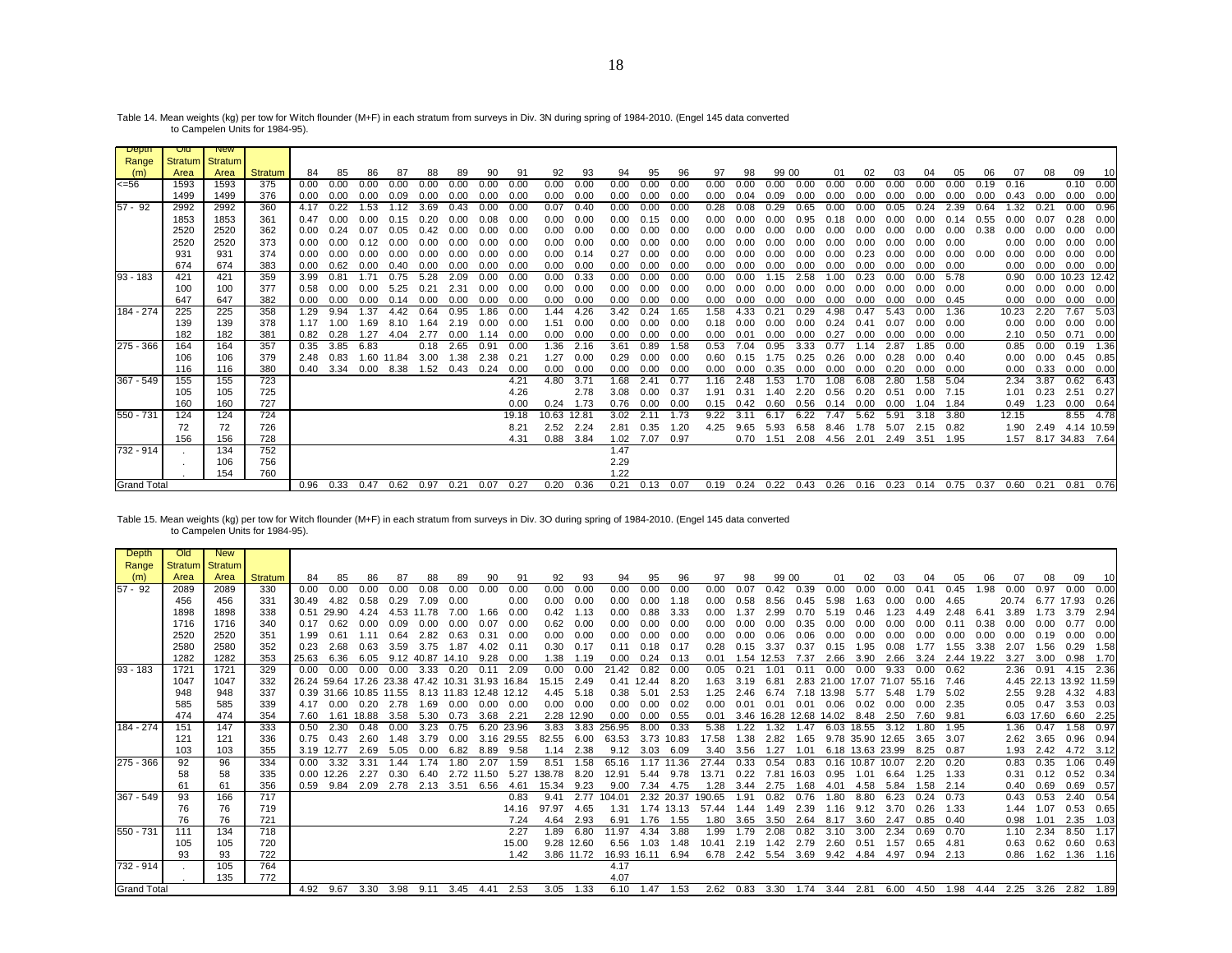Table 14. Mean weights (kg) per tow for Witch flounder (M+F) in each stratum from surveys in Div. 3N during spring of 1984-2010. (Engel 145 data converted to Campelen Units for 1984-95).

| Depth Range (m) | Old Stratum Area | New Stratum Area | Stratum | 84 | 85 | 86 | 87 | 88 | 89 | 90 | 91 | 92 | 93 | 94 | 95 | 96 | 97 | 98 | 99 | 00 | 01 | 02 | 03 | 04 | 05 | 06 | 07 | 08 | 09 | 10 |
|---|---|---|---|---|---|---|---|---|---|---|---|---|---|---|---|---|---|---|---|---|---|---|---|---|---|---|---|---|---|---|
| <=56 | 1593 | 1593 | 375 | 0.00 | 0.00 | 0.00 | 0.00 | 0.00 | 0.00 | 0.00 | 0.00 | 0.00 | 0.00 | 0.00 | 0.00 | 0.00 | 0.00 | 0.00 | 0.00 | 0.00 | 0.00 | 0.00 | 0.00 | 0.00 | 0.00 | 0.19 | 0.16 | | 0.10 | 0.00 |
| | 1499 | 1499 | 376 | 0.00 | 0.00 | 0.00 | 0.09 | 0.00 | 0.00 | 0.00 | 0.00 | 0.00 | 0.00 | 0.00 | 0.00 | 0.00 | 0.00 | 0.04 | 0.09 | 0.00 | 0.00 | 0.00 | 0.00 | 0.00 | 0.00 | 0.00 | 0.43 | 0.00 | 0.00 | 0.00 |
| 57 - 92 | 2992 | 2992 | 360 | 4.17 | 0.22 | 1.53 | 1.12 | 3.69 | 0.43 | 0.00 | 0.00 | 0.07 | 0.40 | 0.00 | 0.00 | 0.00 | 0.28 | 0.08 | 0.29 | 0.65 | 0.00 | 0.00 | 0.05 | 0.24 | 2.39 | 0.64 | 1.32 | 0.21 | 0.00 | 0.96 |
| | 1853 | 1853 | 361 | 0.47 | 0.00 | 0.00 | 0.15 | 0.20 | 0.00 | 0.08 | 0.00 | 0.00 | 0.00 | 0.00 | 0.15 | 0.00 | 0.00 | 0.00 | 0.00 | 0.95 | 0.18 | 0.00 | 0.00 | 0.00 | 0.14 | 0.55 | 0.00 | 0.07 | 0.28 | 0.00 |
| | 2520 | 2520 | 362 | 0.00 | 0.24 | 0.07 | 0.05 | 0.42 | 0.00 | 0.00 | 0.00 | 0.00 | 0.00 | 0.00 | 0.00 | 0.00 | 0.00 | 0.00 | 0.00 | 0.00 | 0.00 | 0.00 | 0.00 | 0.00 | 0.00 | 0.38 | 0.00 | 0.00 | 0.00 | 0.00 |
| | 2520 | 2520 | 373 | 0.00 | 0.00 | 0.12 | 0.00 | 0.00 | 0.00 | 0.00 | 0.00 | 0.00 | 0.00 | 0.00 | 0.00 | 0.00 | 0.00 | 0.00 | 0.00 | 0.00 | 0.00 | 0.00 | 0.00 | 0.00 | 0.00 | | 0.00 | 0.00 | 0.00 | 0.00 |
| | 931 | 931 | 374 | 0.00 | 0.00 | 0.00 | 0.00 | 0.00 | 0.00 | 0.00 | 0.00 | 0.00 | 0.14 | 0.27 | 0.00 | 0.00 | 0.00 | 0.00 | 0.00 | 0.00 | 0.00 | 0.23 | 0.00 | 0.00 | 0.00 | 0.00 | 0.00 | 0.00 | 0.00 | 0.00 |
| | 674 | 674 | 383 | 0.00 | 0.62 | 0.00 | 0.40 | 0.00 | 0.00 | 0.00 | 0.00 | 0.00 | 0.00 | 0.00 | 0.00 | 0.00 | 0.00 | 0.00 | 0.00 | 0.00 | 0.00 | 0.00 | 0.00 | 0.00 | 0.00 | | 0.00 | 0.00 | 0.00 | 0.00 |
| 93 - 183 | 421 | 421 | 359 | 3.99 | 0.81 | 1.71 | 0.75 | 5.28 | 2.09 | 0.00 | 0.00 | 0.00 | 0.33 | 0.00 | 0.00 | 0.00 | 0.00 | 0.00 | 1.15 | 2.58 | 1.00 | 0.23 | 0.00 | 0.00 | 5.78 | | 0.90 | 0.00 | 10.23 | 12.42 |
| | 100 | 100 | 377 | 0.58 | 0.00 | 0.00 | 5.25 | 0.21 | 2.31 | 0.00 | 0.00 | 0.00 | 0.00 | 0.00 | 0.00 | 0.00 | 0.00 | 0.00 | 0.00 | 0.00 | 0.00 | 0.00 | 0.00 | 0.00 | 0.00 | | 0.00 | 0.00 | 0.00 | 0.00 |
| | 647 | 647 | 382 | 0.00 | 0.00 | 0.00 | 0.14 | 0.00 | 0.00 | 0.00 | 0.00 | 0.00 | 0.00 | 0.00 | 0.00 | 0.00 | 0.00 | 0.00 | 0.00 | 0.00 | 0.00 | 0.00 | 0.00 | 0.00 | 0.45 | | 0.00 | 0.00 | 0.00 | 0.00 |
| 184 - 274 | 225 | 225 | 358 | 1.29 | 9.94 | 1.37 | 4.42 | 0.64 | 0.95 | 1.86 | 0.00 | 1.44 | 4.26 | 3.42 | 0.24 | 1.65 | 1.58 | 4.33 | 0.21 | 0.29 | 4.98 | 0.47 | 5.43 | 0.00 | 1.36 | | 10.23 | 2.20 | 7.67 | 5.03 |
| | 139 | 139 | 378 | 1.17 | 1.00 | 1.69 | 8.10 | 1.64 | 2.19 | 0.00 | 0.00 | 1.51 | 0.00 | 0.00 | 0.00 | 0.00 | 0.18 | 0.00 | 0.00 | 0.00 | 0.24 | 0.41 | 0.07 | 0.00 | 0.00 | | 0.00 | 0.00 | 0.00 | 0.00 |
| | 182 | 182 | 381 | 0.82 | 0.28 | 1.27 | 4.04 | 2.77 | 0.00 | 1.14 | 0.00 | 0.00 | 0.00 | 0.00 | 0.00 | 0.00 | 0.00 | 0.01 | 0.00 | 0.00 | 0.27 | 0.00 | 0.00 | 0.00 | 0.00 | | 2.10 | 0.50 | 0.71 | 0.00 |
| 275 - 366 | 164 | 164 | 357 | 0.35 | 3.85 | 6.83 | | 0.18 | 2.65 | 0.91 | 0.00 | 1.36 | 2.16 | 3.61 | 0.89 | 1.58 | 0.53 | 7.04 | 0.95 | 3.33 | 0.77 | 1.14 | 2.87 | 1.85 | 0.00 | | 0.85 | 0.00 | 0.19 | 1.36 |
| | 106 | 106 | 379 | 2.48 | 0.83 | 1.60 | 11.84 | 3.00 | 1.38 | 2.38 | 0.21 | 1.27 | 0.00 | 0.29 | 0.00 | 0.00 | 0.60 | 0.15 | 1.75 | 0.25 | 0.26 | 0.00 | 0.28 | 0.00 | 0.40 | | 0.00 | 0.00 | 0.45 | 0.85 |
| | 116 | 116 | 380 | 0.40 | 3.34 | 0.00 | 8.38 | 1.52 | 0.43 | 0.24 | 0.00 | 0.00 | 0.00 | 0.00 | 0.00 | 0.00 | 0.00 | 0.00 | 0.35 | 0.00 | 0.00 | 0.00 | 0.20 | 0.00 | 0.00 | | 0.00 | 0.33 | 0.00 | 0.00 |
| 367 - 549 | 155 | 155 | 723 | | | | | | | | 4.21 | 4.80 | 3.71 | 1.68 | 2.41 | 0.77 | 1.16 | 2.48 | 1.53 | 1.70 | 1.08 | 6.08 | 2.80 | 1.58 | 5.04 | | 2.34 | 3.87 | 0.62 | 6.43 |
| | 105 | 105 | 725 | | | | | | | | 4.26 | | 2.78 | 3.08 | 0.00 | 0.37 | 1.91 | 0.31 | 1.40 | 2.20 | 0.56 | 0.20 | 0.51 | 0.00 | 7.15 | | 1.01 | 0.23 | 2.51 | 0.27 |
| | 160 | 160 | 727 | | | | | | | | 0.00 | 0.24 | 1.73 | 0.76 | 0.00 | 0.00 | 0.15 | 0.42 | 0.60 | 0.56 | 0.14 | 0.00 | 0.00 | 1.04 | 1.84 | | 0.49 | 1.23 | 0.00 | 0.64 |
| 550 - 731 | 124 | 124 | 724 | | | | | | | | 19.18 | 10.63 | 12.81 | 3.02 | 2.11 | 1.73 | 9.22 | 3.11 | 6.17 | 6.22 | 7.47 | 5.62 | 5.91 | 3.18 | 3.80 | | 12.15 | | 8.55 | 4.78 |
| | 72 | 72 | 726 | | | | | | | | 8.21 | 2.52 | 2.24 | 2.81 | 0.35 | 1.20 | 4.25 | 9.65 | 5.93 | 6.58 | 8.46 | 1.78 | 5.07 | 2.15 | 0.82 | | 1.90 | 2.49 | 4.14 | 10.59 |
| | 156 | 156 | 728 | | | | | | | | 4.31 | 0.88 | 3.84 | 1.02 | 7.07 | 0.97 | | 0.70 | 1.51 | 2.08 | 4.56 | 2.01 | 2.49 | 3.51 | 1.95 | | 1.57 | 8.17 | 34.83 | 7.64 |
| 732 - 914 | . | 134 | 752 | | | | | | | | | | | 1.47 | | | | | | | | | | | | | | | | |
| | . | 106 | 756 | | | | | | | | | | | 2.29 | | | | | | | | | | | | | | | | |
| | . | 154 | 760 | | | | | | | | | | | 1.22 | | | | | | | | | | | | | | | | |
| Grand Total | | | | 0.96 | 0.33 | 0.47 | 0.62 | 0.97 | 0.21 | 0.07 | 0.27 | 0.20 | 0.36 | 0.21 | 0.13 | 0.07 | 0.19 | 0.24 | 0.22 | 0.43 | 0.26 | 0.16 | 0.23 | 0.14 | 0.75 | 0.37 | 0.60 | 0.21 | 0.81 | 0.76 |

Table 15. Mean weights (kg) per tow for Witch flounder (M+F) in each stratum from surveys in Div. 3O during spring of 1984-2010. (Engel 145 data converted to Campelen Units for 1984-95).

| Depth Range (m) | Old Stratum Area | New Stratum Area | Stratum | 84 | 85 | 86 | 87 | 88 | 89 | 90 | 91 | 92 | 93 | 94 | 95 | 96 | 97 | 98 | 99 | 00 | 01 | 02 | 03 | 04 | 05 | 06 | 07 | 08 | 09 | 10 |
|---|---|---|---|---|---|---|---|---|---|---|---|---|---|---|---|---|---|---|---|---|---|---|---|---|---|---|---|---|---|---|
| 57 - 92 | 2089 | 2089 | 330 | 0.00 | 0.00 | 0.00 | 0.00 | 0.08 | 0.00 | 0.00 | 0.00 | 0.00 | 0.00 | 0.00 | 0.00 | 0.00 | 0.00 | 0.07 | 0.42 | 0.39 | 0.00 | 0.00 | 0.00 | 0.41 | 0.45 | 1.98 | 0.00 | 0.97 | 0.00 | 0.00 |
| | 456 | 456 | 331 | 30.49 | 4.82 | 0.58 | 0.29 | 7.09 | 0.00 | | 0.00 | 0.00 | 0.00 | 0.00 | 0.00 | 1.18 | 0.00 | 0.58 | 8.56 | 0.45 | 5.98 | 1.63 | 0.00 | 0.00 | 4.65 | | 20.74 | 6.77 | 17.93 | 0.26 |
| | 1898 | 1898 | 338 | 0.51 | 29.90 | 4.24 | 4.53 | 11.78 | 7.00 | 1.66 | 0.00 | 0.42 | 1.13 | 0.00 | 0.88 | 3.33 | 0.00 | 1.37 | 2.99 | 0.70 | 5.19 | 0.46 | 1.23 | 4.49 | 2.48 | 6.41 | 3.89 | 1.73 | 3.79 | 2.94 |
| | 1716 | 1716 | 340 | 0.17 | 0.62 | 0.00 | 0.09 | 0.00 | 0.00 | 0.07 | 0.00 | 0.62 | 0.00 | 0.00 | 0.00 | 0.00 | 0.00 | 0.00 | 0.00 | 0.35 | 0.00 | 0.00 | 0.00 | 0.00 | 0.11 | 0.38 | 0.00 | 0.00 | 0.77 | 0.00 |
| | 2520 | 2520 | 351 | 1.99 | 0.61 | 1.11 | 0.64 | 2.82 | 0.63 | 0.31 | 0.00 | 0.00 | 0.00 | 0.00 | 0.00 | 0.00 | 0.00 | 0.00 | 0.06 | 0.06 | 0.00 | 0.00 | 0.00 | 0.00 | 0.00 | 0.00 | 0.00 | 0.19 | 0.00 | 0.00 |
| | 2580 | 2580 | 352 | 0.23 | 2.68 | 0.63 | 3.59 | 3.75 | 1.87 | 4.02 | 0.11 | 0.30 | 0.17 | 0.11 | 0.18 | 0.17 | 0.28 | 0.15 | 3.37 | 0.37 | 0.15 | 1.95 | 0.08 | 1.77 | 1.55 | 3.38 | 2.07 | 1.56 | 0.29 | 1.58 |
| | 1282 | 1282 | 353 | 25.63 | 6.36 | 6.05 | 9.12 | 40.87 | 14.10 | 9.28 | 0.00 | 1.38 | 1.19 | 0.00 | 0.24 | 0.13 | 0.01 | 1.54 | 12.53 | 7.37 | 2.66 | 3.90 | 2.66 | 3.24 | 2.44 | 19.22 | 3.27 | 3.00 | 0.98 | 1.70 |
| 93 - 183 | 1721 | 1721 | 329 | 0.00 | 0.00 | 0.00 | 0.00 | 3.33 | 0.20 | 0.11 | 2.09 | 0.00 | 0.00 | 21.42 | 0.82 | 0.00 | 0.05 | 0.21 | 1.01 | 0.11 | 0.00 | 0.00 | 9.33 | 0.00 | 0.62 | | 2.36 | 0.91 | 4.15 | 2.36 |
| | 1047 | 1047 | 332 | 26.24 | 59.64 | 17.26 | 23.38 | 47.42 | 10.31 | 31.93 | 16.84 | 15.15 | 2.49 | 0.41 | 12.44 | 8.20 | 1.63 | 3.19 | 6.81 | 2.83 | 21.00 | 17.07 | 71.07 | 55.16 | 7.46 | | 4.45 | 22.13 | 13.92 | 11.59 |
| | 948 | 948 | 337 | 0.39 | 31.66 | 10.85 | 11.55 | 8.13 | 11.83 | 12.48 | 12.12 | 4.45 | 5.18 | 0.38 | 5.01 | 2.53 | 1.25 | 2.46 | 6.74 | 7.18 | 13.98 | 5.77 | 5.48 | 1.79 | 5.02 | | 2.55 | 9.28 | 4.32 | 4.83 |
| | 585 | 585 | 339 | 4.17 | 0.00 | 0.20 | 2.78 | 1.69 | 0.00 | 0.00 | 0.00 | 0.00 | 0.00 | 0.00 | 0.00 | 0.02 | 0.00 | 0.01 | 0.01 | 0.01 | 0.06 | 0.02 | 0.00 | 0.00 | 2.35 | | 0.05 | 0.47 | 3.53 | 0.03 |
| | 474 | 474 | 354 | 7.60 | 1.61 | 18.88 | 3.58 | 5.30 | 0.73 | 3.68 | 2.21 | 2.28 | 12.90 | 0.00 | 0.00 | 0.55 | 0.01 | 3.46 | 16.28 | 12.68 | 14.02 | 8.48 | 2.50 | 7.60 | 9.81 | | 6.03 | 17.60 | 6.60 | 2.25 |
| 184 - 274 | 151 | 147 | 333 | 0.50 | 2.30 | 0.48 | 0.00 | 3.23 | 0.75 | 6.20 | 23.96 | 3.83 | 3.83 | 256.95 | 8.00 | 0.33 | 5.38 | 1.22 | 1.32 | 1.47 | 6.03 | 18.55 | 3.12 | 1.80 | 1.95 | | 1.36 | 0.47 | 1.58 | 0.97 |
| | 121 | 121 | 336 | 0.75 | 0.43 | 2.60 | 1.48 | 3.79 | 0.00 | 3.16 | 29.55 | 82.55 | 6.00 | 63.53 | 3.73 | 10.83 | 17.58 | 1.38 | 2.82 | 1.65 | 9.78 | 35.90 | 12.65 | 3.65 | 3.07 | | 2.62 | 3.65 | 0.96 | 0.94 |
| | 103 | 103 | 355 | 3.19 | 12.77 | 2.69 | 5.05 | 0.00 | 6.82 | 8.89 | 9.58 | 1.14 | 2.38 | 9.12 | 3.03 | 6.09 | 3.40 | 3.56 | 1.27 | 1.01 | 6.18 | 13.63 | 23.99 | 8.25 | 0.87 | | 1.93 | 2.42 | 4.72 | 3.12 |
| 275 - 366 | 92 | 96 | 334 | 0.00 | 3.32 | 3.31 | 1.44 | 1.74 | 1.80 | 2.07 | 1.59 | 8.51 | 1.58 | 65.16 | 1.17 | 11.36 | 27.44 | 0.33 | 0.54 | 0.83 | 0.16 | 10.87 | 10.07 | 2.20 | 0.20 | | 0.83 | 0.35 | 1.06 | 0.49 |
| | 58 | 58 | 335 | 0.00 | 12.26 | 2.27 | 0.30 | 6.40 | 2.72 | 11.50 | 5.27 | 138.78 | 8.20 | 12.91 | 5.44 | 9.78 | 13.71 | 0.22 | 7.81 | 16.03 | 0.95 | 1.01 | 6.64 | 1.25 | 1.33 | | 0.31 | 0.12 | 0.52 | 0.34 |
| | 61 | 61 | 356 | 0.59 | 9.84 | 2.09 | 2.78 | 2.13 | 3.51 | 6.56 | 4.61 | 15.34 | 9.23 | 9.00 | 7.34 | 4.75 | 1.28 | 3.44 | 2.75 | 1.68 | 4.01 | 4.58 | 5.84 | 1.58 | 2.14 | | 0.40 | 0.69 | 0.69 | 0.57 |
| 367 - 549 | 93 | 166 | 717 | | | | | | | | 0.83 | 9.41 | 2.77 | 104.01 | 2.32 | 20.37 | 190.65 | 1.91 | 0.82 | 0.76 | 1.80 | 8.80 | 6.23 | 0.24 | 0.73 | | 0.43 | 0.53 | 2.40 | 0.54 |
| | 76 | 76 | 719 | | | | | | | | 14.16 | 97.97 | 4.65 | 1.31 | 1.74 | 13.13 | 57.44 | 1.44 | 1.49 | 2.39 | 1.16 | 9.12 | 3.70 | 0.26 | 1.33 | | 1.44 | 1.07 | 0.53 | 0.65 |
| | 76 | 76 | 721 | | | | | | | | 7.24 | 4.64 | 2.93 | 6.91 | 1.76 | 1.55 | 1.80 | 3.65 | 3.50 | 2.64 | 8.17 | 3.60 | 2.47 | 0.85 | 0.40 | | 0.98 | 1.01 | 2.35 | 1.03 |
| 550 - 731 | 111 | 134 | 718 | | | | | | | | 2.27 | 1.89 | 6.80 | 11.97 | 4.34 | 3.88 | 1.99 | 1.79 | 2.08 | 0.82 | 3.10 | 3.00 | 2.34 | 0.69 | 0.70 | | 1.10 | 2.34 | 8.50 | 1.17 |
| | 105 | 105 | 720 | | | | | | | | 15.00 | 9.28 | 12.60 | 6.56 | 1.03 | 1.48 | 10.41 | 2.19 | 1.42 | 2.79 | 2.60 | 0.51 | 1.57 | 0.65 | 4.81 | | 0.63 | 0.62 | 0.60 | 0.63 |
| | 93 | 93 | 722 | | | | | | | | 1.42 | 3.86 | 11.72 | 16.93 | 16.11 | 6.94 | 6.78 | 2.42 | 5.54 | 3.69 | 9.42 | 4.84 | 4.97 | 0.94 | 2.13 | | 0.86 | 1.62 | 1.36 | 1.16 |
| 732 - 914 | . | 105 | 764 | | | | | | | | | | | 4.17 | | | | | | | | | | | | | | | | |
| | . | 135 | 772 | | | | | | | | | | | 4.07 | | | | | | | | | | | | | | | | |
| Grand Total | | | | 4.92 | 9.67 | 3.30 | 3.98 | 9.11 | 3.45 | 4.41 | 2.53 | 3.05 | 1.33 | 6.10 | 1.47 | 1.53 | 2.62 | 0.83 | 3.30 | 1.74 | 3.44 | 2.81 | 6.00 | 4.50 | 1.98 | 4.44 | 2.25 | 3.26 | 2.82 | 1.89 |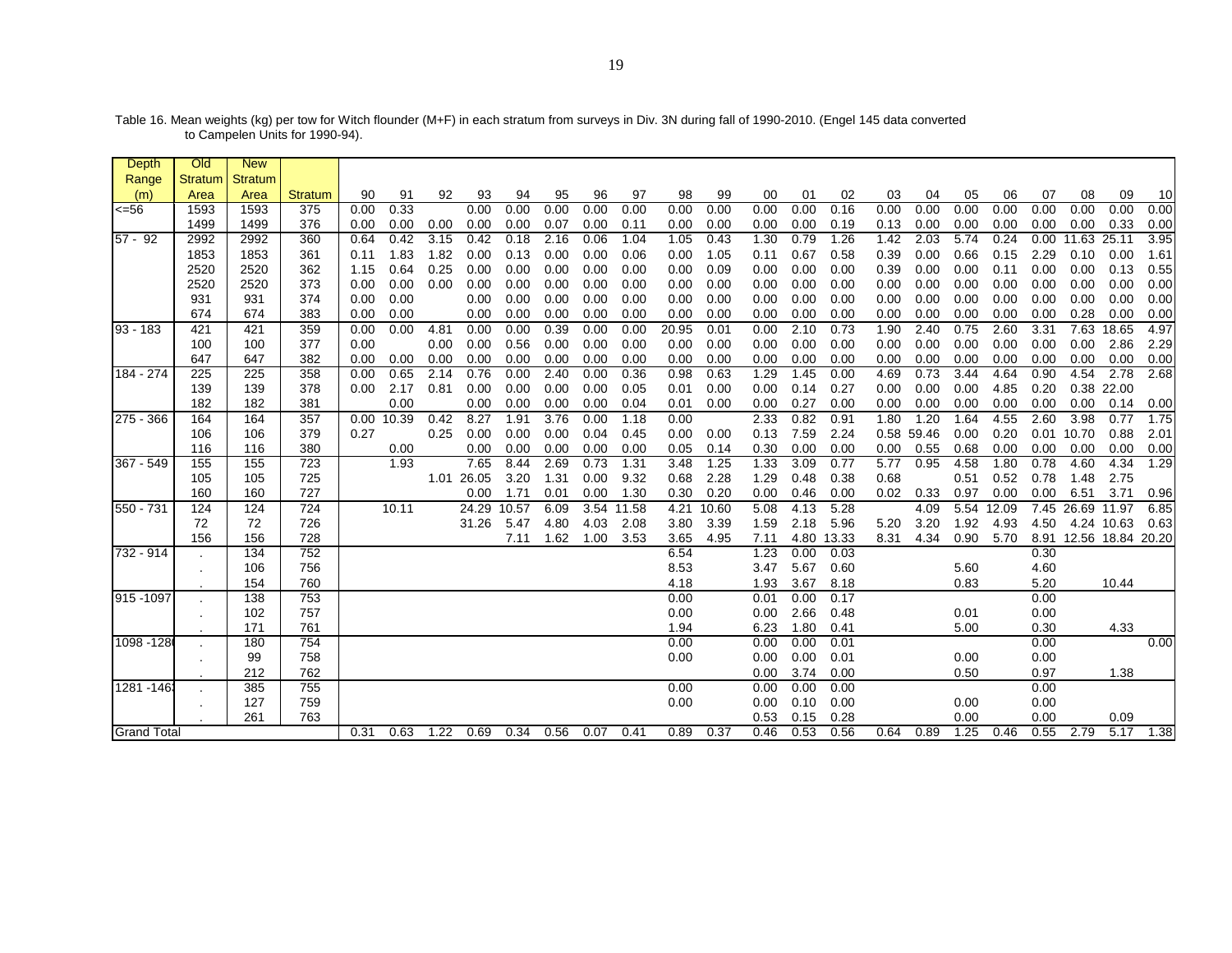Table 16. Mean weights (kg) per tow for Witch flounder (M+F) in each stratum from surveys in Div. 3N during fall of 1990-2010. (Engel 145 data converted to Campelen Units for 1990-94).

| Depth Range (m) | Old Stratum Area | New Stratum Area | Stratum | 90 | 91 | 92 | 93 | 94 | 95 | 96 | 97 | 98 | 99 | 00 | 01 | 02 | 03 | 04 | 05 | 06 | 07 | 08 | 09 | 10 |
|---|---|---|---|---|---|---|---|---|---|---|---|---|---|---|---|---|---|---|---|---|---|---|---|---|
| <=56 | 1593 | 1593 | 375 | 0.00 | 0.33 | | 0.00 | 0.00 | 0.00 | 0.00 | 0.00 | 0.00 | 0.00 | 0.00 | 0.00 | 0.16 | 0.00 | 0.00 | 0.00 | 0.00 | 0.00 | 0.00 | 0.00 | 0.00 |
| | 1499 | 1499 | 376 | 0.00 | 0.00 | 0.00 | 0.00 | 0.00 | 0.07 | 0.00 | 0.11 | 0.00 | 0.00 | 0.00 | 0.00 | 0.19 | 0.13 | 0.00 | 0.00 | 0.00 | 0.00 | 0.00 | 0.33 | 0.00 |
| 57 - 92 | 2992 | 2992 | 360 | 0.64 | 0.42 | 3.15 | 0.42 | 0.18 | 2.16 | 0.06 | 1.04 | 1.05 | 0.43 | 1.30 | 0.79 | 1.26 | 1.42 | 2.03 | 5.74 | 0.24 | 0.00 | 11.63 | 25.11 | 3.95 |
| | 1853 | 1853 | 361 | 0.11 | 1.83 | 1.82 | 0.00 | 0.13 | 0.00 | 0.00 | 0.06 | 0.00 | 1.05 | 0.11 | 0.67 | 0.58 | 0.39 | 0.00 | 0.66 | 0.15 | 2.29 | 0.10 | 0.00 | 1.61 |
| | 2520 | 2520 | 362 | 1.15 | 0.64 | 0.25 | 0.00 | 0.00 | 0.00 | 0.00 | 0.00 | 0.00 | 0.09 | 0.00 | 0.00 | 0.00 | 0.39 | 0.00 | 0.00 | 0.11 | 0.00 | 0.00 | 0.13 | 0.55 |
| | 2520 | 2520 | 373 | 0.00 | 0.00 | 0.00 | 0.00 | 0.00 | 0.00 | 0.00 | 0.00 | 0.00 | 0.00 | 0.00 | 0.00 | 0.00 | 0.00 | 0.00 | 0.00 | 0.00 | 0.00 | 0.00 | 0.00 | 0.00 |
| | 931 | 931 | 374 | 0.00 | 0.00 | | 0.00 | 0.00 | 0.00 | 0.00 | 0.00 | 0.00 | 0.00 | 0.00 | 0.00 | 0.00 | 0.00 | 0.00 | 0.00 | 0.00 | 0.00 | 0.00 | 0.00 | 0.00 |
| | 674 | 674 | 383 | 0.00 | 0.00 | | 0.00 | 0.00 | 0.00 | 0.00 | 0.00 | 0.00 | 0.00 | 0.00 | 0.00 | 0.00 | 0.00 | 0.00 | 0.00 | 0.00 | 0.00 | 0.28 | 0.00 | 0.00 |
| 93 - 183 | 421 | 421 | 359 | 0.00 | 0.00 | 4.81 | 0.00 | 0.00 | 0.39 | 0.00 | 0.00 | 20.95 | 0.01 | 0.00 | 2.10 | 0.73 | 1.90 | 2.40 | 0.75 | 2.60 | 3.31 | 7.63 | 18.65 | 4.97 |
| | 100 | 100 | 377 | 0.00 | | 0.00 | 0.00 | 0.56 | 0.00 | 0.00 | 0.00 | 0.00 | 0.00 | 0.00 | 0.00 | 0.00 | 0.00 | 0.00 | 0.00 | 0.00 | 0.00 | 0.00 | 2.86 | 2.29 |
| | 647 | 647 | 382 | 0.00 | 0.00 | 0.00 | 0.00 | 0.00 | 0.00 | 0.00 | 0.00 | 0.00 | 0.00 | 0.00 | 0.00 | 0.00 | 0.00 | 0.00 | 0.00 | 0.00 | 0.00 | 0.00 | 0.00 | 0.00 |
| 184 - 274 | 225 | 225 | 358 | 0.00 | 0.65 | 2.14 | 0.76 | 0.00 | 2.40 | 0.00 | 0.36 | 0.98 | 0.63 | 1.29 | 1.45 | 0.00 | 4.69 | 0.73 | 3.44 | 4.64 | 0.90 | 4.54 | 2.78 | 2.68 |
| | 139 | 139 | 378 | 0.00 | 2.17 | 0.81 | 0.00 | 0.00 | 0.00 | 0.00 | 0.05 | 0.01 | 0.00 | 0.00 | 0.14 | 0.27 | 0.00 | 0.00 | 0.00 | 4.85 | 0.20 | 0.38 | 22.00 | |
| | 182 | 182 | 381 | | 0.00 | | 0.00 | 0.00 | 0.00 | 0.00 | 0.04 | 0.01 | 0.00 | 0.00 | 0.27 | 0.00 | 0.00 | 0.00 | 0.00 | 0.00 | 0.00 | 0.00 | 0.14 | 0.00 |
| 275 - 366 | 164 | 164 | 357 | 0.00 | 10.39 | 0.42 | 8.27 | 1.91 | 3.76 | 0.00 | 1.18 | 0.00 | | 2.33 | 0.82 | 0.91 | 1.80 | 1.20 | 1.64 | 4.55 | 2.60 | 3.98 | 0.77 | 1.75 |
| | 106 | 106 | 379 | 0.27 | | 0.25 | 0.00 | 0.00 | 0.00 | 0.04 | 0.45 | 0.00 | 0.00 | 0.13 | 7.59 | 2.24 | 0.58 | 59.46 | 0.00 | 0.20 | 0.01 | 10.70 | 0.88 | 2.01 |
| | 116 | 116 | 380 | | 0.00 | | 0.00 | 0.00 | 0.00 | 0.00 | 0.00 | 0.05 | 0.14 | 0.30 | 0.00 | 0.00 | 0.00 | 0.55 | 0.68 | 0.00 | 0.00 | 0.00 | 0.00 | 0.00 |
| 367 - 549 | 155 | 155 | 723 | | 1.93 | | 7.65 | 8.44 | 2.69 | 0.73 | 1.31 | 3.48 | 1.25 | 1.33 | 3.09 | 0.77 | 5.77 | 0.95 | 4.58 | 1.80 | 0.78 | 4.60 | 4.34 | 1.29 |
| | 105 | 105 | 725 | | | 1.01 | 26.05 | 3.20 | 1.31 | 0.00 | 9.32 | 0.68 | 2.28 | 1.29 | 0.48 | 0.38 | 0.68 | | 0.51 | 0.52 | 0.78 | 1.48 | 2.75 | |
| | 160 | 160 | 727 | | | | 0.00 | 1.71 | 0.01 | 0.00 | 1.30 | 0.30 | 0.20 | 0.00 | 0.46 | 0.00 | 0.02 | 0.33 | 0.97 | 0.00 | 0.00 | 6.51 | 3.71 | 0.96 |
| 550 - 731 | 124 | 124 | 724 | | 10.11 | | 24.29 | 10.57 | 6.09 | 3.54 | 11.58 | 4.21 | 10.60 | 5.08 | 4.13 | 5.28 | | 4.09 | 5.54 | 12.09 | 7.45 | 26.69 | 11.97 | 6.85 |
| | 72 | 72 | 726 | | | | 31.26 | 5.47 | 4.80 | 4.03 | 2.08 | 3.80 | 3.39 | 1.59 | 2.18 | 5.96 | 5.20 | 3.20 | 1.92 | 4.93 | 4.50 | 4.24 | 10.63 | 0.63 |
| | 156 | 156 | 728 | | | | | 7.11 | 1.62 | 1.00 | 3.53 | 3.65 | 4.95 | 7.11 | 4.80 | 13.33 | 8.31 | 4.34 | 0.90 | 5.70 | 8.91 | 12.56 | 18.84 | 20.20 |
| 732 - 914 | . | 134 | 752 | | | | | | | | | 6.54 | | 1.23 | 0.00 | 0.03 | | | | | 0.30 | | | |
| | . | 106 | 756 | | | | | | | | | 8.53 | | 3.47 | 5.67 | 0.60 | | | 5.60 | | 4.60 | | | |
| | . | 154 | 760 | | | | | | | | | 4.18 | | 1.93 | 3.67 | 8.18 | | | 0.83 | | 5.20 | | 10.44 | |
| 915 -1097 | . | 138 | 753 | | | | | | | | | 0.00 | | 0.01 | 0.00 | 0.17 | | | | | 0.00 | | | |
| | . | 102 | 757 | | | | | | | | | 0.00 | | 0.00 | 2.66 | 0.48 | | | 0.01 | | 0.00 | | | |
| | . | 171 | 761 | | | | | | | | | 1.94 | | 6.23 | 1.80 | 0.41 | | | 5.00 | | 0.30 | | 4.33 | |
| 1098 -128 | . | 180 | 754 | | | | | | | | | 0.00 | | 0.00 | 0.00 | 0.01 | | | | | 0.00 | | | 0.00 |
| | . | 99 | 758 | | | | | | | | | 0.00 | | 0.00 | 0.00 | 0.01 | | | 0.00 | | 0.00 | | | |
| | . | 212 | 762 | | | | | | | | | | | 0.00 | 3.74 | 0.00 | | | 0.50 | | 0.97 | | 1.38 | |
| 1281 -146 | . | 385 | 755 | | | | | | | | | 0.00 | | 0.00 | 0.00 | 0.00 | | | | | 0.00 | | | |
| | . | 127 | 759 | | | | | | | | | 0.00 | | 0.00 | 0.10 | 0.00 | | | 0.00 | | 0.00 | | | |
| | . | 261 | 763 | | | | | | | | | | | 0.53 | 0.15 | 0.28 | | | 0.00 | | 0.00 | | 0.09 | |
| Grand Total | | | | 0.31 | 0.63 | 1.22 | 0.69 | 0.34 | 0.56 | 0.07 | 0.41 | 0.89 | 0.37 | 0.46 | 0.53 | 0.56 | 0.64 | 0.89 | 1.25 | 0.46 | 0.55 | 2.79 | 5.17 | 1.38 |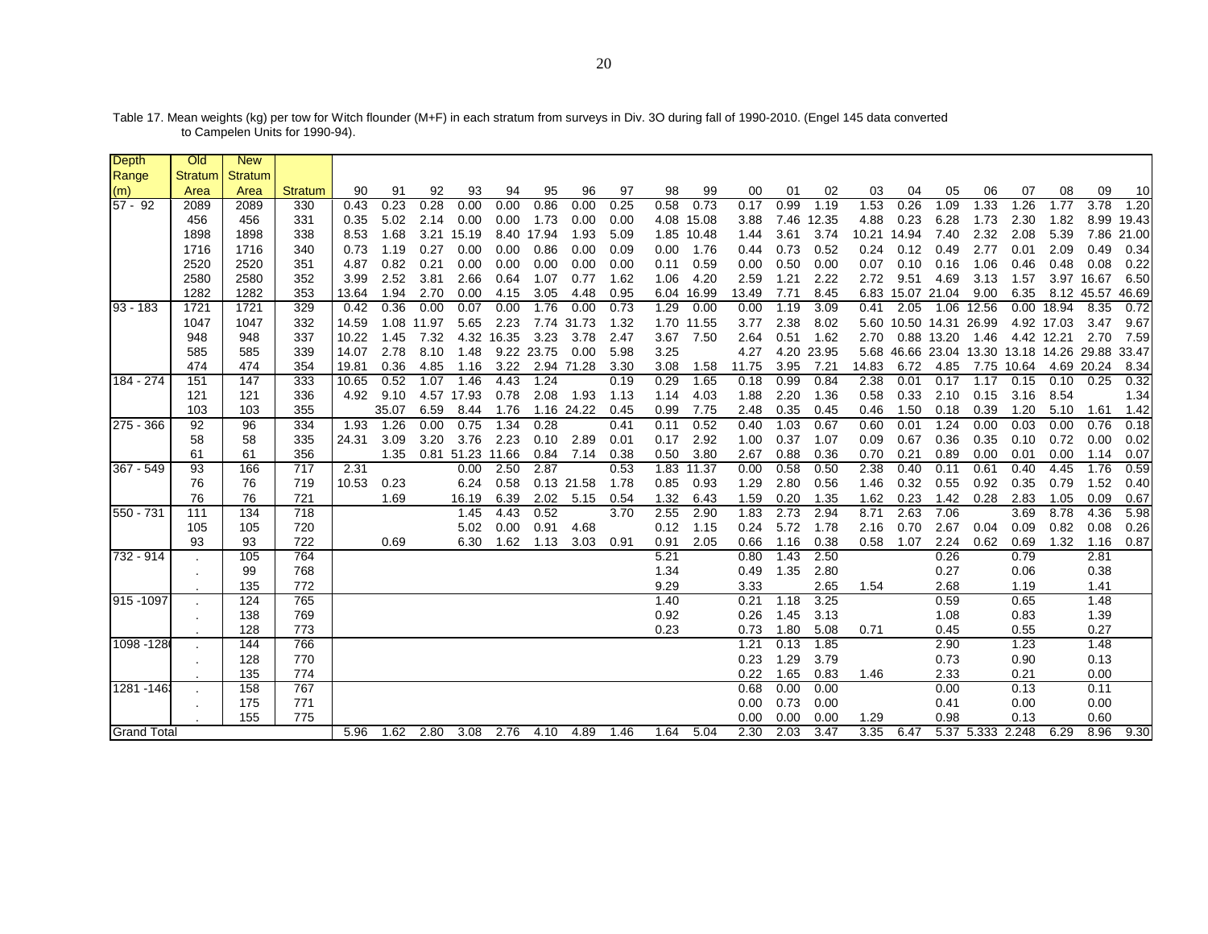Table 17. Mean weights (kg) per tow for Witch flounder (M+F) in each stratum from surveys in Div. 3O during fall of 1990-2010. (Engel 145 data converted to Campelen Units for 1990-94).

| Depth Range (m) | Old Stratum Area | New Stratum Area | Stratum | 90 | 91 | 92 | 93 | 94 | 95 | 96 | 97 | 98 | 99 | 00 | 01 | 02 | 03 | 04 | 05 | 06 | 07 | 08 | 09 | 10 |
|---|---|---|---|---|---|---|---|---|---|---|---|---|---|---|---|---|---|---|---|---|---|---|---|---|
| 57 - 92 | 2089 | 2089 | 330 | 0.43 | 0.23 | 0.28 | 0.00 | 0.00 | 0.86 | 0.00 | 0.25 | 0.58 | 0.73 | 0.17 | 0.99 | 1.19 | 1.53 | 0.26 | 1.09 | 1.33 | 1.26 | 1.77 | 3.78 | 1.20 |
| | 456 | 456 | 331 | 0.35 | 5.02 | 2.14 | 0.00 | 0.00 | 1.73 | 0.00 | 0.00 | 4.08 | 15.08 | 3.88 | 7.46 | 12.35 | 4.88 | 0.23 | 6.28 | 1.73 | 2.30 | 1.82 | 8.99 | 19.43 |
| | 1898 | 1898 | 338 | 8.53 | 1.68 | 3.21 | 15.19 | 8.40 | 17.94 | 1.93 | 5.09 | 1.85 | 10.48 | 1.44 | 3.61 | 3.74 | 10.21 | 14.94 | 7.40 | 2.32 | 2.08 | 5.39 | 7.86 | 21.00 |
| | 1716 | 1716 | 340 | 0.73 | 1.19 | 0.27 | 0.00 | 0.00 | 0.86 | 0.00 | 0.09 | 0.00 | 1.76 | 0.44 | 0.73 | 0.52 | 0.24 | 0.12 | 0.49 | 2.77 | 0.01 | 2.09 | 0.49 | 0.34 |
| | 2520 | 2520 | 351 | 4.87 | 0.82 | 0.21 | 0.00 | 0.00 | 0.00 | 0.00 | 0.00 | 0.11 | 0.59 | 0.00 | 0.50 | 0.00 | 0.07 | 0.10 | 0.16 | 1.06 | 0.46 | 0.48 | 0.08 | 0.22 |
| | 2580 | 2580 | 352 | 3.99 | 2.52 | 3.81 | 2.66 | 0.64 | 1.07 | 0.77 | 1.62 | 1.06 | 4.20 | 2.59 | 1.21 | 2.22 | 2.72 | 9.51 | 4.69 | 3.13 | 1.57 | 3.97 | 16.67 | 6.50 |
| | 1282 | 1282 | 353 | 13.64 | 1.94 | 2.70 | 0.00 | 4.15 | 3.05 | 4.48 | 0.95 | 6.04 | 16.99 | 13.49 | 7.71 | 8.45 | 6.83 | 15.07 | 21.04 | 9.00 | 6.35 | 8.12 | 45.57 | 46.69 |
| 93 - 183 | 1721 | 1721 | 329 | 0.42 | 0.36 | 0.00 | 0.07 | 0.00 | 1.76 | 0.00 | 0.73 | 1.29 | 0.00 | 0.00 | 1.19 | 3.09 | 0.41 | 2.05 | 1.06 | 12.56 | 0.00 | 18.94 | 8.35 | 0.72 |
| | 1047 | 1047 | 332 | 14.59 | 1.08 | 11.97 | 5.65 | 2.23 | 7.74 | 31.73 | 1.32 | 1.70 | 11.55 | 3.77 | 2.38 | 8.02 | 5.60 | 10.50 | 14.31 | 26.99 | 4.92 | 17.03 | 3.47 | 9.67 |
| | 948 | 948 | 337 | 10.22 | 1.45 | 7.32 | 4.32 | 16.35 | 3.23 | 3.78 | 2.47 | 3.67 | 7.50 | 2.64 | 0.51 | 1.62 | 2.70 | 0.88 | 13.20 | 1.46 | 4.42 | 12.21 | 2.70 | 7.59 |
| | 585 | 585 | 339 | 14.07 | 2.78 | 8.10 | 1.48 | 9.22 | 23.75 | 0.00 | 5.98 | 3.25 | | 4.27 | 4.20 | 23.95 | 5.68 | 46.66 | 23.04 | 13.30 | 13.18 | 14.26 | 29.88 | 33.47 |
| | 474 | 474 | 354 | 19.81 | 0.36 | 4.85 | 1.16 | 3.22 | 2.94 | 71.28 | 3.30 | 3.08 | 1.58 | 11.75 | 3.95 | 7.21 | 14.83 | 6.72 | 4.85 | 7.75 | 10.64 | 4.69 | 20.24 | 8.34 |
| 184 - 274 | 151 | 147 | 333 | 10.65 | 0.52 | 1.07 | 1.46 | 4.43 | 1.24 | | 0.19 | 0.29 | 1.65 | 0.18 | 0.99 | 0.84 | 2.38 | 0.01 | 0.17 | 1.17 | 0.15 | 0.10 | 0.25 | 0.32 |
| | 121 | 121 | 336 | 4.92 | 9.10 | 4.57 | 17.93 | 0.78 | 2.08 | 1.93 | 1.13 | 1.14 | 4.03 | 1.88 | 2.20 | 1.36 | 0.58 | 0.33 | 2.10 | 0.15 | 3.16 | 8.54 | | 1.34 |
| | 103 | 103 | 355 | | 35.07 | 6.59 | 8.44 | 1.76 | 1.16 | 24.22 | 0.45 | 0.99 | 7.75 | 2.48 | 0.35 | 0.45 | 0.46 | 1.50 | 0.18 | 0.39 | 1.20 | 5.10 | 1.61 | 1.42 |
| 275 - 366 | 92 | 96 | 334 | 1.93 | 1.26 | 0.00 | 0.75 | 1.34 | 0.28 | | 0.41 | 0.11 | 0.52 | 0.40 | 1.03 | 0.67 | 0.60 | 0.01 | 1.24 | 0.00 | 0.03 | 0.00 | 0.76 | 0.18 |
| | 58 | 58 | 335 | 24.31 | 3.09 | 3.20 | 3.76 | 2.23 | 0.10 | 2.89 | 0.01 | 0.17 | 2.92 | 1.00 | 0.37 | 1.07 | 0.09 | 0.67 | 0.36 | 0.35 | 0.10 | 0.72 | 0.00 | 0.02 |
| | 61 | 61 | 356 | | 1.35 | 0.81 | 51.23 | 11.66 | 0.84 | 7.14 | 0.38 | 0.50 | 3.80 | 2.67 | 0.88 | 0.36 | 0.70 | 0.21 | 0.89 | 0.00 | 0.01 | 0.00 | 1.14 | 0.07 |
| 367 - 549 | 93 | 166 | 717 | 2.31 | | | 0.00 | 2.50 | 2.87 | | 0.53 | 1.83 | 11.37 | 0.00 | 0.58 | 0.50 | 2.38 | 0.40 | 0.11 | 0.61 | 0.40 | 4.45 | 1.76 | 0.59 |
| | 76 | 76 | 719 | 10.53 | 0.23 | | 6.24 | 0.58 | 0.13 | 21.58 | 1.78 | 0.85 | 0.93 | 1.29 | 2.80 | 0.56 | 1.46 | 0.32 | 0.55 | 0.92 | 0.35 | 0.79 | 1.52 | 0.40 |
| | 76 | 76 | 721 | | 1.69 | | 16.19 | 6.39 | 2.02 | 5.15 | 0.54 | 1.32 | 6.43 | 1.59 | 0.20 | 1.35 | 1.62 | 0.23 | 1.42 | 0.28 | 2.83 | 1.05 | 0.09 | 0.67 |
| 550 - 731 | 111 | 134 | 718 | | | | 1.45 | 4.43 | 0.52 | | 3.70 | 2.55 | 2.90 | 1.83 | 2.73 | 2.94 | 8.71 | 2.63 | 7.06 | | 3.69 | 8.78 | 4.36 | 5.98 |
| | 105 | 105 | 720 | | | | 5.02 | 0.00 | 0.91 | 4.68 | | 0.12 | 1.15 | 0.24 | 5.72 | 1.78 | 2.16 | 0.70 | 2.67 | 0.04 | 0.09 | 0.82 | 0.08 | 0.26 |
| | 93 | 93 | 722 | | 0.69 | | 6.30 | 1.62 | 1.13 | 3.03 | 0.91 | 0.91 | 2.05 | 0.66 | 1.16 | 0.38 | 0.58 | 1.07 | 2.24 | 0.62 | 0.69 | 1.32 | 1.16 | 0.87 |
| 732 - 914 | . | 105 | 764 | | | | | | | | | 5.21 | | 0.80 | 1.43 | 2.50 | | | 0.26 | | 0.79 | | 2.81 | |
| | . | 99 | 768 | | | | | | | | | 1.34 | | 0.49 | 1.35 | 2.80 | | | 0.27 | | 0.06 | | 0.38 | |
| | . | 135 | 772 | | | | | | | | | 9.29 | | 3.33 | | 2.65 | 1.54 | | 2.68 | | 1.19 | | 1.41 | |
| 915 -1097 | . | 124 | 765 | | | | | | | | | 1.40 | | 0.21 | 1.18 | 3.25 | | | 0.59 | | 0.65 | | 1.48 | |
| | . | 138 | 769 | | | | | | | | | 0.92 | | 0.26 | 1.45 | 3.13 | | | 1.08 | | 0.83 | | 1.39 | |
| | . | 128 | 773 | | | | | | | | | 0.23 | | 0.73 | 1.80 | 5.08 | 0.71 | | 0.45 | | 0.55 | | 0.27 | |
| 1098 -128 | . | 144 | 766 | | | | | | | | | | | 1.21 | 0.13 | 1.85 | | | 2.90 | | 1.23 | | 1.48 | |
| | . | 128 | 770 | | | | | | | | | | | 0.23 | 1.29 | 3.79 | | | 0.73 | | 0.90 | | 0.13 | |
| | . | 135 | 774 | | | | | | | | | | | 0.22 | 1.65 | 0.83 | 1.46 | | 2.33 | | 0.21 | | 0.00 | |
| 1281 -146 | . | 158 | 767 | | | | | | | | | | | 0.68 | 0.00 | 0.00 | | | 0.00 | | 0.13 | | 0.11 | |
| | . | 175 | 771 | | | | | | | | | | | 0.00 | 0.73 | 0.00 | | | 0.41 | | 0.00 | | 0.00 | |
| | . | 155 | 775 | | | | | | | | | | | 0.00 | 0.00 | 0.00 | 1.29 | | 0.98 | | 0.13 | | 0.60 | |
| Grand Total | | | | 5.96 | 1.62 | 2.80 | 3.08 | 2.76 | 4.10 | 4.89 | 1.46 | 1.64 | 5.04 | 2.30 | 2.03 | 3.47 | 3.35 | 6.47 | 5.37 | 5.333 | 2.248 | 6.29 | 8.96 | 9.30 |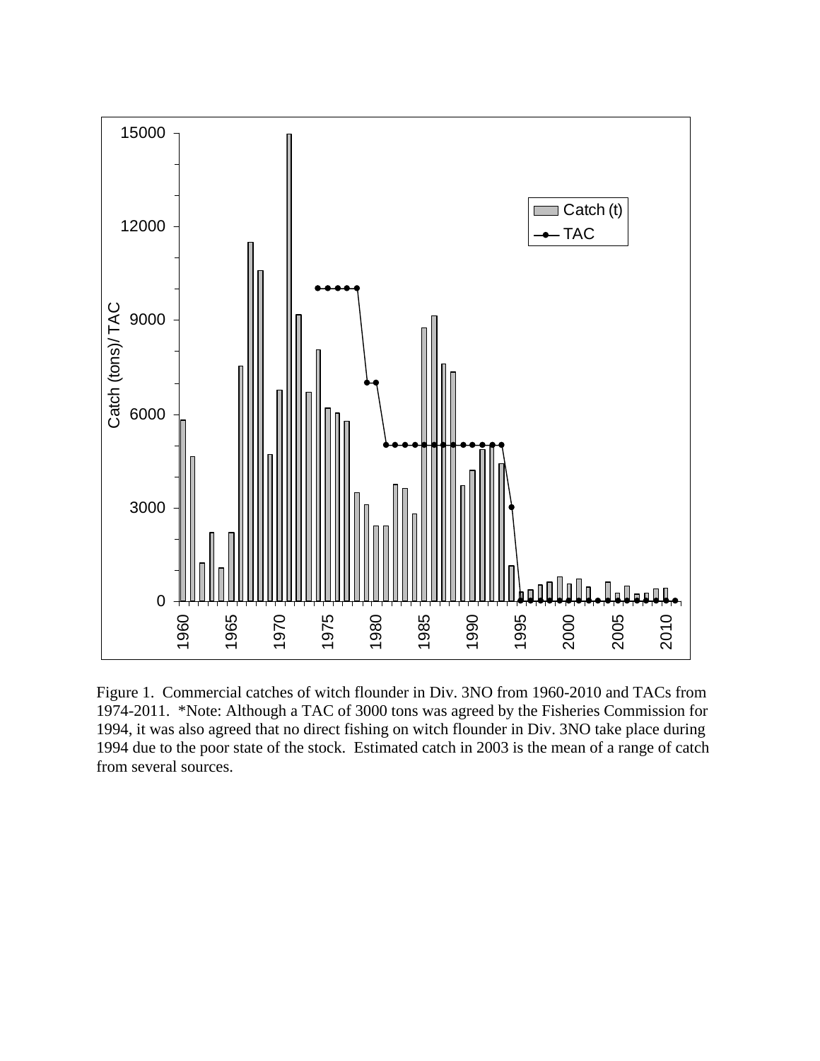15000
12000
9000
6000
3000
0

Catch (tons)/ TAC

Catch (t)
TAC

1960
1965
1970
1975
1980
1985
1990
1995
2000
2005
2010

Figure 1. Commercial catches of witch flounder in Div. 3NO from 1960-2010 and TACs from 1974-2011. *Note: Although a TAC of 3000 tons was agreed by the Fisheries Commission for 1994, it was also agreed that no direct fishing on witch flounder in Div. 3NO take place during 1994 due to the poor state of the stock. Estimated catch in 2003 is the mean of a range of catch from several sources.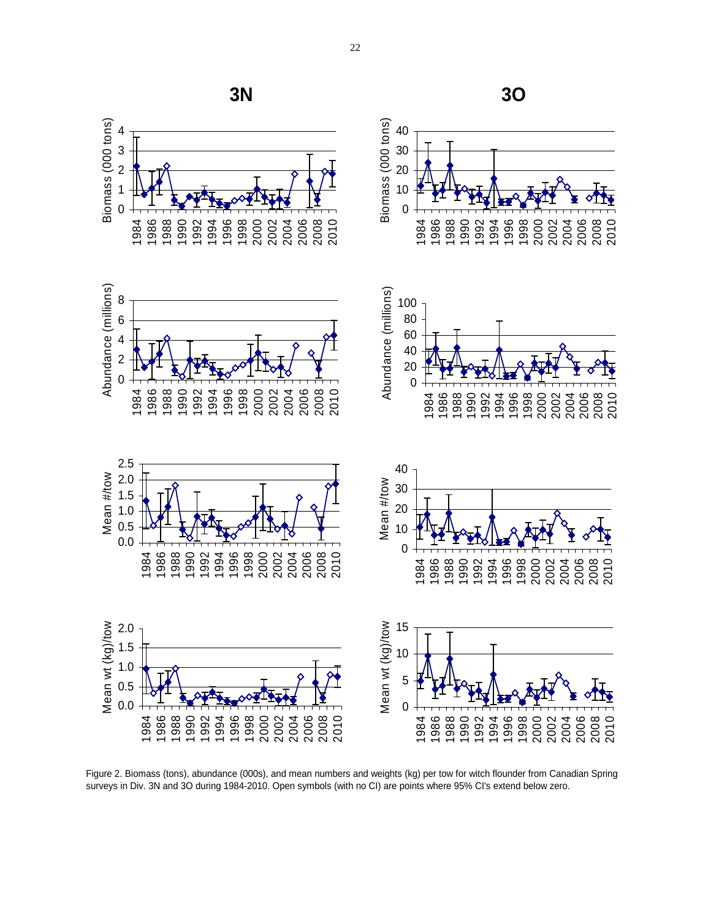3N

3O

Biomass (000 tons)

Abundance (millions)

Mean #/tow

Mean wt (kg)/tow

1984
1986
1988
1990
1992
1994
1996
1998
2000
2002
2004
2006
2008
2010

Figure 2. Biomass (tons), abundance (000s), and mean numbers and weights (kg) per tow for witch flounder from Canadian Spring surveys in Div. 3N and 3O during 1984-2010. Open symbols (with no CI) are points where 95% CI's extend below zero.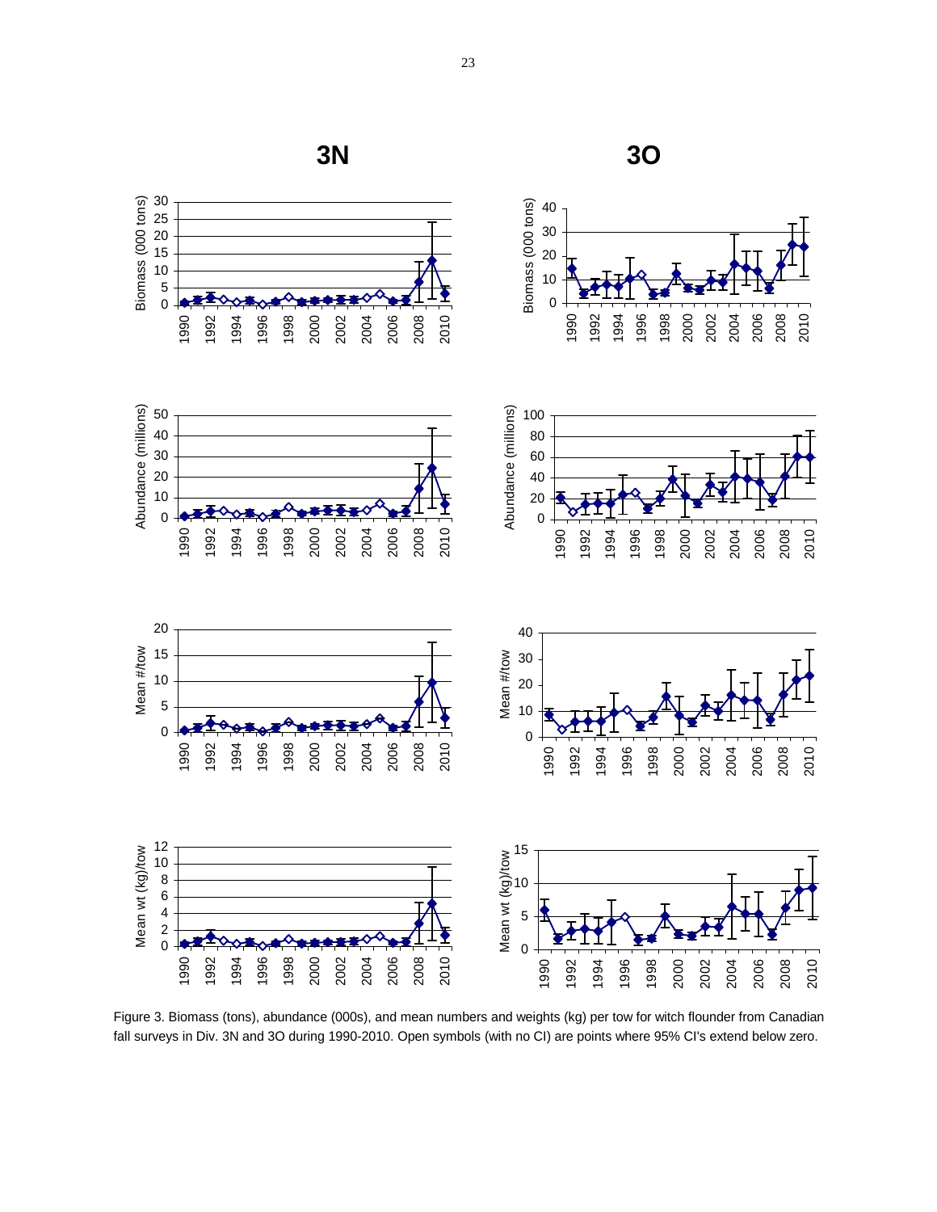**3N** **3O**

Figure 3. Biomass (tons), abundance (000s), and mean numbers and weights (kg) per tow for witch flounder from Canadian fall surveys in Div. 3N and 3O during 1990-2010. Open symbols (with no CI) are points where 95% CI's extend below zero.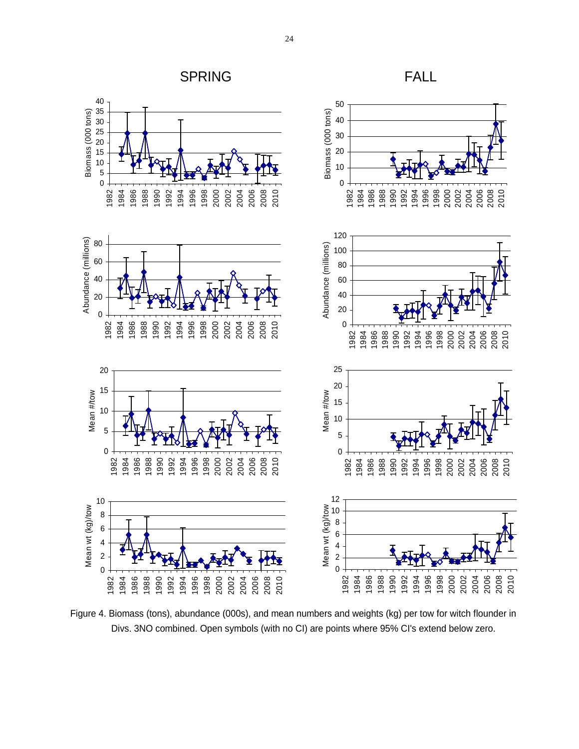SPRING

FALL

Biomass (000 tons)

Abundance (millions)

Mean #/tow

Mean wt (kg)/tow

1982 1984 1986 1988 1990 1992 1994 1996 1998 2000 2002 2004 2006 2008 2010

Figure 4. Biomass (tons), abundance (000s), and mean numbers and weights (kg) per tow for witch flounder in Divs. 3NO combined. Open symbols (with no CI) are points where 95% CI's extend below zero.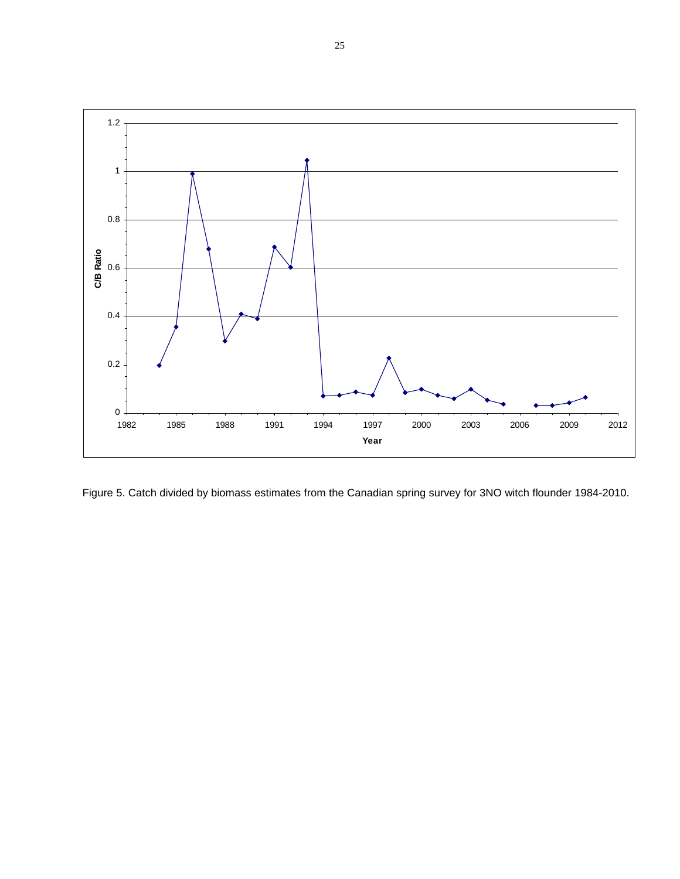C/B Ratio

1.2

1

0.8

0.6

0.4

0.2

0

1982 1985 1988 1991 1994 1997 2000 2003 2006 2009 2012

Year

Figure 5. Catch divided by biomass estimates from the Canadian spring survey for 3NO witch flounder 1984-2010.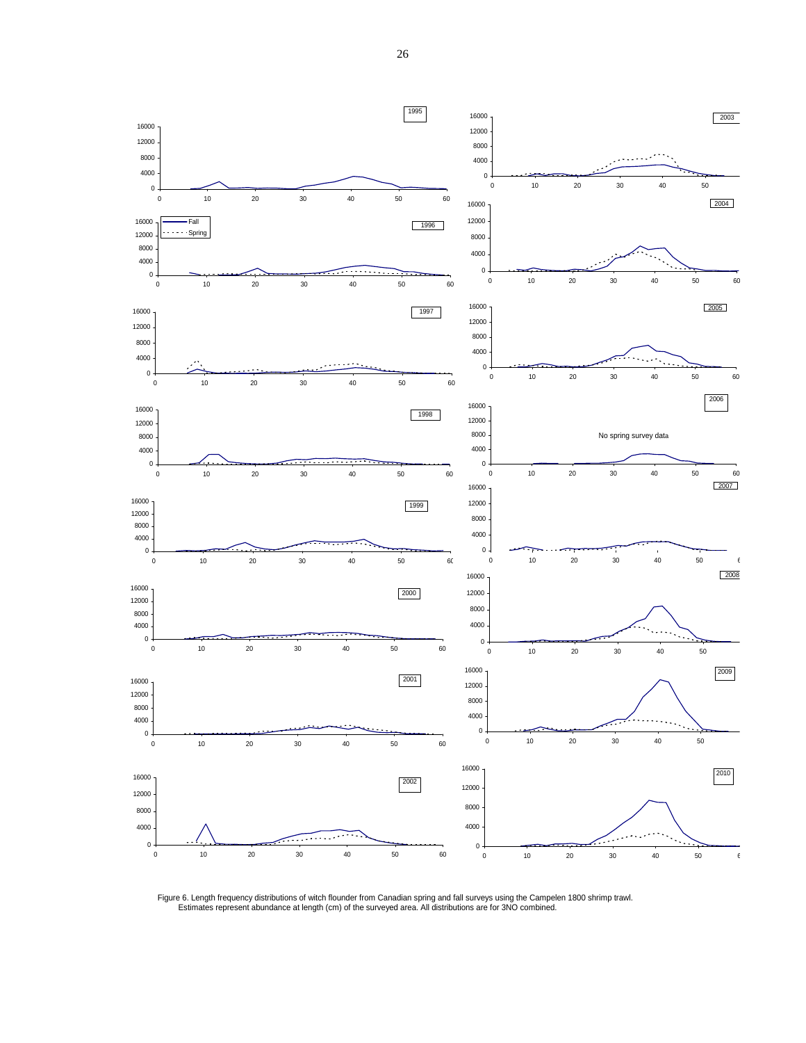1995

16000
12000
8000
4000
0

0 10 20 30 40 50 60

Fall
Spring

1996

1997

1998

1999

2000

2001

2002

2003

2004

2005

2006

No spring survey data

2007

2008

2009

2010

Figure 6. Length frequency distributions of witch flounder from Canadian spring and fall surveys using the Campelen 1800 shrimp trawl. Estimates represent abundance at length (cm) of the surveyed area. All distributions are for 3NO combined.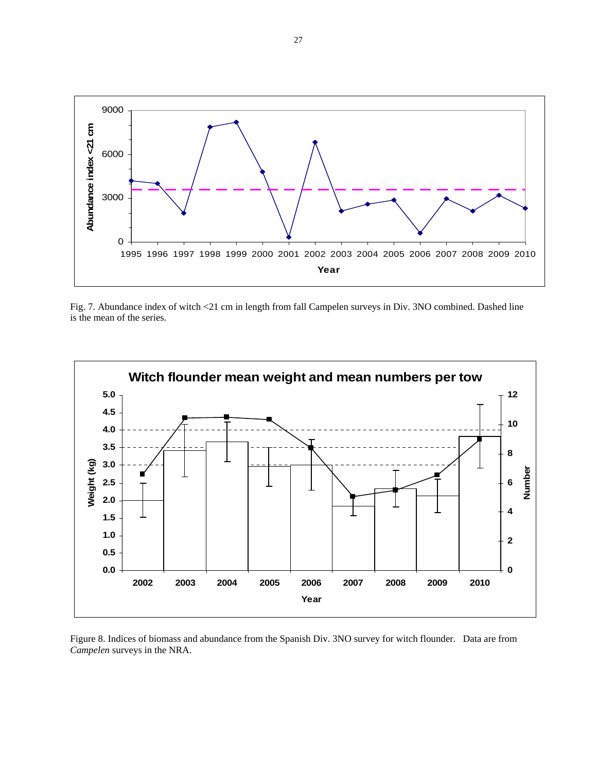Abundance index <21 cm

9000
6000
3000
0

1995 1996 1997 1998 1999 2000 2001 2002 2003 2004 2005 2006 2007 2008 2009 2010

Year

Fig. 7. Abundance index of witch <21 cm in length from fall Campelen surveys in Div. 3NO combined. Dashed line is the mean of the series.

Witch flounder mean weight and mean numbers per tow

Weight (kg)

5.0
4.5
4.0
3.5
3.0
2.5
2.0
1.5
1.0
0.5
0.0

Number

12
10
8
6
4
2
0

2002 2003 2004 2005 2006 2007 2008 2009 2010

Year

Figure 8. Indices of biomass and abundance from the Spanish Div. 3NO survey for witch flounder. Data are from *Campelen* surveys in the NRA.